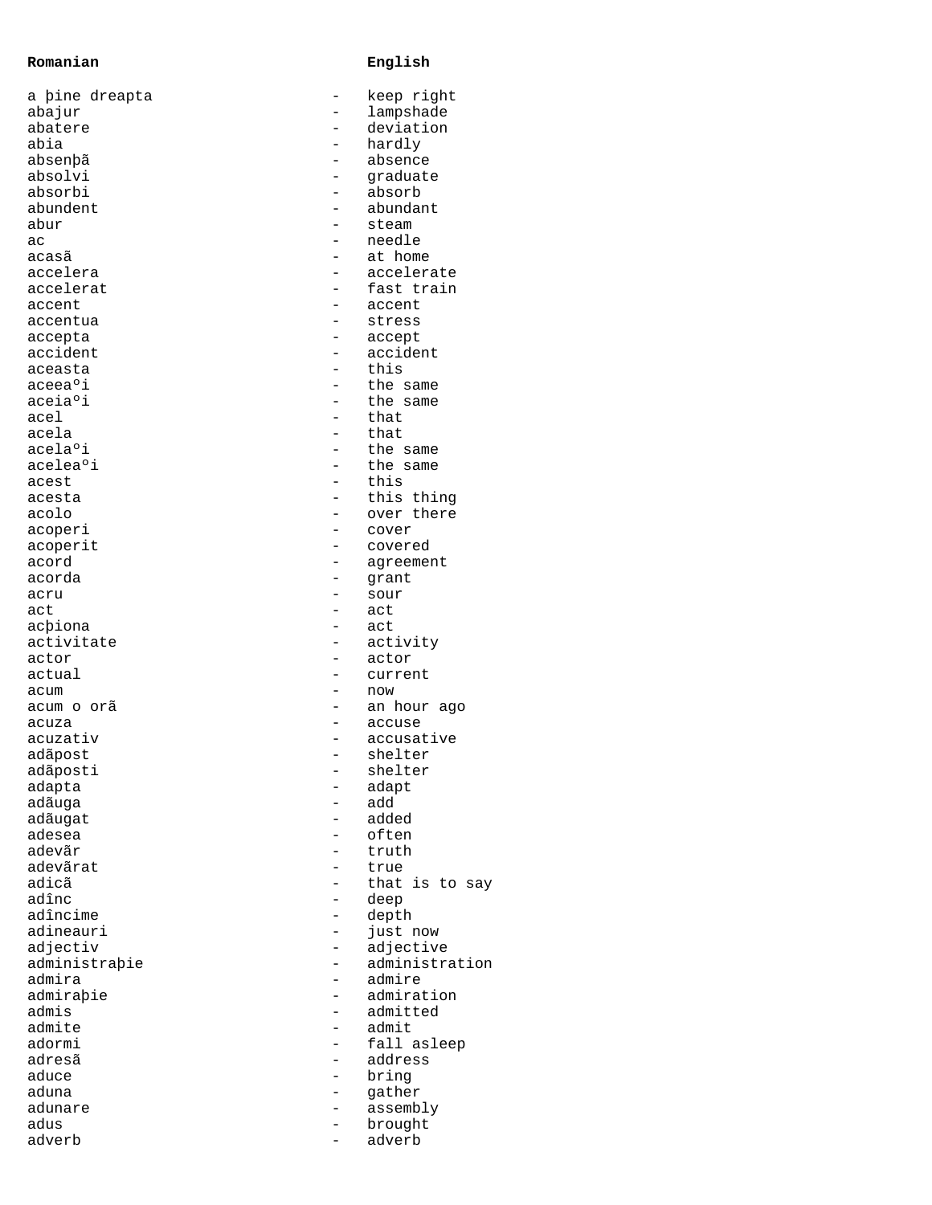| Romanian | | English |
|---|---|---|
| a þine dreapta | - | keep right |
| abajur | - | lampshade |
| abatere | - | deviation |
| abia | - | hardly |
| absenþã | - | absence |
| absolvi | - | graduate |
| absorbi | - | absorb |
| abundent | - | abundant |
| abur | - | steam |
| ac | - | needle |
| acasã | - | at home |
| accelera | - | accelerate |
| accelerat | - | fast train |
| accent | - | accent |
| accentua | - | stress |
| accepta | - | accept |
| accident | - | accident |
| aceasta | - | this |
| aceeaºi | - | the same |
| aceiaºi | - | the same |
| acel | - | that |
| acela | - | that |
| acelaºi | - | the same |
| aceleaºi | - | the same |
| acest | - | this |
| acesta | - | this thing |
| acolo | - | over there |
| acoperi | - | cover |
| acoperit | - | covered |
| acord | - | agreement |
| acorda | - | grant |
| acru | - | sour |
| act | - | act |
| acþiona | - | act |
| activitate | - | activity |
| actor | - | actor |
| actual | - | current |
| acum | - | now |
| acum o orã | - | an hour ago |
| acuza | - | accuse |
| acuzativ | - | accusative |
| adãpost | - | shelter |
| adãposti | - | shelter |
| adapta | - | adapt |
| adãuga | - | add |
| adãugat | - | added |
| adesea | - | often |
| adevãr | - | truth |
| adevãrat | - | true |
| adicã | - | that is to say |
| adînc | - | deep |
| adîncime | - | depth |
| adineauri | - | just now |
| adjectiv | - | adjective |
| administraþie | - | administration |
| admira | - | admire |
| admiraþie | - | admiration |
| admis | - | admitted |
| admite | - | admit |
| adormi | - | fall asleep |
| adresã | - | address |
| aduce | - | bring |
| aduna | - | gather |
| adunare | - | assembly |
| adus | - | brought |
| adverb | - | adverb |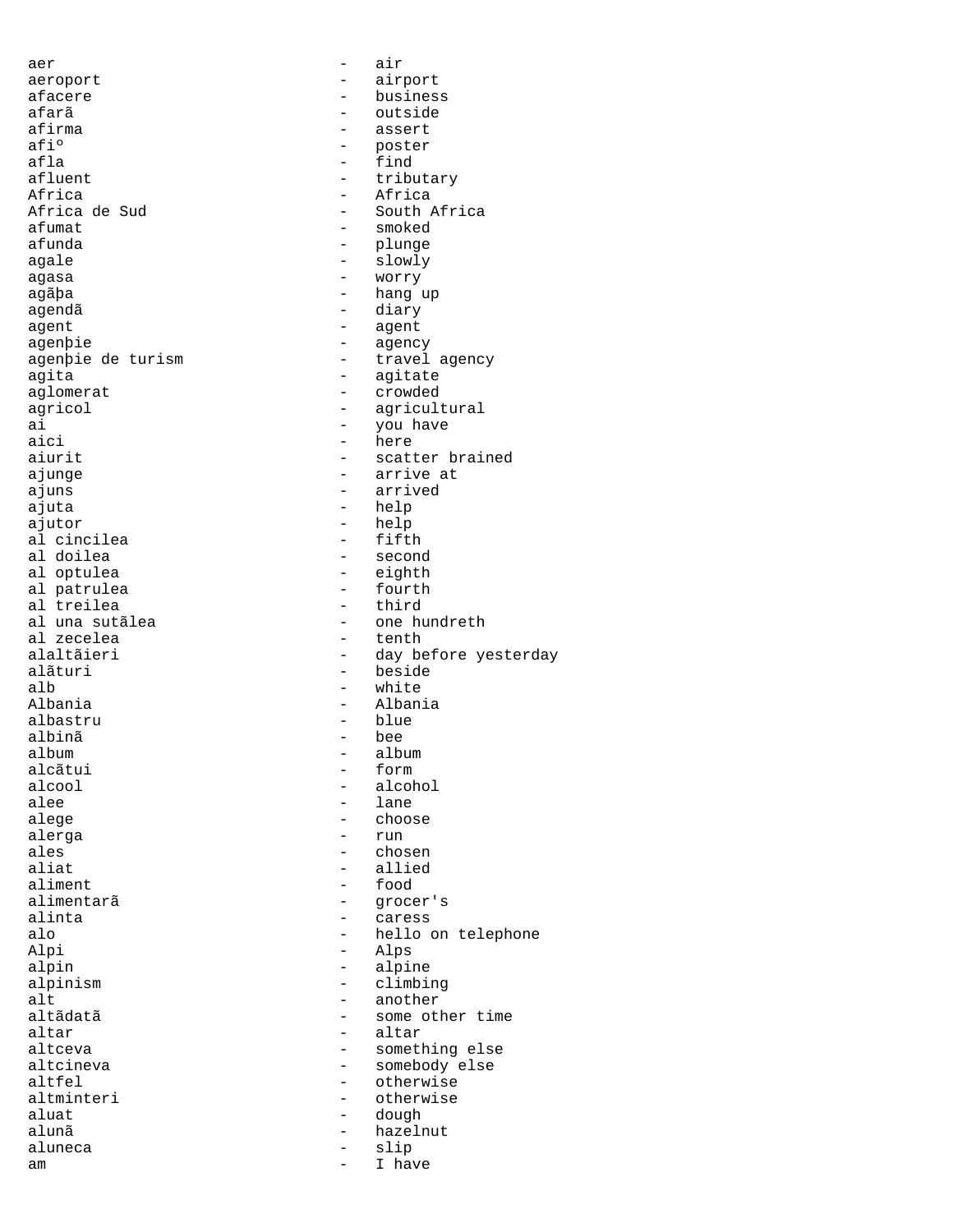aer - air
aeroport - airport
afacere - business
afarã - outside
afirma - assert
afiº - poster
afla - find
afluent - tributary
Africa - Africa
Africa de Sud - South Africa
afumat - smoked
afunda - plunge
agale - slowly
agasa - worry
agãþa - hang up
agendã - diary
agent - agent
agenþie - agency
agenþie de turism - travel agency
agita - agitate
aglomerat - crowded
agricol - agricultural
ai - you have
aici - here
aiurit - scatter brained
ajunge - arrive at
ajuns - arrived
ajuta - help
ajutor - help
al cincilea - fifth
al doilea - second
al optulea - eighth
al patrulea - fourth
al treilea - third
al una sutãlea - one hundreth
al zecelea - tenth
alaltãieri - day before yesterday
alãturi - beside
alb - white
Albania - Albania
albastru - blue
albinã - bee
album - album
alcãtui - form
alcool - alcohol
alee - lane
alege - choose
alerga - run
ales - chosen
aliat - allied
aliment - food
alimentarã - grocer's
alinta - caress
alo - hello on telephone
Alpi - Alps
alpin - alpine
alpinism - climbing
alt - another
altãdatã - some other time
altar - altar
altceva - something else
altcineva - somebody else
altfel - otherwise
altminteri - otherwise
aluat - dough
alunã - hazelnut
aluneca - slip
am - I have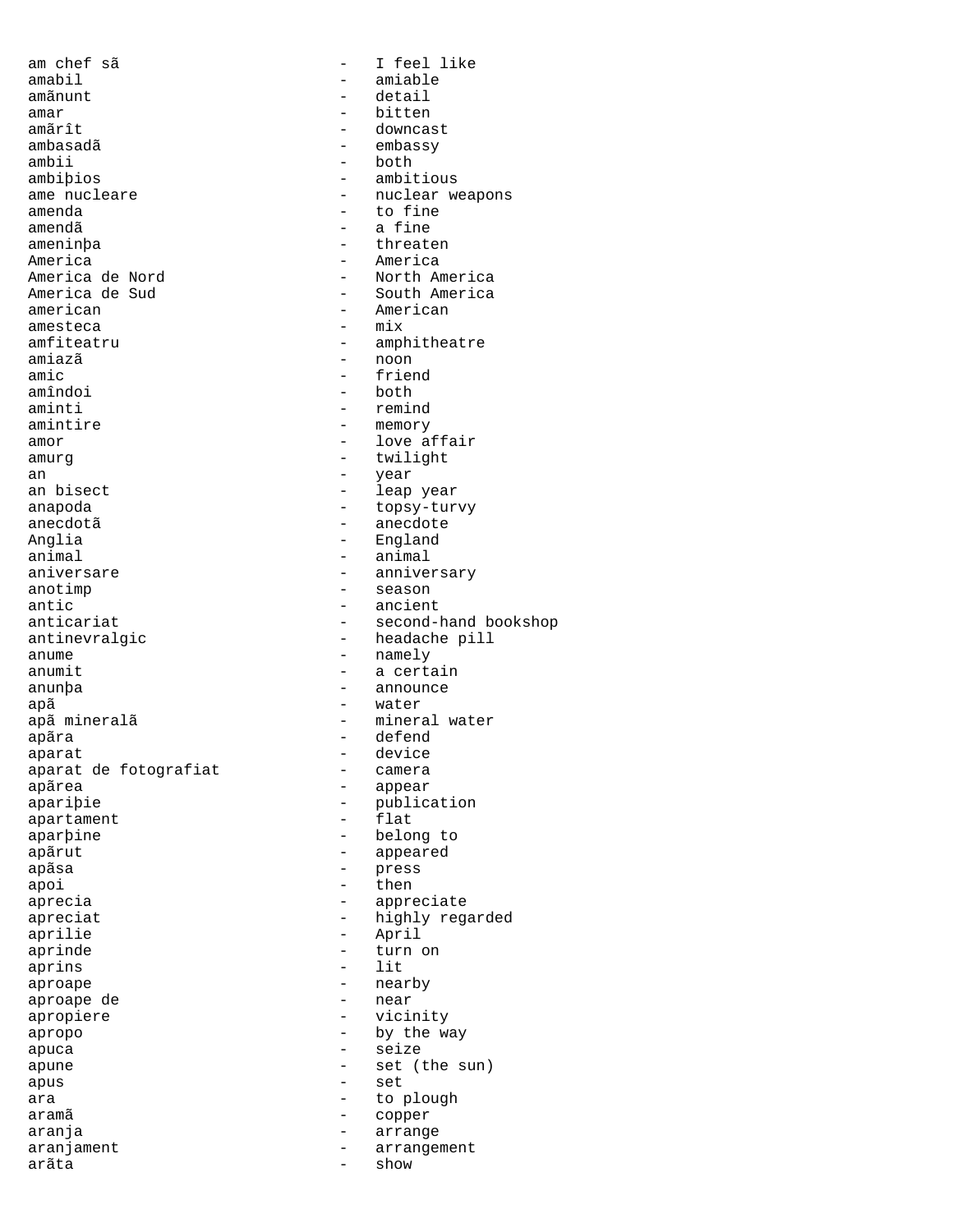am chef sã - I feel like
amabil - amiable
amãnunt - detail
amar - bitten
amãrît - downcast
ambasadã - embassy
ambii - both
ambiþios - ambitious
ame nucleare - nuclear weapons
amenda - to fine
amendã - a fine
ameninþa - threaten
America - America
America de Nord - North America
America de Sud - South America
american - American
amesteca - mix
amfiteatru - amphitheatre
amiazã - noon
amic - friend
amîndoi - both
aminti - remind
amintire - memory
amor - love affair
amurg - twilight
an - year
an bisect - leap year
anapoda - topsy-turvy
anecdotã - anecdote
Anglia - England
animal - animal
aniversare - anniversary
anotimp - season
antic - ancient
anticariat - second-hand bookshop
antinevralgic - headache pill
anume - namely
anumit - a certain
anunþa - announce
apã - water
apã mineralã - mineral water
apãra - defend
aparat - device
aparat de fotografiat - camera
apãrea - appear
apariþie - publication
apartament - flat
aparþine - belong to
apãrut - appeared
apãsa - press
apoi - then
aprecia - appreciate
apreciat - highly regarded
aprilie - April
aprinde - turn on
aprins - lit
aproape - nearby
aproape de - near
apropiere - vicinity
apropo - by the way
apuca - seize
apune - set (the sun)
apus - set
ara - to plough
aramã - copper
aranja - arrange
aranjament - arrangement
arãta - show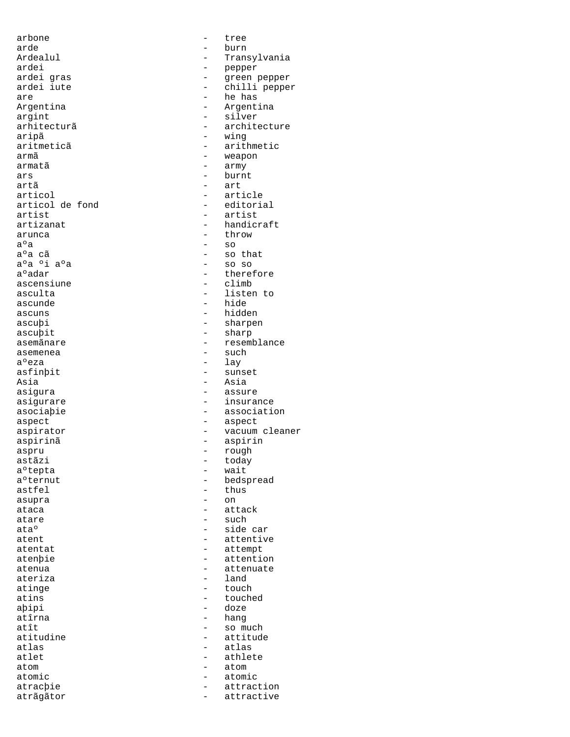arbone - tree
arde - burn
Ardealul - Transylvania
ardei - pepper
ardei gras - green pepper
ardei iute - chilli pepper
are - he has
Argentina - Argentina
argint - silver
arhitecturã - architecture
aripã - wing
aritmeticã - arithmetic
armã - weapon
armatã - army
ars - burnt
artã - art
articol - article
articol de fond - editorial
artist - artist
artizanat - handicraft
arunca - throw
aºa - so
aºa cã - so that
aºa ºi aºa - so so
aºadar - therefore
ascensiune - climb
asculta - listen to
ascunde - hide
ascuns - hidden
ascuþi - sharpen
ascuþit - sharp
asemãnare - resemblance
asemenea - such
aºeza - lay
asfinþit - sunset
Asia - Asia
asigura - assure
asigurare - insurance
asociaþie - association
aspect - aspect
aspirator - vacuum cleaner
aspirinã - aspirin
aspru - rough
astãzi - today
aºtepta - wait
aºternut - bedspread
astfel - thus
asupra - on
ataca - attack
atare - such
ataº - side car
atent - attentive
atentat - attempt
atenþie - attention
atenua - attenuate
ateriza - land
atinge - touch
atins - touched
aþipi - doze
atîrna - hang
atît - so much
atitudine - attitude
atlas - atlas
atlet - athlete
atom - atom
atomic - atomic
atracþie - attraction
atrãgãtor - attractive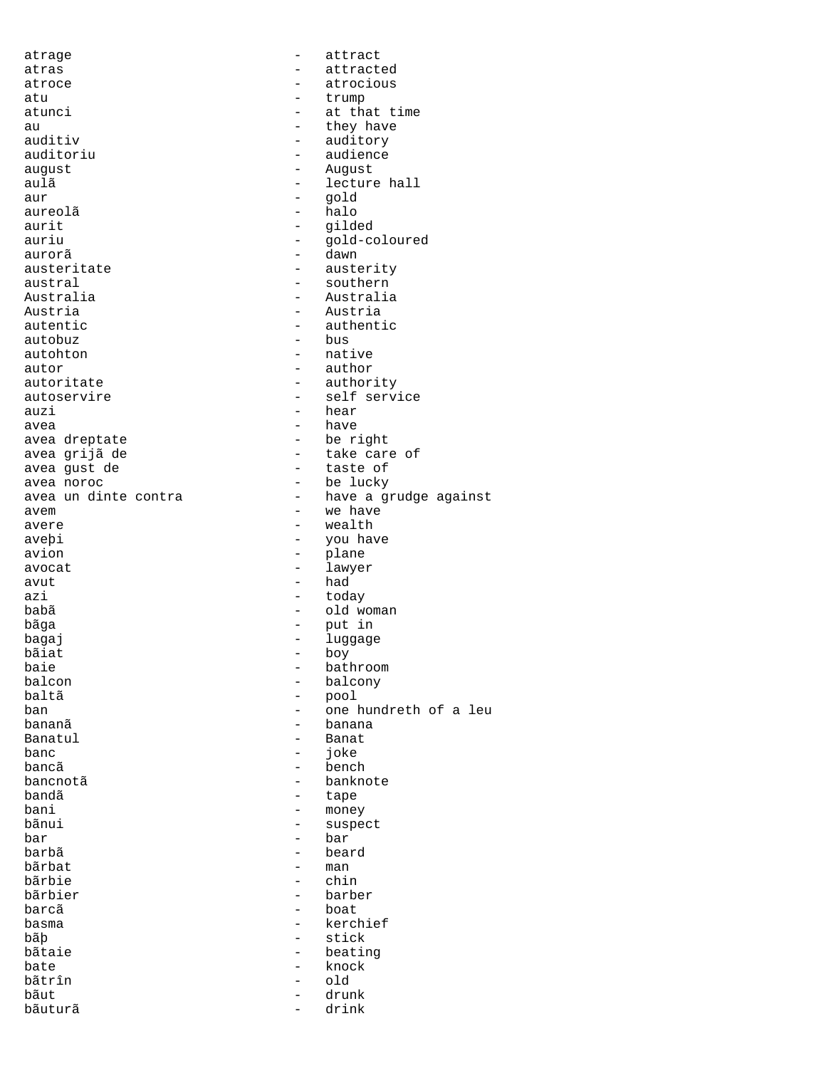atrage - attract
atras - attracted
atroce - atrocious
atu - trump
atunci - at that time
au - they have
auditiv - auditory
auditoriu - audience
august - August
aulã - lecture hall
aur - gold
aureolã - halo
aurit - gilded
auriu - gold-coloured
aurorã - dawn
austeritate - austerity
austral - southern
Australia - Australia
Austria - Austria
autentic - authentic
autobuz - bus
autohton - native
autor - author
autoritate - authority
autoservire - self service
auzi - hear
avea - have
avea dreptate - be right
avea grijã de - take care of
avea gust de - taste of
avea noroc - be lucky
avea un dinte contra - have a grudge against
avem - we have
avere - wealth
aveþi - you have
avion - plane
avocat - lawyer
avut - had
azi - today
babã - old woman
bãga - put in
bagaj - luggage
bãiat - boy
baie - bathroom
balcon - balcony
baltã - pool
ban - one hundreth of a leu
bananã - banana
Banatul - Banat
banc - joke
bancã - bench
bancnotã - banknote
bandã - tape
bani - money
bãnui - suspect
bar - bar
barbã - beard
bãrbat - man
bãrbie - chin
bãrbier - barber
barcã - boat
basma - kerchief
bãþ - stick
bãtaie - beating
bate - knock
bãtrîn - old
bãut - drunk
bãuturã - drink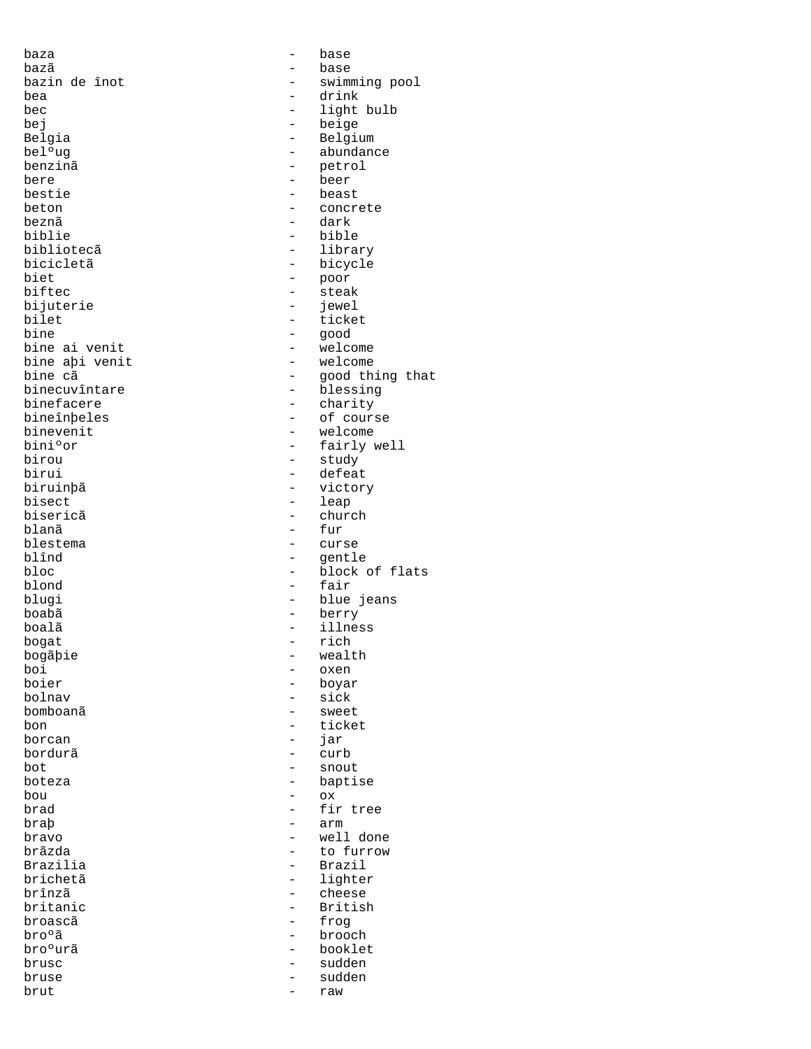baza - base
bazã - base
bazin de înot - swimming pool
bea - drink
bec - light bulb
bej - beige
Belgia - Belgium
belºug - abundance
benzinã - petrol
bere - beer
bestie - beast
beton - concrete
beznã - dark
biblie - bible
bibliotecã - library
bicicletã - bicycle
biet - poor
biftec - steak
bijuterie - jewel
bilet - ticket
bine - good
bine ai venit - welcome
bine aþi venit - welcome
bine cã - good thing that
binecuvîntare - blessing
binefacere - charity
bineînþeles - of course
binevenit - welcome
biniºor - fairly well
birou - study
birui - defeat
biruinþã - victory
bisect - leap
bisericã - church
blanã - fur
blestema - curse
blînd - gentle
bloc - block of flats
blond - fair
blugi - blue jeans
boabã - berry
boalã - illness
bogat - rich
bogãþie - wealth
boi - oxen
boier - boyar
bolnav - sick
bomboanã - sweet
bon - ticket
borcan - jar
bordurã - curb
bot - snout
boteza - baptise
bou - ox
brad - fir tree
braþ - arm
bravo - well done
brãzda - to furrow
Brazilia - Brazil
brichetã - lighter
brînzã - cheese
britanic - British
broascã - frog
broºã - brooch
broºurã - booklet
brusc - sudden
bruse - sudden
brut - raw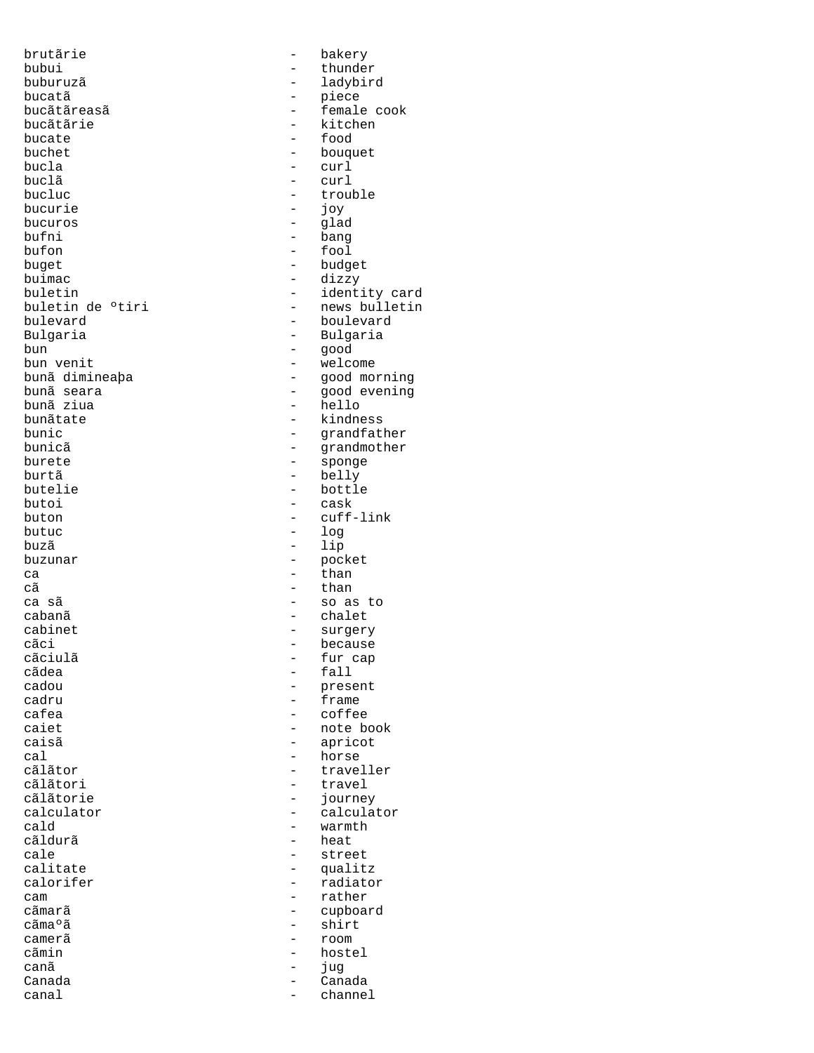brutãrie - bakery
bubui - thunder
buburuzã - ladybird
bucatã - piece
bucãtãreasã - female cook
bucãtãrie - kitchen
bucate - food
buchet - bouquet
bucla - curl
buclã - curl
bucluc - trouble
bucurie - joy
bucuros - glad
bufni - bang
bufon - fool
buget - budget
buimac - dizzy
buletin - identity card
buletin de ºtiri - news bulletin
bulevard - boulevard
Bulgaria - Bulgaria
bun - good
bun venit - welcome
bunã dimineaþa - good morning
bunã seara - good evening
bunã ziua - hello
bunãtate - kindness
bunic - grandfather
bunicã - grandmother
burete - sponge
burtã - belly
butelie - bottle
butoi - cask
buton - cuff-link
butuc - log
buzã - lip
buzunar - pocket
ca - than
cã - than
ca sã - so as to
cabanã - chalet
cabinet - surgery
cãci - because
cãciulã - fur cap
cãdea - fall
cadou - present
cadru - frame
cafea - coffee
caiet - note book
caisã - apricot
cal - horse
cãlãtor - traveller
cãlãtori - travel
cãlãtorie - journey
calculator - calculator
cald - warmth
cãldurã - heat
cale - street
calitate - qualitz
calorifer - radiator
cam - rather
cãmarã - cupboard
cãmaºã - shirt
camerã - room
cãmin - hostel
canã - jug
Canada - Canada
canal - channel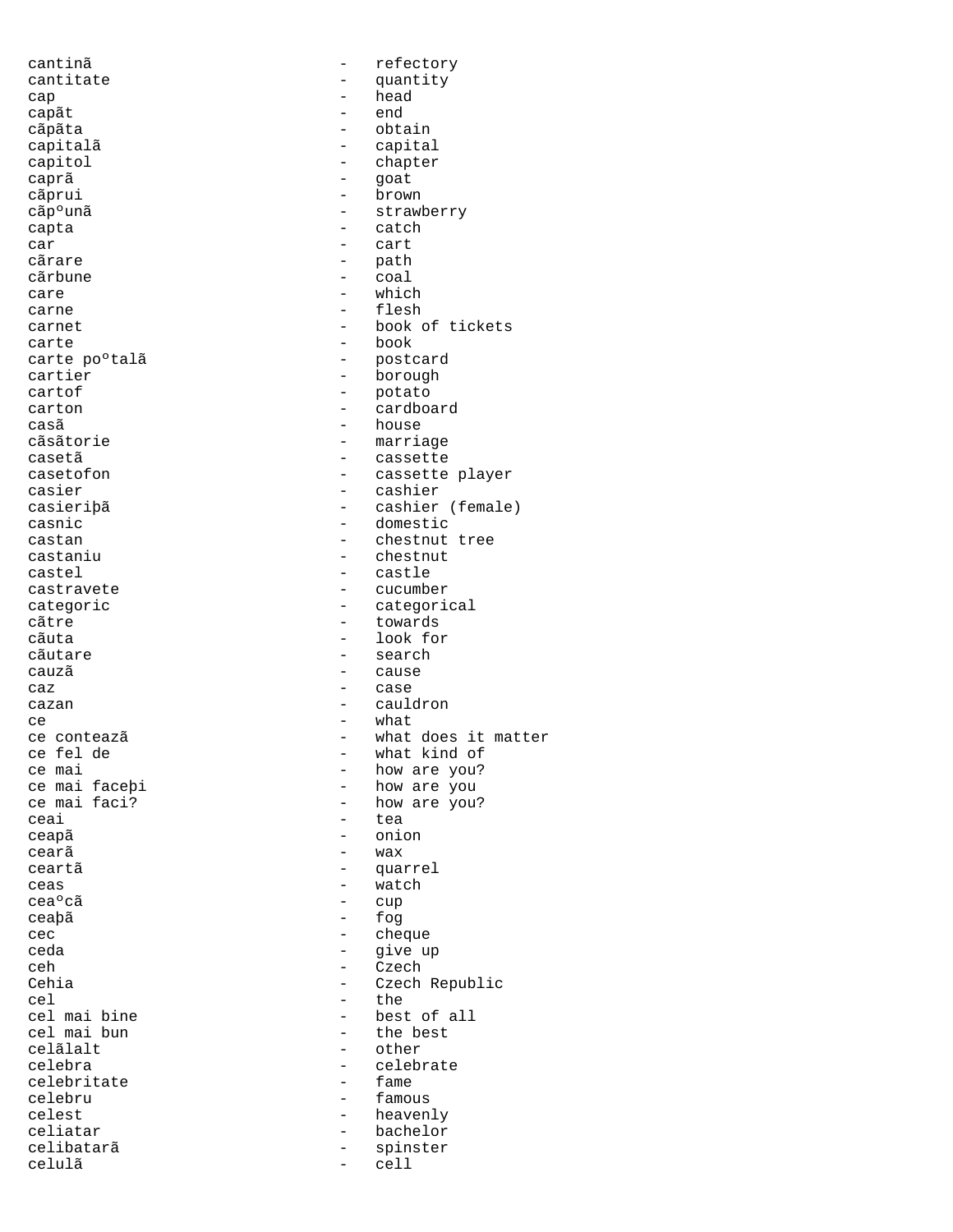cantinã - refectory
cantitate - quantity
cap - head
capãt - end
cãpãta - obtain
capitalã - capital
capitol - chapter
caprã - goat
cãprui - brown
cãpºunã - strawberry
capta - catch
car - cart
cãrare - path
cãrbune - coal
care - which
carne - flesh
carnet - book of tickets
carte - book
carte poºtalã - postcard
cartier - borough
cartof - potato
carton - cardboard
casã - house
cãsãtorie - marriage
casetã - cassette
casetofon - cassette player
casier - cashier
casieriþã - cashier (female)
casnic - domestic
castan - chestnut tree
castaniu - chestnut
castel - castle
castravete - cucumber
categoric - categorical
cãtre - towards
cãuta - look for
cãutare - search
cauzã - cause
caz - case
cazan - cauldron
ce - what
ce contează - what does it matter
ce fel de - what kind of
ce mai - how are you?
ce mai faceþi - how are you
ce mai faci? - how are you?
ceai - tea
ceapã - onion
cearã - wax
ceartã - quarrel
ceas - watch
ceaºcã - cup
ceaþã - fog
cec - cheque
ceda - give up
ceh - Czech
Cehia - Czech Republic
cel - the
cel mai bine - best of all
cel mai bun - the best
celãlalt - other
celebra - celebrate
celebritate - fame
celebru - famous
celest - heavenly
celiatar - bachelor
celibatarã - spinster
celulã - cell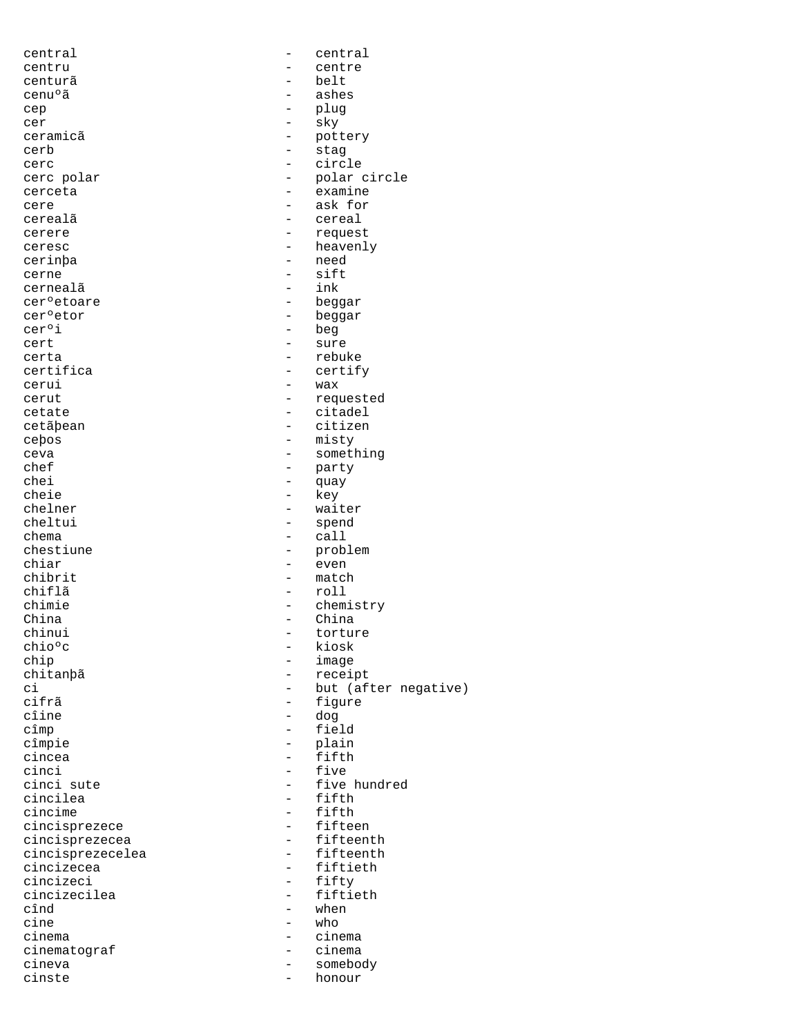central - central
centru - centre
centurã - belt
cenuºã - ashes
cep - plug
cer - sky
ceramicã - pottery
cerb - stag
cerc - circle
cerc polar - polar circle
cerceta - examine
cere - ask for
cerealã - cereal
cerere - request
ceresc - heavenly
cerinþa - need
cerne - sift
cerneală - ink
cerºetoare - beggar
cerºetor - beggar
cerºi - beg
cert - sure
certa - rebuke
certifica - certify
cerui - wax
cerut - requested
cetate - citadel
cetãþean - citizen
ceþos - misty
ceva - something
chef - party
chei - quay
cheie - key
chelner - waiter
cheltui - spend
chema - call
chestiune - problem
chiar - even
chibrit - match
chiflã - roll
chimie - chemistry
China - China
chinui - torture
chioºc - kiosk
chip - image
chitanþã - receipt
ci - but (after negative)
cifrã - figure
cîine - dog
cîmp - field
cîmpie - plain
cincea - fifth
cinci - five
cinci sute - five hundred
cincilea - fifth
cincime - fifth
cincisprezece - fifteen
cincisprezecea - fifteenth
cincisprezecelea - fifteenth
cincizecea - fiftieth
cincizeci - fifty
cincizecilea - fiftieth
cînd - when
cine - who
cinema - cinema
cinematograf - cinema
cineva - somebody
cinste - honour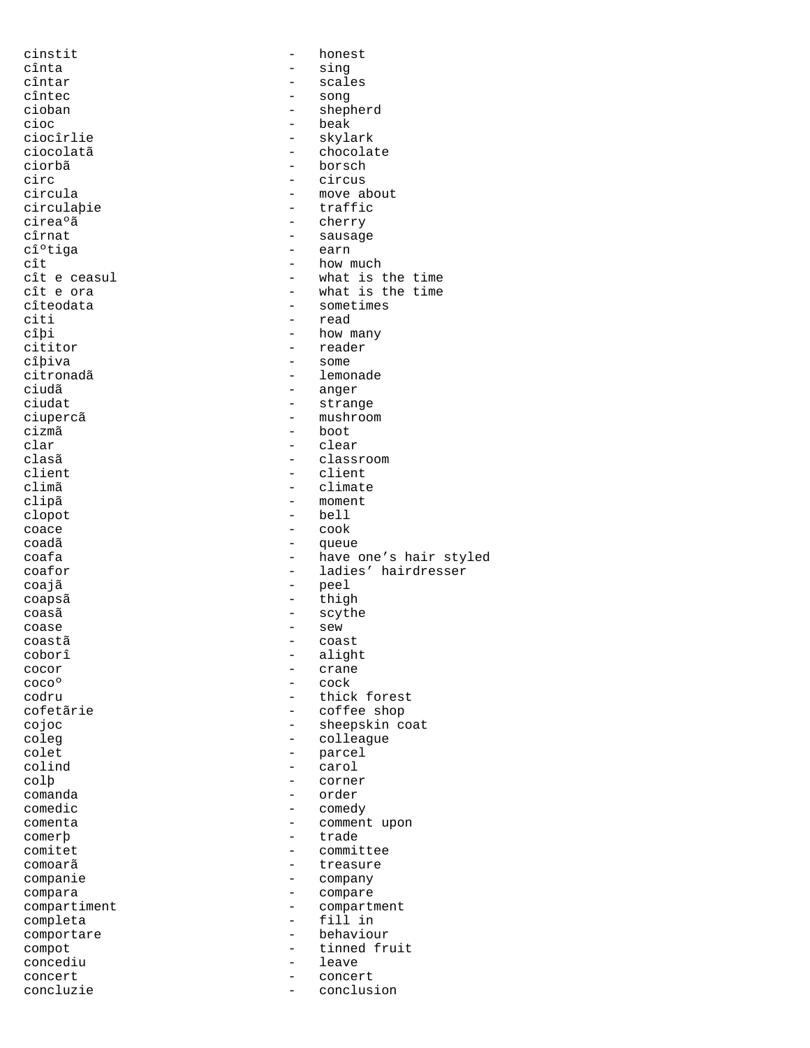cinstit - honest
cînta - sing
cîntar - scales
cîntec - song
cioban - shepherd
cioc - beak
ciocîrlie - skylark
ciocolatã - chocolate
ciorbã - borsch
circ - circus
circula - move about
circulaþie - traffic
cireaºã - cherry
cîrnat - sausage
cîºtiga - earn
cît - how much
cît e ceasul - what is the time
cît e ora - what is the time
cîteodata - sometimes
citi - read
cîþi - how many
cititor - reader
cîþiva - some
citronadã - lemonade
ciudã - anger
ciudat - strange
ciupercã - mushroom
cizmã - boot
clar - clear
clasã - classroom
client - client
climã - climate
clipã - moment
clopot - bell
coace - cook
coadã - queue
coafa - have one’s hair styled
coafor - ladies’ hairdresser
coajã - peel
coapsã - thigh
coasã - scythe
coase - sew
coastã - coast
coborî - alight
cocor - crane
cocoº - cock
codru - thick forest
cofetãrie - coffee shop
cojoc - sheepskin coat
coleg - colleague
colet - parcel
colind - carol
colþ - corner
comanda - order
comedic - comedy
comenta - comment upon
comerþ - trade
comitet - committee
comoarã - treasure
companie - company
compara - compare
compartiment - compartment
completa - fill in
comportare - behaviour
compot - tinned fruit
concediu - leave
concert - concert
concluzie - conclusion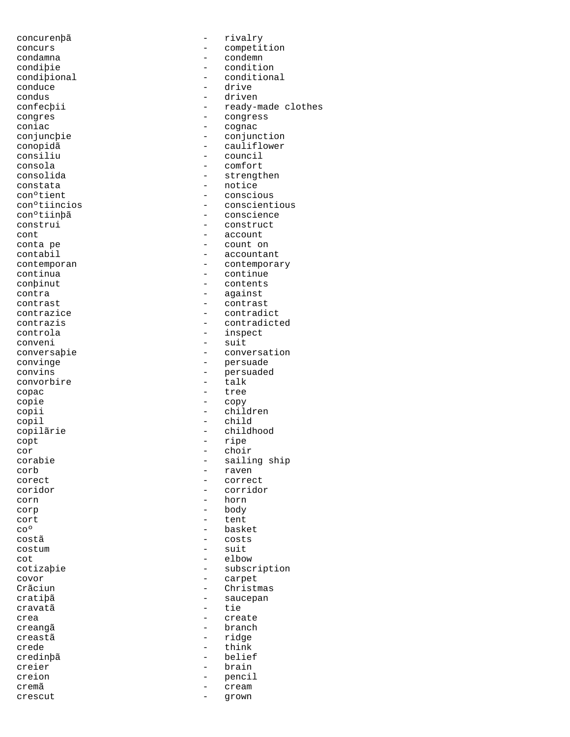concurenþã - rivalry
concurs - competition
condamna - condemn
condiþie - condition
condiþional - conditional
conduce - drive
condus - driven
confecþii - ready-made clothes
congres - congress
coniac - cognac
conjuncþie - conjunction
conopidã - cauliflower
consiliu - council
consola - comfort
consolida - strengthen
constata - notice
conºtient - conscious
conºtiincios - conscientious
conºtiinþã - conscience
construi - construct
cont - account
conta pe - count on
contabil - accountant
contemporan - contemporary
continua - continue
conþinut - contents
contra - against
contrast - contrast
contrazice - contradict
contrazis - contradicted
controla - inspect
conveni - suit
conversaþie - conversation
convinge - persuade
convins - persuaded
convorbire - talk
copac - tree
copie - copy
copii - children
copil - child
copilãrie - childhood
copt - ripe
cor - choir
corabie - sailing ship
corb - raven
corect - correct
coridor - corridor
corn - horn
corp - body
cort - tent
coº - basket
costã - costs
costum - suit
cot - elbow
cotizaþie - subscription
covor - carpet
Crãciun - Christmas
cratiþã - saucepan
cravatã - tie
crea - create
creangã - branch
creastã - ridge
crede - think
credinþã - belief
creier - brain
creion - pencil
cremã - cream
crescut - grown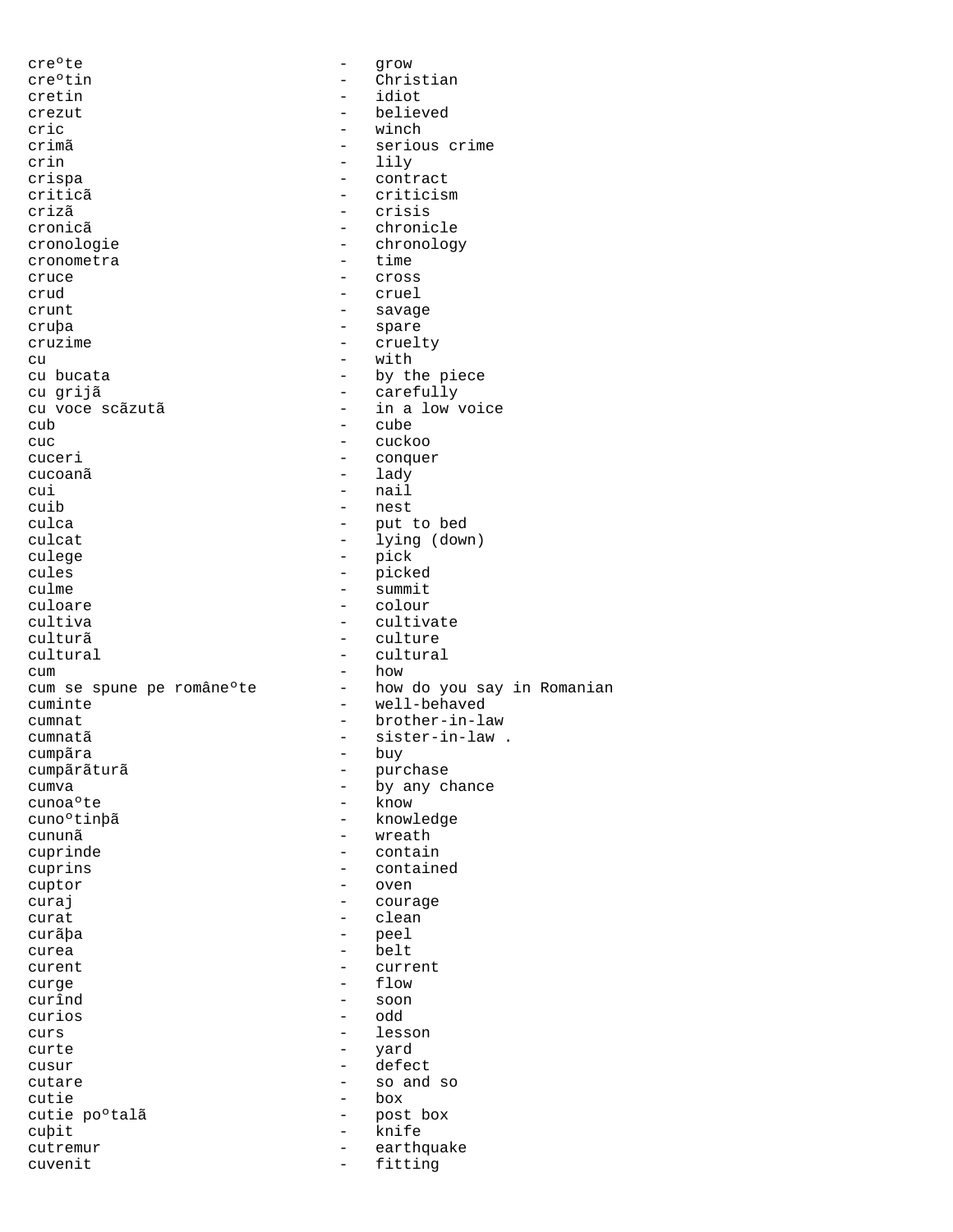creºte - grow
creºtin - Christian
cretin - idiot
crezut - believed
cric - winch
crimã - serious crime
crin - lily
crispa - contract
criticã - criticism
crizã - crisis
cronicã - chronicle
cronologie - chronology
cronometra - time
cruce - cross
crud - cruel
crunt - savage
cruþa - spare
cruzime - cruelty
cu - with
cu bucata - by the piece
cu grijã - carefully
cu voce scãzutã - in a low voice
cub - cube
cuc - cuckoo
cuceri - conquer
cucoanã - lady
cui - nail
cuib - nest
culca - put to bed
culcat - lying (down)
culege - pick
cules - picked
culme - summit
culoare - colour
cultiva - cultivate
culturã - culture
cultural - cultural
cum - how
cum se spune pe româneºte - how do you say in Romanian
cuminte - well-behaved
cumnat - brother-in-law
cumnatã - sister-in-law .
cumpãra - buy
cumpãrãturã - purchase
cumva - by any chance
cunoaºte - know
cunoºtinþã - knowledge
cununã - wreath
cuprinde - contain
cuprins - contained
cuptor - oven
curaj - courage
curat - clean
curãþa - peel
curea - belt
curent - current
curge - flow
curînd - soon
curios - odd
curs - lesson
curte - yard
cusur - defect
cutare - so and so
cutie - box
cutie poºtalã - post box
cuþit - knife
cutremur - earthquake
cuvenit - fitting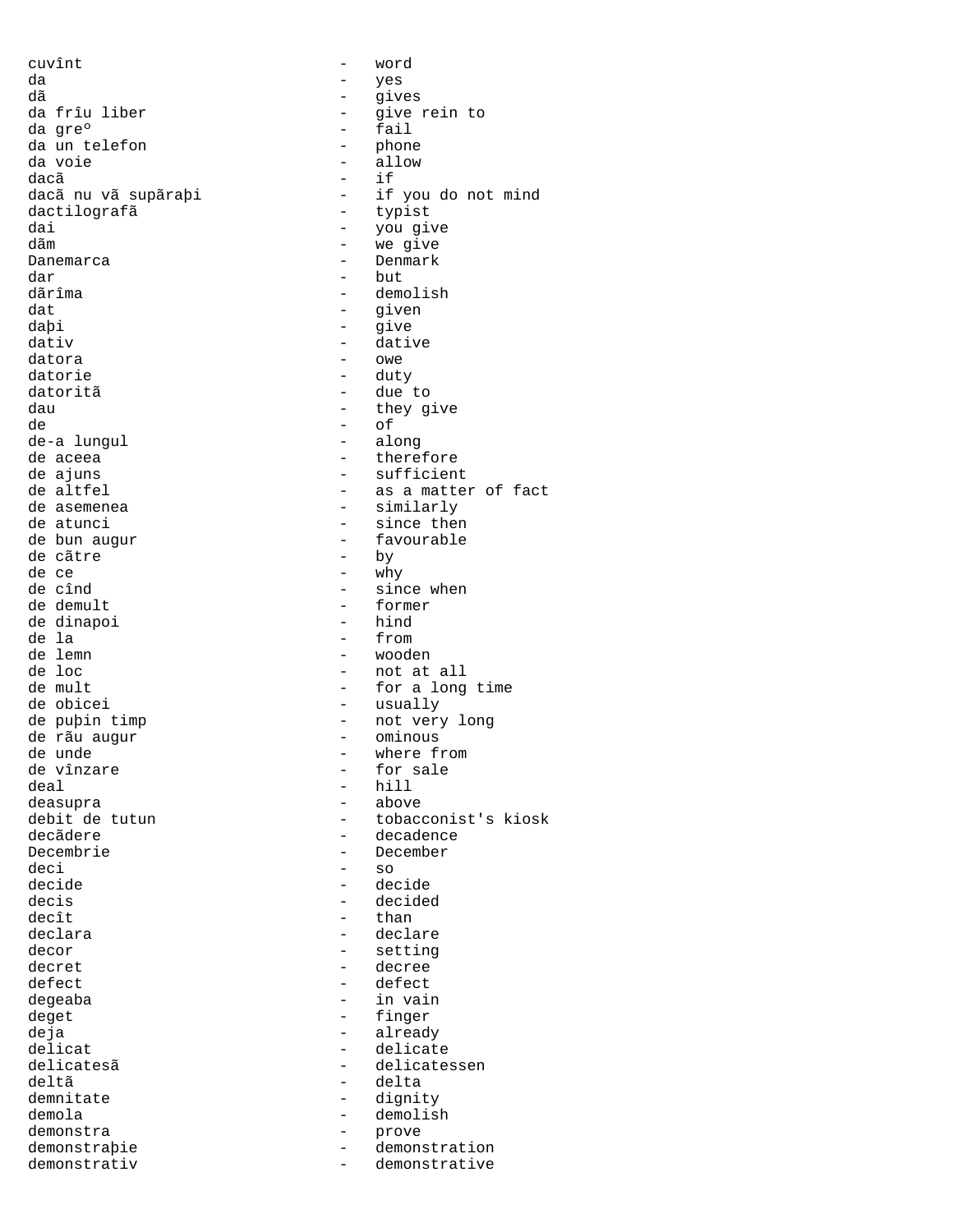cuvînt - word
da - yes
dã - gives
da frîu liber - give rein to
da greº - fail
da un telefon - phone
da voie - allow
dacã - if
dacã nu vã supãraþi - if you do not mind
dactilografã - typist
dai - you give
dãm - we give
Danemarca - Denmark
dar - but
dãrîma - demolish
dat - given
daþi - give
dativ - dative
datora - owe
datorie - duty
datoritã - due to
dau - they give
de - of
de-a lungul - along
de aceea - therefore
de ajuns - sufficient
de altfel - as a matter of fact
de asemenea - similarly
de atunci - since then
de bun augur - favourable
de cãtre - by
de ce - why
de cînd - since when
de demult - former
de dinapoi - hind
de la - from
de lemn - wooden
de loc - not at all
de mult - for a long time
de obicei - usually
de puþin timp - not very long
de rãu augur - ominous
de unde - where from
de vînzare - for sale
deal - hill
deasupra - above
debit de tutun - tobacconist's kiosk
decãdere - decadence
Decembrie - December
deci - so
decide - decide
decis - decided
decît - than
declara - declare
decor - setting
decret - decree
defect - defect
degeaba - in vain
deget - finger
deja - already
delicat - delicate
delicatesã - delicatessen
deltã - delta
demnitate - dignity
demola - demolish
demonstra - prove
demonstraþie - demonstration
demonstrativ - demonstrative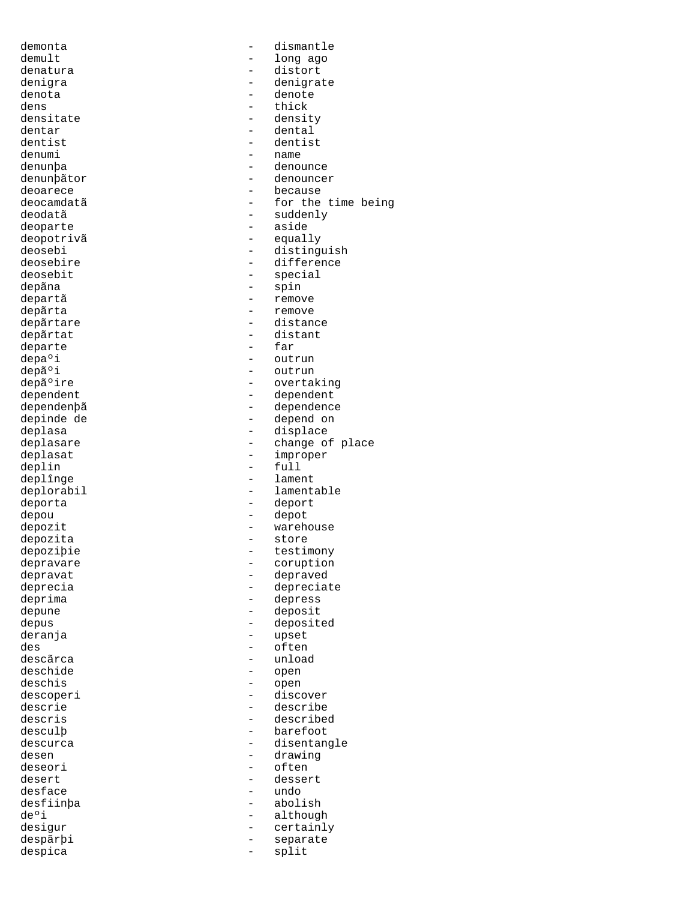demonta - dismantle
demult - long ago
denatura - distort
denigra - denigrate
denota - denote
dens - thick
densitate - density
dentar - dental
dentist - dentist
denumi - name
denunþa - denounce
denunþãtor - denouncer
deoarece - because
deocamdatã - for the time being
deodatã - suddenly
deoparte - aside
deopotrivã - equally
deosebi - distinguish
deosebire - difference
deosebit - special
depãna - spin
departã - remove
depãrta - remove
depãrtare - distance
depãrtat - distant
departe - far
depaºi - outrun
depãºi - outrun
depãºire - overtaking
dependent - dependent
dependenþã - dependence
depinde de - depend on
deplasa - displace
deplasare - change of place
deplasat - improper
deplin - full
deplînge - lament
deplorabil - lamentable
deporta - deport
depou - depot
depozit - warehouse
depozita - store
depoziþie - testimony
depravare - coruption
depravat - depraved
deprecia - depreciate
deprima - depress
depune - deposit
depus - deposited
deranja - upset
des - often
descãrca - unload
deschide - open
deschis - open
descoperi - discover
descrie - describe
descris - described
desculþ - barefoot
descurca - disentangle
desen - drawing
deseori - often
desert - dessert
desface - undo
desfiinþa - abolish
deºi - although
desigur - certainly
despãrþi - separate
despica - split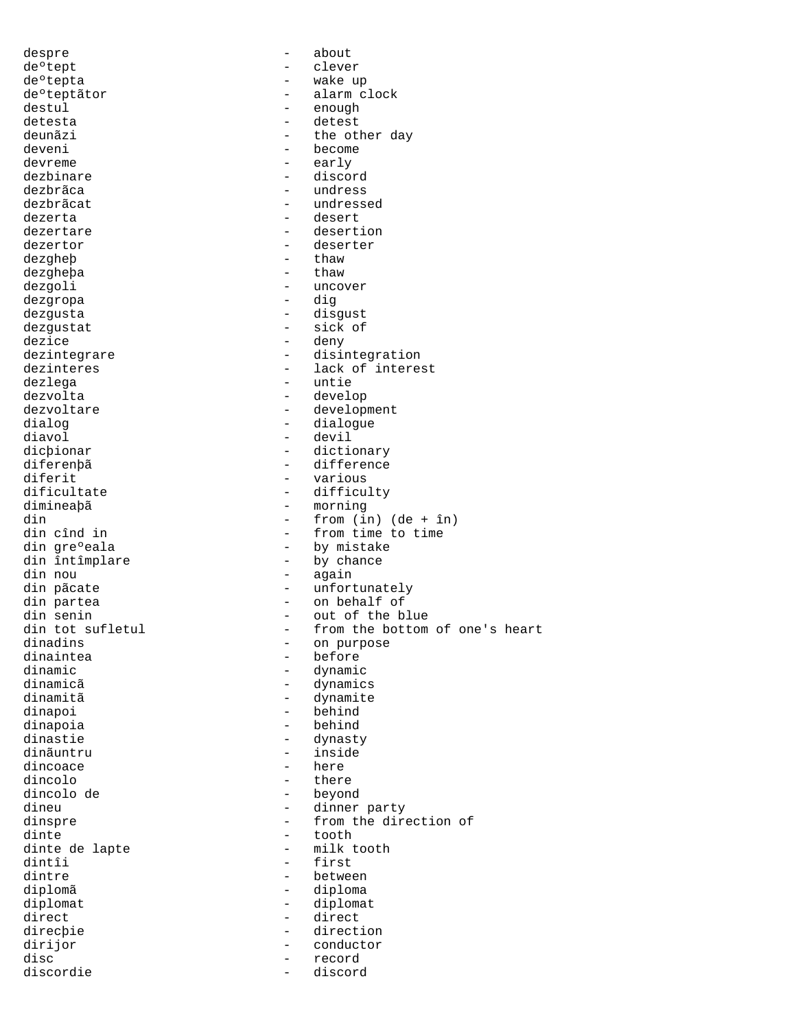despre - about
deºtept - clever
deºtepta - wake up
deºteptãtor - alarm clock
destul - enough
detesta - detest
deunãzi - the other day
deveni - become
devreme - early
dezbinare - discord
dezbrãca - undress
dezbrãcat - undressed
dezerta - desert
dezertare - desertion
dezertor - deserter
dezgheþ - thaw
dezgheþa - thaw
dezgoli - uncover
dezgropa - dig
dezgusta - disgust
dezgustat - sick of
dezice - deny
dezintegrare - disintegration
dezinteres - lack of interest
dezlega - untie
dezvolta - develop
dezvoltare - development
dialog - dialogue
diavol - devil
dicþionar - dictionary
diferenþã - difference
diferit - various
dificultate - difficulty
dimineaþã - morning
din - from (in) (de + în)
din cînd in - from time to time
din greºeala - by mistake
din întîmplare - by chance
din nou - again
din pãcate - unfortunately
din partea - on behalf of
din senin - out of the blue
din tot sufletul - from the bottom of one's heart
dinadins - on purpose
dinaintea - before
dinamic - dynamic
dinamicã - dynamics
dinamitã - dynamite
dinapoi - behind
dinapoia - behind
dinastie - dynasty
dinãuntru - inside
dincoace - here
dincolo - there
dincolo de - beyond
dineu - dinner party
dinspre - from the direction of
dinte - tooth
dinte de lapte - milk tooth
dintîi - first
dintre - between
diplomã - diploma
diplomat - diplomat
direct - direct
direcþie - direction
dirijor - conductor
disc - record
discordie - discord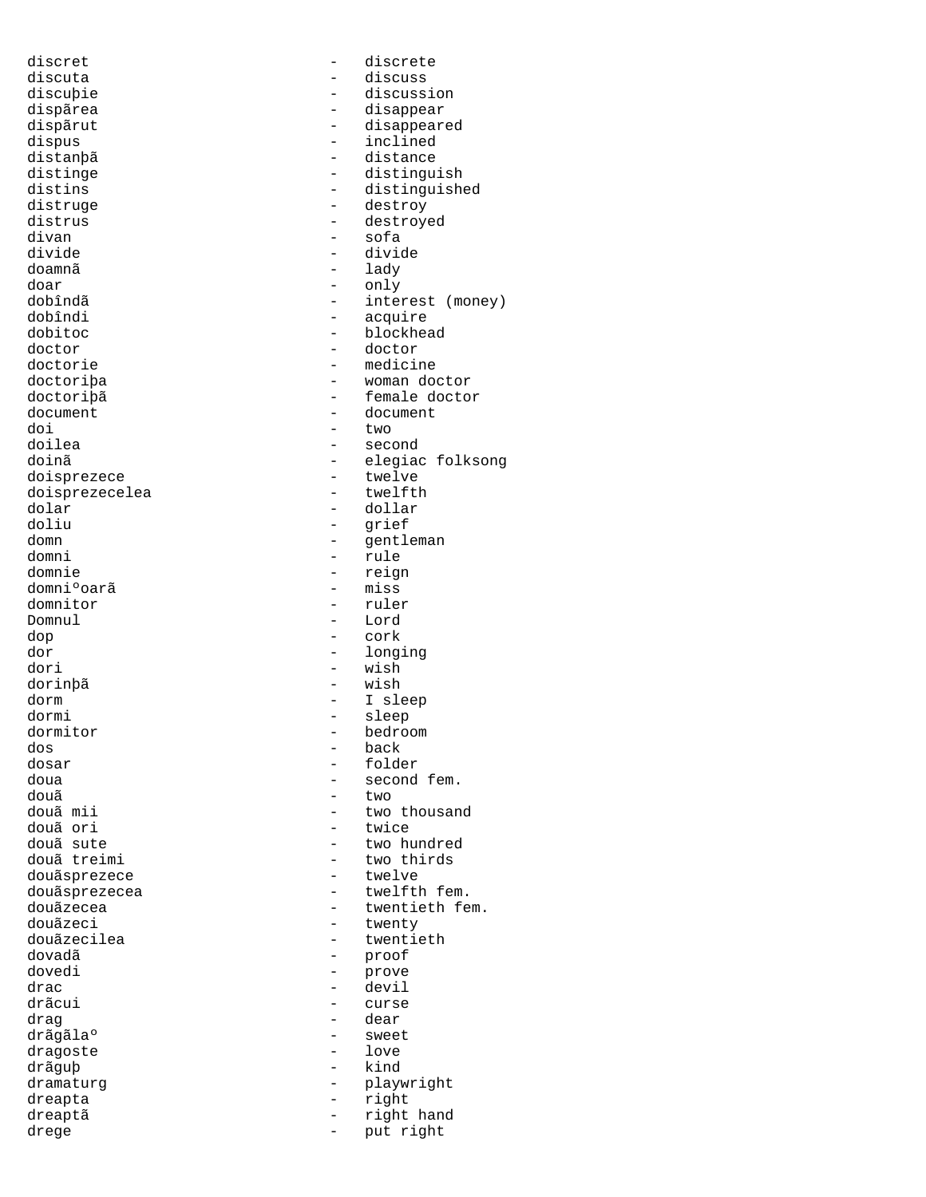discret - discrete
discuta - discuss
discuþie - discussion
dispãrea - disappear
dispãrut - disappeared
dispus - inclined
distanþã - distance
distinge - distinguish
distins - distinguished
distruge - destroy
distrus - destroyed
divan - sofa
divide - divide
doamnã - lady
doar - only
dobîndã - interest (money)
dobîndi - acquire
dobitoc - blockhead
doctor - doctor
doctorie - medicine
doctoriþa - woman doctor
doctoriþã - female doctor
document - document
doi - two
doilea - second
doinã - elegiac folksong
doisprezece - twelve
doisprezecelea - twelfth
dolar - dollar
doliu - grief
domn - gentleman
domni - rule
domnie - reign
domniºoarã - miss
domnitor - ruler
Domnul - Lord
dop - cork
dor - longing
dori - wish
dorinþã - wish
dorm - I sleep
dormi - sleep
dormitor - bedroom
dos - back
dosar - folder
doua - second fem.
douã - two
douã mii - two thousand
douã ori - twice
douã sute - two hundred
douã treimi - two thirds
douãsprezece - twelve
douãsprezecea - twelfth fem.
douãzecea - twentieth fem.
douãzeci - twenty
douãzecilea - twentieth
dovadã - proof
dovedi - prove
drac - devil
drãcui - curse
drag - dear
drãgãlaº - sweet
dragoste - love
drãguþ - kind
dramaturg - playwright
dreapta - right
dreaptã - right hand
drege - put right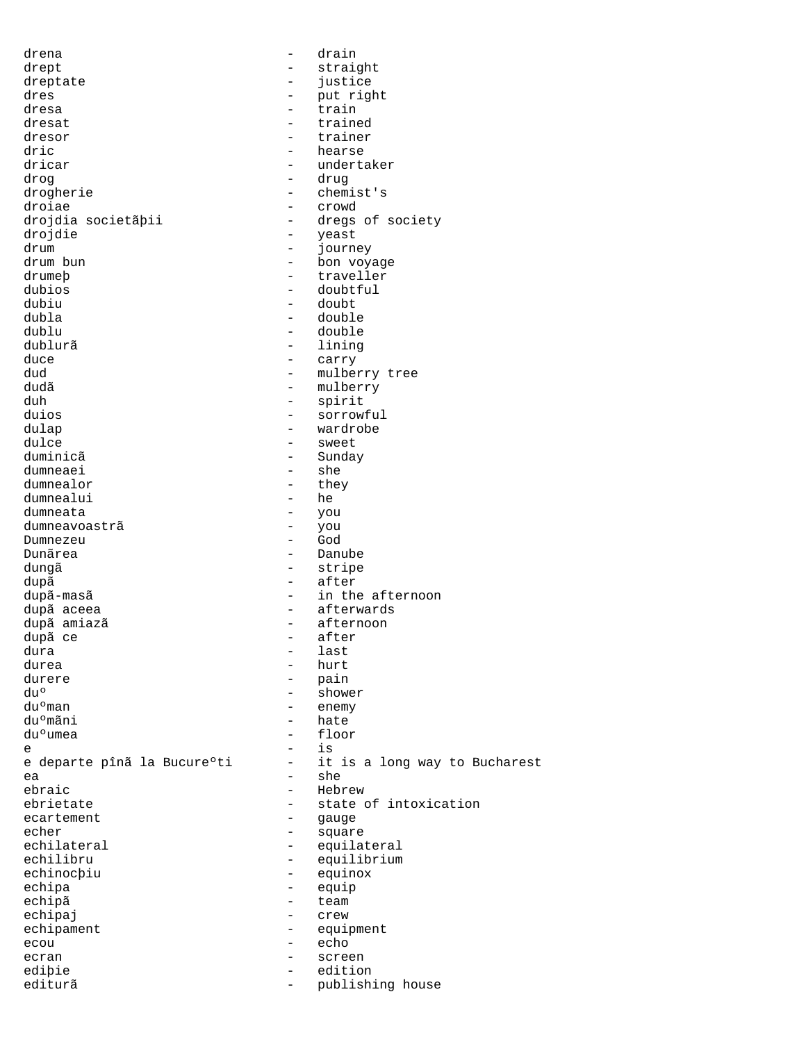drena - drain
drept - straight
dreptate - justice
dres - put right
dresa - train
dresat - trained
dresor - trainer
dric - hearse
dricar - undertaker
drog - drug
drogherie - chemist's
droiae - crowd
drojdia societãþii - dregs of society
drojdie - yeast
drum - journey
drum bun - bon voyage
drumeþ - traveller
dubios - doubtful
dubiu - doubt
dubla - double
dublu - double
dublurã - lining
duce - carry
dud - mulberry tree
dudã - mulberry
duh - spirit
duios - sorrowful
dulap - wardrobe
dulce - sweet
duminicã - Sunday
dumneaei - she
dumnealor - they
dumnealui - he
dumneata - you
dumneavoastrã - you
Dumnezeu - God
Dunãrea - Danube
dungã - stripe
dupã - after
dupã-masã - in the afternoon
dupã aceea - afterwards
dupã amiazã - afternoon
dupã ce - after
dura - last
durea - hurt
durere - pain
duº - shower
duºman - enemy
duºmãni - hate
duºumea - floor
e - is
e departe pînã la Bucureºti - it is a long way to Bucharest
ea - she
ebraic - Hebrew
ebrietate - state of intoxication
ecartement - gauge
echer - square
echilateral - equilateral
echilibru - equilibrium
echinocþiu - equinox
echipa - equip
echipã - team
echipaj - crew
echipament - equipment
ecou - echo
ecran - screen
ediþie - edition
editurã - publishing house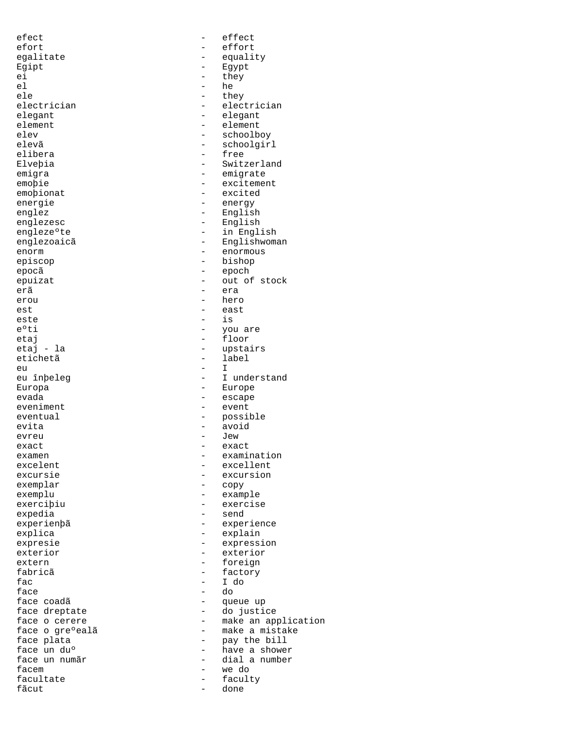efect - effect
efort - effort
egalitate - equality
Egipt - Egypt
ei - they
el - he
ele - they
electrician - electrician
elegant - elegant
element - element
elev - schoolboy
elevã - schoolgirl
elibera - free
Elveþia - Switzerland
emigra - emigrate
emoþie - excitement
emoþionat - excited
energie - energy
englez - English
englezesc - English
englezeºte - in English
englezoaicã - Englishwoman
enorm - enormous
episcop - bishop
epocã - epoch
epuizat - out of stock
erã - era
erou - hero
est - east
este - is
eºti - you are
etaj - floor
etaj - la - upstairs
etichetã - label
eu - I
eu înþeleg - I understand
Europa - Europe
evada - escape
eveniment - event
eventual - possible
evita - avoid
evreu - Jew
exact - exact
examen - examination
excelent - excellent
excursie - excursion
exemplar - copy
exemplu - example
exerciþiu - exercise
expedia - send
experienþã - experience
explica - explain
expresie - expression
exterior - exterior
extern - foreign
fabricã - factory
fac - I do
face - do
face coadã - queue up
face dreptate - do justice
face o cerere - make an application
face o greºealã - make a mistake
face plata - pay the bill
face un duº - have a shower
face un numãr - dial a number
facem - we do
facultate - faculty
fãcut - done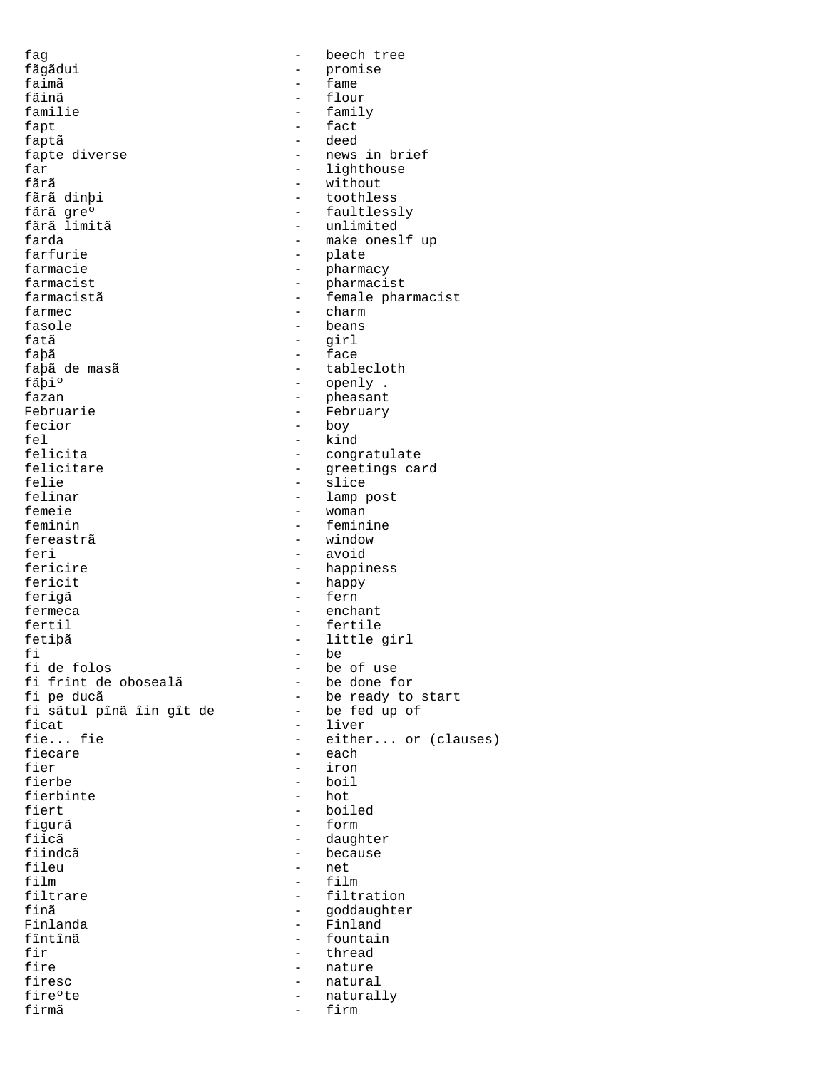fag - beech tree
fãgãdui - promise
faimã - fame
fãinã - flour
familie - family
fapt - fact
faptã - deed
fapte diverse - news in brief
far - lighthouse
fãrã - without
fãrã dinþi - toothless
fãrã greº - faultlessly
fãrã limitã - unlimited
farda - make oneslf up
farfurie - plate
farmacie - pharmacy
farmacist - pharmacist
farmacistã - female pharmacist
farmec - charm
fasole - beans
fatã - girl
faþã - face
faþã de masã - tablecloth
fãþiº - openly .
fazan - pheasant
Februarie - February
fecior - boy
fel - kind
felicita - congratulate
felicitare - greetings card
felie - slice
felinar - lamp post
femeie - woman
feminin - feminine
fereastrã - window
feri - avoid
fericire - happiness
fericit - happy
ferigã - fern
fermeca - enchant
fertil - fertile
fetiþã - little girl
fi - be
fi de folos - be of use
fi frînt de obosealã - be done for
fi pe ducã - be ready to start
fi sãtul pînã îin gît de - be fed up of
ficat - liver
fie... fie - either... or (clauses)
fiecare - each
fier - iron
fierbe - boil
fierbinte - hot
fiert - boiled
figurã - form
fiicã - daughter
fiindcã - because
fileu - net
film - film
filtrare - filtration
finã - goddaughter
Finlanda - Finland
fîntînã - fountain
fir - thread
fire - nature
firesc - natural
fireºte - naturally
firmã - firm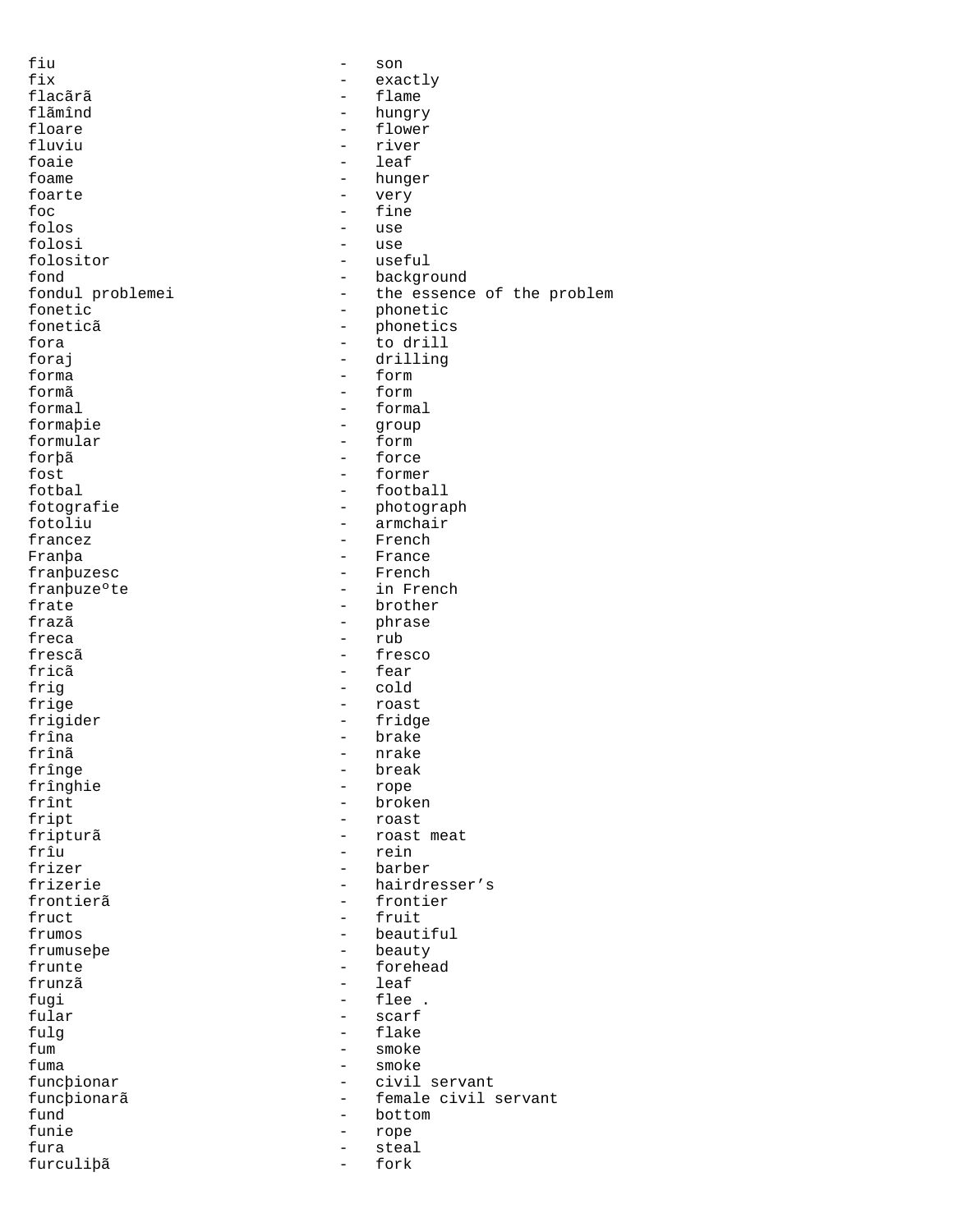fiu - son
fix - exactly
flacãrã - flame
flãmînd - hungry
floare - flower
fluviu - river
foaie - leaf
foame - hunger
foarte - very
foc - fine
folos - use
folosi - use
folositor - useful
fond - background
fondul problemei - the essence of the problem
fonetic - phonetic
foneticã - phonetics
fora - to drill
foraj - drilling
forma - form
formã - form
formal - formal
formaþie - group
formular - form
forþã - force
fost - former
fotbal - football
fotografie - photograph
fotoliu - armchair
francez - French
Franþa - France
franþuzesc - French
franþuzeºte - in French
frate - brother
frazã - phrase
freca - rub
frescã - fresco
fricã - fear
frig - cold
frige - roast
frigider - fridge
frîna - brake
frînã - nrake
frînge - break
frînghie - rope
frînt - broken
fript - roast
fripturã - roast meat
frîu - rein
frizer - barber
frizerie - hairdresser’s
frontierã - frontier
fruct - fruit
frumos - beautiful
frumuseþe - beauty
frunte - forehead
frunzã - leaf
fugi - flee .
fular - scarf
fulg - flake
fum - smoke
fuma - smoke
funcþionar - civil servant
funcþionarã - female civil servant
fund - bottom
funie - rope
fura - steal
furculiþã - fork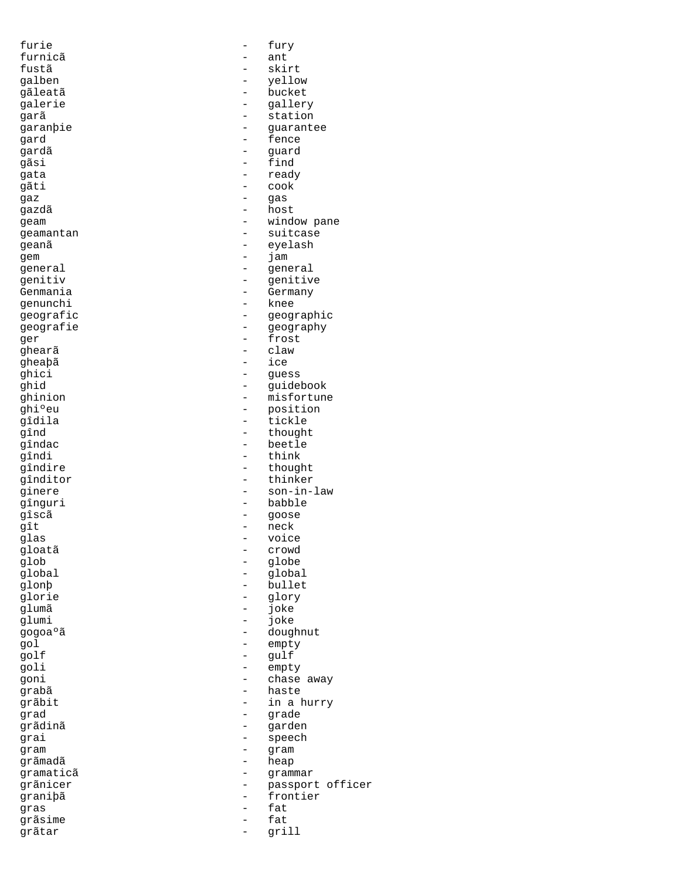furie - fury
furnicã - ant
fustã - skirt
galben - yellow
gãleatã - bucket
galerie - gallery
garã - station
garanþie - guarantee
gard - fence
gardã - guard
gãsi - find
gata - ready
gãti - cook
gaz - gas
gazdã - host
geam - window pane
geamantan - suitcase
geanã - eyelash
gem - jam
general - general
genitiv - genitive
Genmania - Germany
genunchi - knee
geografic - geographic
geografie - geography
ger - frost
ghearã - claw
gheaþã - ice
ghici - guess
ghid - guidebook
ghinion - misfortune
ghiºeu - position
gîdila - tickle
gînd - thought
gîndac - beetle
gîndi - think
gîndire - thought
gînditor - thinker
ginere - son-in-law
gînguri - babble
gîscã - goose
gît - neck
glas - voice
gloatã - crowd
glob - globe
global - global
glonþ - bullet
glorie - glory
glumã - joke
glumi - joke
gogoaºã - doughnut
gol - empty
golf - gulf
goli - empty
goni - chase away
grabã - haste
grãbit - in a hurry
grad - grade
grãdinã - garden
grai - speech
gram - gram
grãmadã - heap
gramaticã - grammar
grãnicer - passport officer
graniþã - frontier
gras - fat
grãsime - fat
grãtar - grill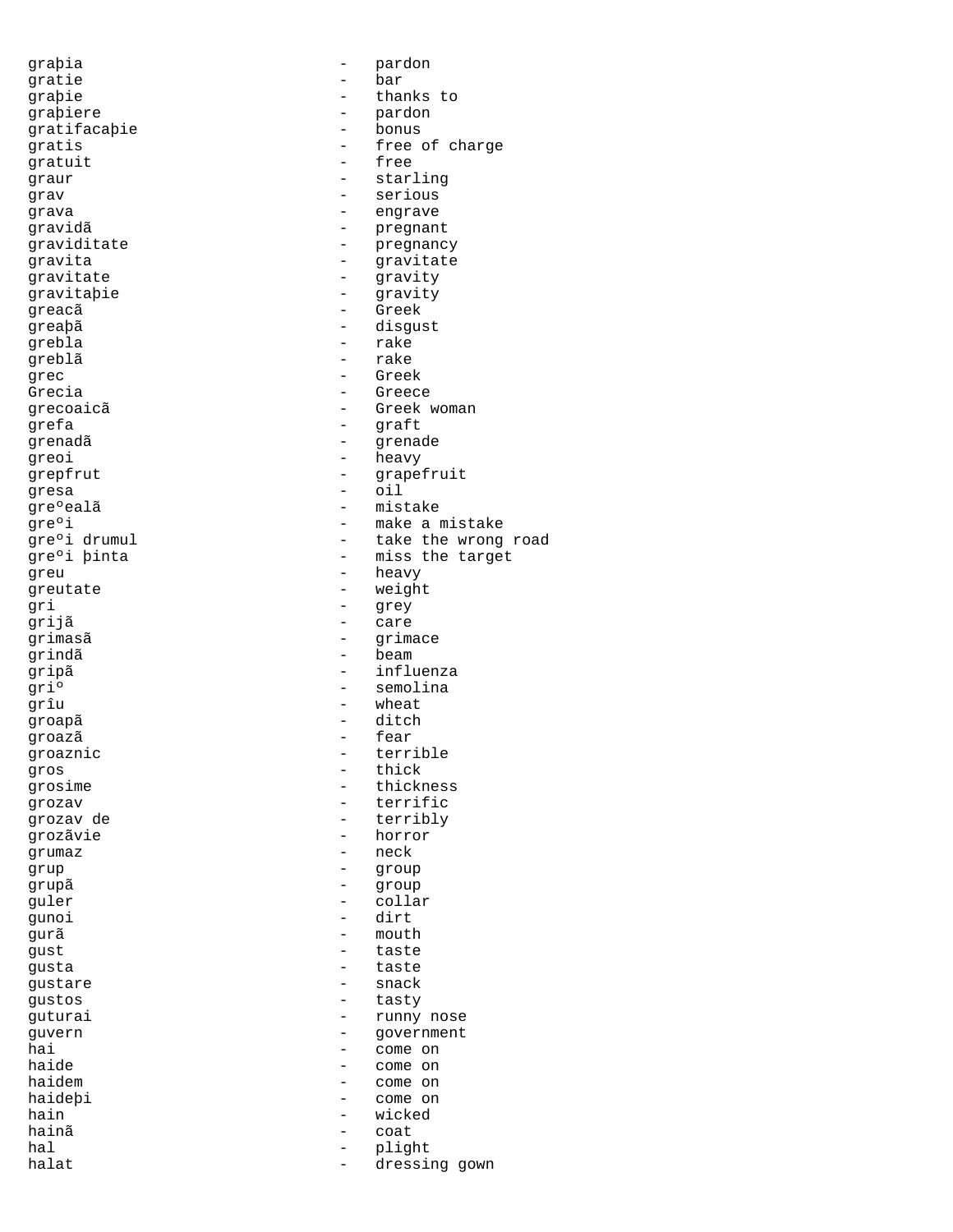graþia - pardon
gratie - bar
graþie - thanks to
graþiere - pardon
gratifacaþie - bonus
gratis - free of charge
gratuit - free
graur - starling
grav - serious
grava - engrave
gravidã - pregnant
graviditate - pregnancy
gravita - gravitate
gravitate - gravity
gravitaþie - gravity
greacã - Greek
greaþã - disgust
grebla - rake
greblã - rake
grec - Greek
Grecia - Greece
grecoaicã - Greek woman
grefa - graft
grenadã - grenade
greoi - heavy
grepfrut - grapefruit
gresa - oil
greºealã - mistake
greºi - make a mistake
greºi drumul - take the wrong road
greºi þinta - miss the target
greu - heavy
greutate - weight
gri - grey
grijã - care
grimasã - grimace
grindã - beam
gripã - influenza
griº - semolina
grîu - wheat
groapã - ditch
groazã - fear
groaznic - terrible
gros - thick
grosime - thickness
grozav - terrific
grozav de - terribly
grozãvie - horror
grumaz - neck
grup - group
grupã - group
guler - collar
gunoi - dirt
gurã - mouth
gust - taste
gusta - taste
gustare - snack
gustos - tasty
guturai - runny nose
guvern - government
hai - come on
haide - come on
haidem - come on
haideþi - come on
hain - wicked
hainã - coat
hal - plight
halat - dressing gown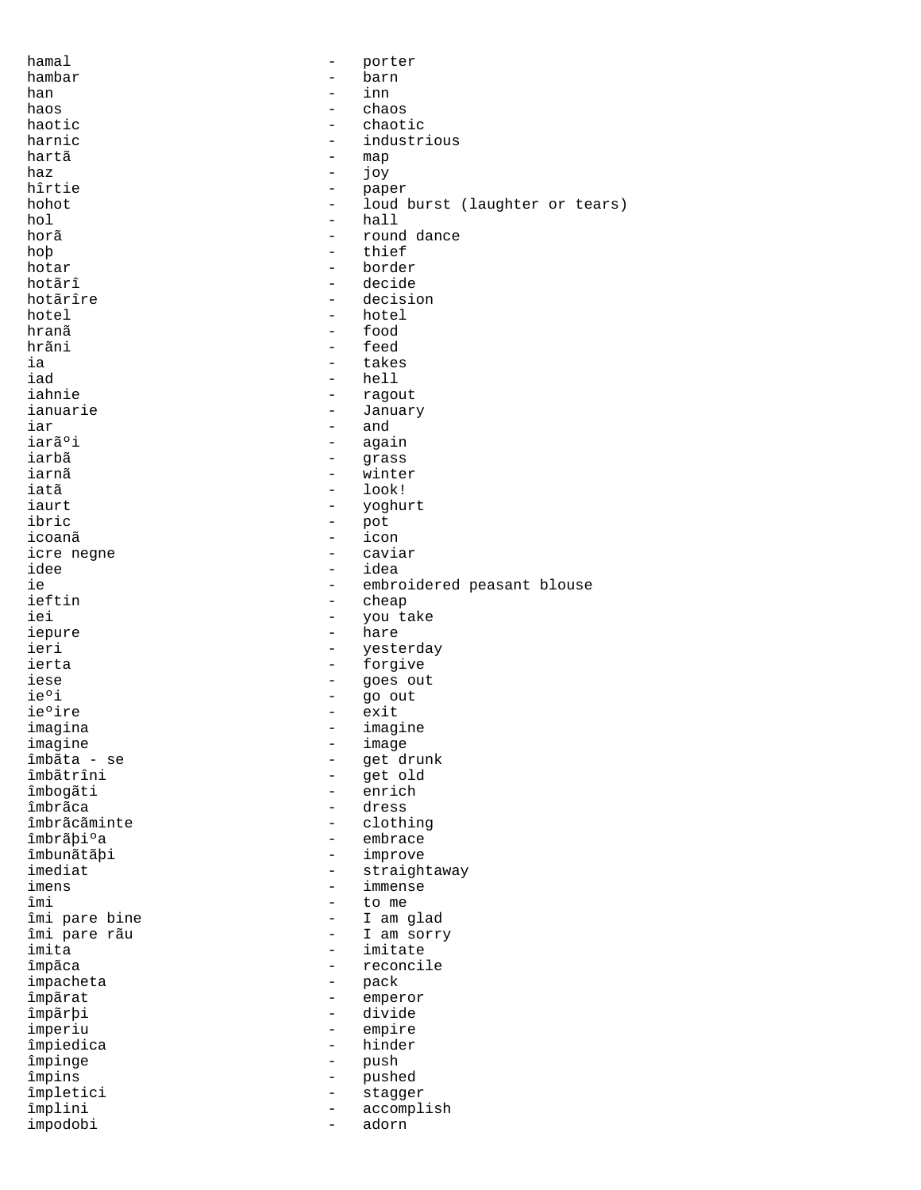hamal - porter
hambar - barn
han - inn
haos - chaos
haotic - chaotic
harnic - industrious
hartã - map
haz - joy
hîrtie - paper
hohot - loud burst (laughter or tears)
hol - hall
horã - round dance
hoþ - thief
hotar - border
hotãrî - decide
hotãrîre - decision
hotel - hotel
hranã - food
hrãni - feed
ia - takes
iad - hell
iahnie - ragout
ianuarie - January
iar - and
iarãºi - again
iarbã - grass
iarnã - winter
iatã - look!
iaurt - yoghurt
ibric - pot
icoanã - icon
icre negne - caviar
idee - idea
ie - embroidered peasant blouse
ieftin - cheap
iei - you take
iepure - hare
ieri - yesterday
ierta - forgive
iese - goes out
ieºi - go out
ieºire - exit
imagina - imagine
imagine - image
îmbãta - se - get drunk
îmbãtrîni - get old
îmbogãti - enrich
îmbrãca - dress
îmbrãcãminte - clothing
îmbrãþiºa - embrace
îmbunãtãþi - improve
imediat - straightaway
imens - immense
îmi - to me
îmi pare bine - I am glad
îmi pare rãu - I am sorry
imita - imitate
împãca - reconcile
impacheta - pack
împãrat - emperor
împãrþi - divide
imperiu - empire
împiedica - hinder
împinge - push
împins - pushed
împletici - stagger
împlini - accomplish
impodobi - adorn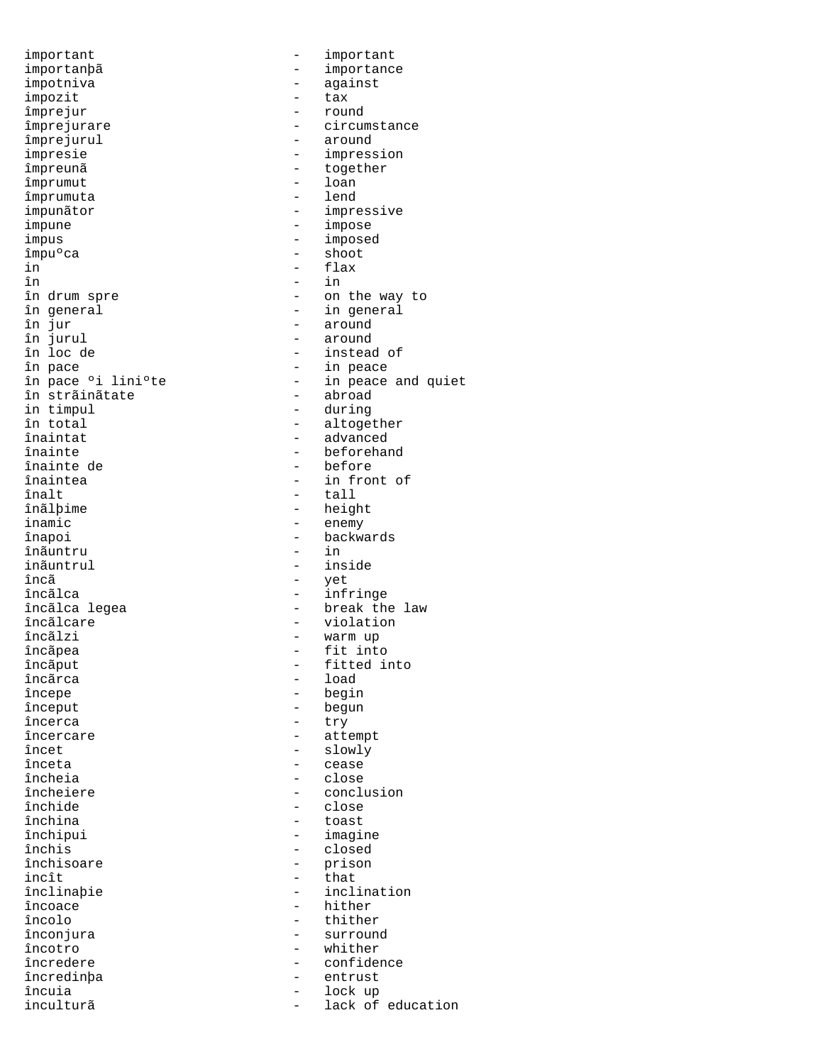```
important                     -   important
importanþã                    -   importance
impotniva                     -   against
impozit                       -   tax
împrejur                      -   round
împrejurare                   -   circumstance
împrejurul                    -   around
impresie                      -   impression
împreunã                      -   together
împrumut                      -   loan
împrumuta                     -   lend
impunãtor                     -   impressive
impune                        -   impose
impus                         -   imposed
împuºca                       -   shoot
in                            -   flax
în                            -   in
în drum spre                  -   on the way to
în general                    -   in general
în jur                        -   around
în jurul                      -   around
în loc de                     -   instead of
în pace                       -   in peace
în pace ºi liniºte            -   in peace and quiet
în strãinãtate                -   abroad
in timpul                     -   during
în total                      -   altogether
înaintat                      -   advanced
înainte                       -   beforehand
înainte de                    -   before
înaintea                      -   in front of
înalt                         -   tall
înãlþime                      -   height
inamic                        -   enemy
înapoi                        -   backwards
înãuntru                      -   in
inãuntrul                     -   inside
încã                          -   yet
încãlca                       -   infringe
încãlca legea                 -   break the law
încãlcare                     -   violation
încãlzi                       -   warm up
încãpea                       -   fit into
încãput                       -   fitted into
încãrca                       -   load
începe                        -   begin
început                       -   begun
încerca                       -   try
încercare                     -   attempt
încet                         -   slowly
înceta                        -   cease
încheia                       -   close
încheiere                     -   conclusion
închide                       -   close
închina                       -   toast
închipui                      -   imagine
închis                        -   closed
închisoare                    -   prison
incît                         -   that
înclinaþie                    -   inclination
încoace                       -   hither
încolo                        -   thither
înconjura                     -   surround
încotro                       -   whither
încredere                     -   confidence
încredinþa                    -   entrust
încuia                        -   lock up
inculturã                     -   lack of education
```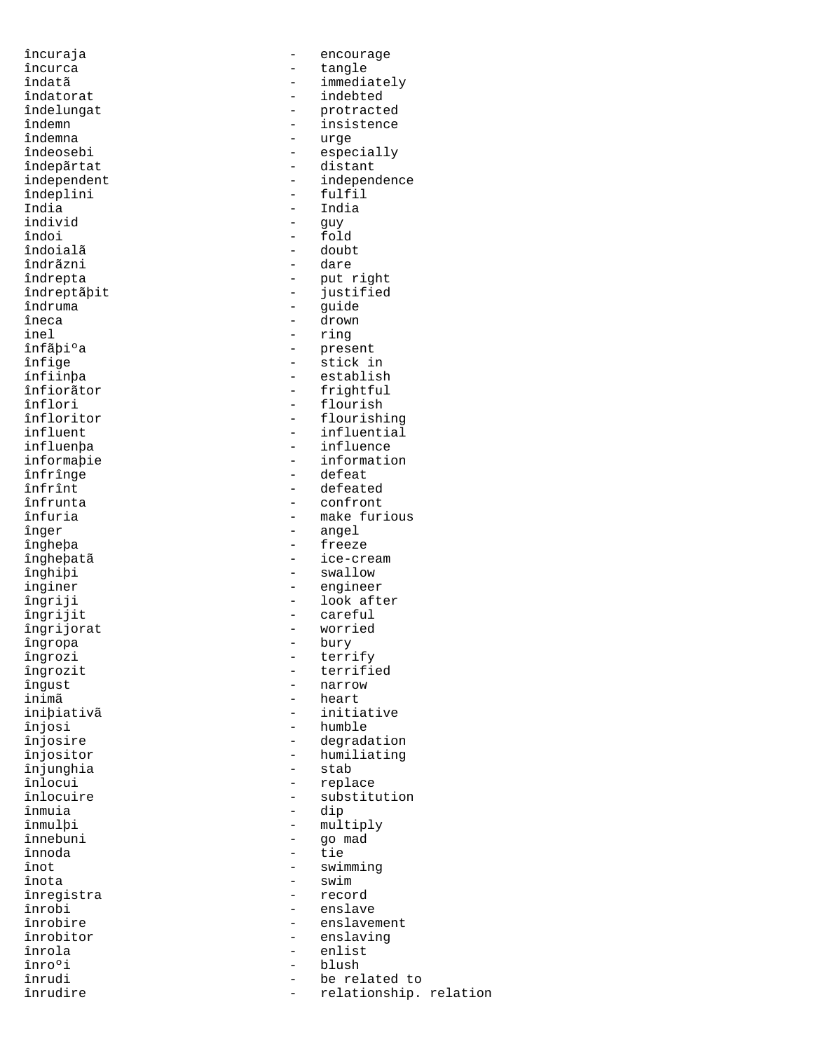încuraja - encourage
încurca - tangle
îndatã - immediately
îndatorat - indebted
îndelungat - protracted
îndemn - insistence
îndemna - urge
îndeosebi - especially
îndepãrtat - distant
independent - independence
îndeplini - fulfil
India - India
individ - guy
îndoi - fold
îndoialã - doubt
îndrãzni - dare
îndrepta - put right
îndreptãþit - justified
îndruma - guide
îneca - drown
inel - ring
înfãþiºa - present
înfige - stick in
ínfiinþa - establish
înfiorãtor - frightful
înflori - flourish
înfloritor - flourishing
influent - influential
influenþa - influence
informaþie - information
înfrînge - defeat
înfrînt - defeated
înfrunta - confront
înfuria - make furious
înger - angel
îngheþa - freeze
îngheþatã - ice-cream
înghiþi - swallow
inginer - engineer
îngriji - look after
îngrijit - careful
îngrijorat - worried
îngropa - bury
îngrozi - terrify
îngrozit - terrified
îngust - narrow
inimã - heart
iniþiativã - initiative
înjosi - humble
înjosire - degradation
înjositor - humiliating
înjunghia - stab
înlocui - replace
înlocuire - substitution
înmuia - dip
înmulþi - multiply
înnebuni - go mad
înnoda - tie
înot - swimming
înota - swim
înregistra - record
înrobi - enslave
înrobire - enslavement
înrobitor - enslaving
înrola - enlist
înroºi - blush
înrudi - be related to
înrudire - relationship. relation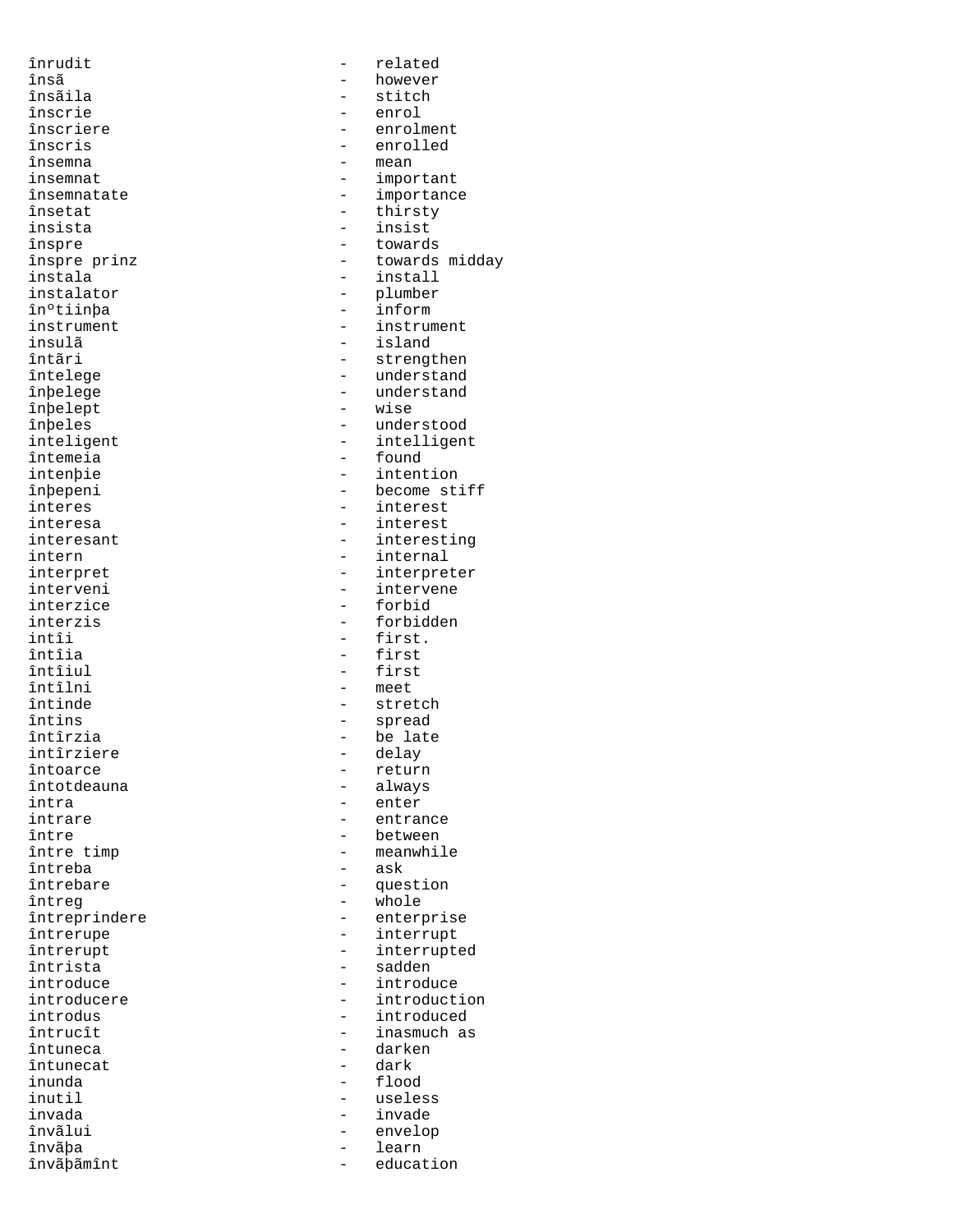înrudit - related
însã - however
însãila - stitch
înscrie - enrol
înscriere - enrolment
înscris - enrolled
însemna - mean
insemnat - important
însemnatate - importance
însetat - thirsty
insista - insist
înspre - towards
înspre prinz - towards midday
instala - install
instalator - plumber
înºtiinþa - inform
instrument - instrument
insulã - island
întãri - strengthen
întelege - understand
înþelege - understand
înþelept - wise
înþeles - understood
inteligent - intelligent
întemeia - found
intenþie - intention
înþepeni - become stiff
interes - interest
interesa - interest
interesant - interesting
intern - internal
interpret - interpreter
interveni - intervene
interzice - forbid
interzis - forbidden
intîi - first.
întîia - first
întîiul - first
întîlni - meet
întinde - stretch
întins - spread
întîrzia - be late
intîrziere - delay
întoarce - return
întotdeauna - always
intra - enter
intrare - entrance
între - between
între timp - meanwhile
întreba - ask
întrebare - question
întreg - whole
întreprindere - enterprise
întrerupe - interrupt
întrerupt - interrupted
întrista - sadden
introduce - introduce
introducere - introduction
introdus - introduced
întrucît - inasmuch as
întuneca - darken
întunecat - dark
inunda - flood
inutil - useless
invada - invade
învãlui - envelop
învãþa - learn
învãþãmînt - education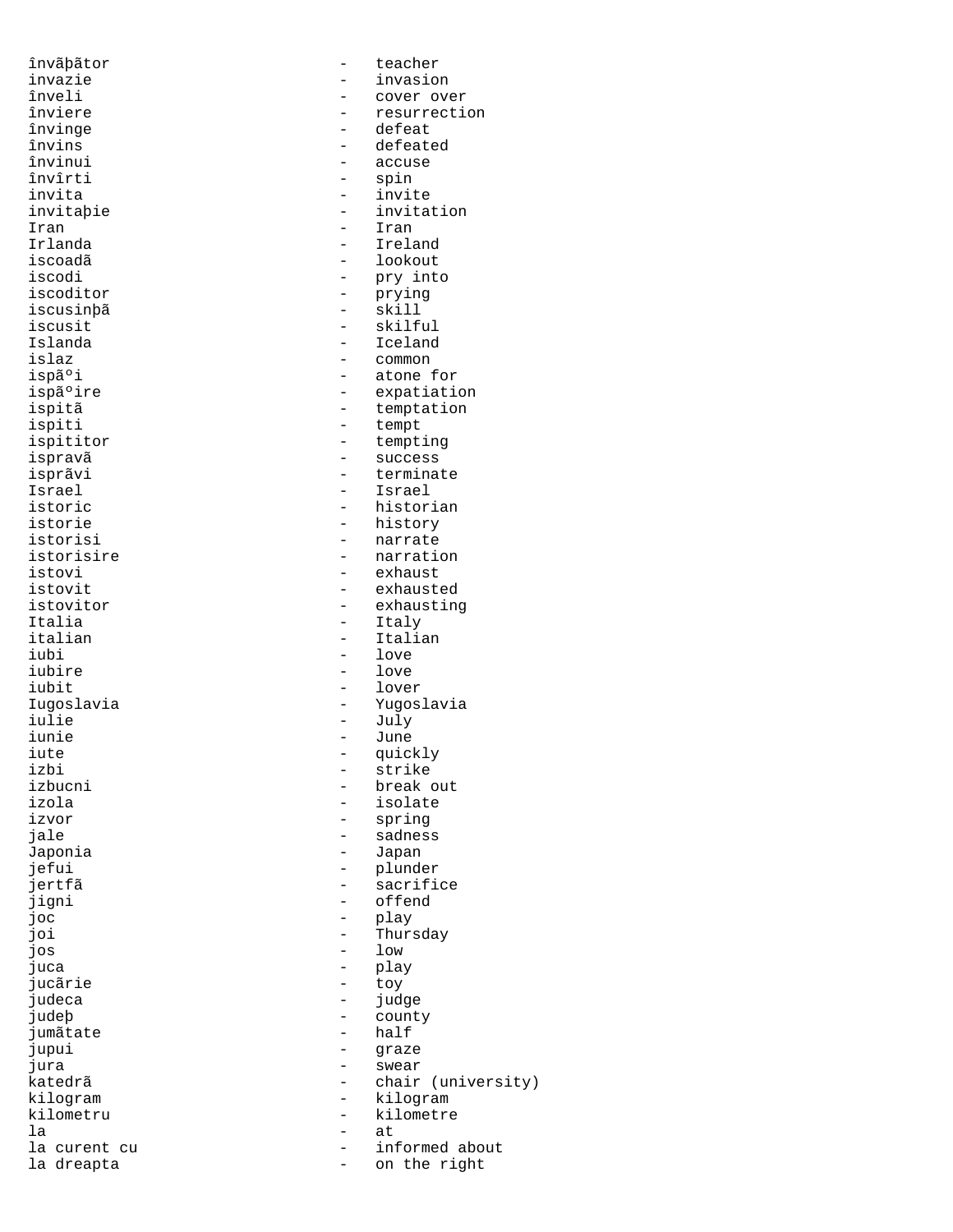învăþător - teacher
invazie - invasion
înveli - cover over
înviere - resurrection
învinge - defeat
învins - defeated
învinui - accuse
învîrti - spin
invita - invite
invitaþie - invitation
Iran - Iran
Irlanda - Ireland
iscoadã - lookout
iscodi - pry into
iscoditor - prying
iscusinþã - skill
iscusit - skilful
Islanda - Iceland
islaz - common
ispãºi - atone for
ispãºire - expatiation
ispitã - temptation
ispiti - tempt
ispititor - tempting
ispravã - success
isprãvi - terminate
Israel - Israel
istoric - historian
istorie - history
istorisi - narrate
istorisire - narration
istovi - exhaust
istovit - exhausted
istovitor - exhausting
Italia - Italy
italian - Italian
iubi - love
iubire - love
iubit - lover
Iugoslavia - Yugoslavia
iulie - July
iunie - June
iute - quickly
izbi - strike
izbucni - break out
izola - isolate
izvor - spring
jale - sadness
Japonia - Japan
jefui - plunder
jertfã - sacrifice
jigni - offend
joc - play
joi - Thursday
jos - low
juca - play
jucãrie - toy
judeca - judge
judeþ - county
jumãtate - half
jupui - graze
jura - swear
katedrã - chair (university)
kilogram - kilogram
kilometru - kilometre
la - at
la curent cu - informed about
la dreapta - on the right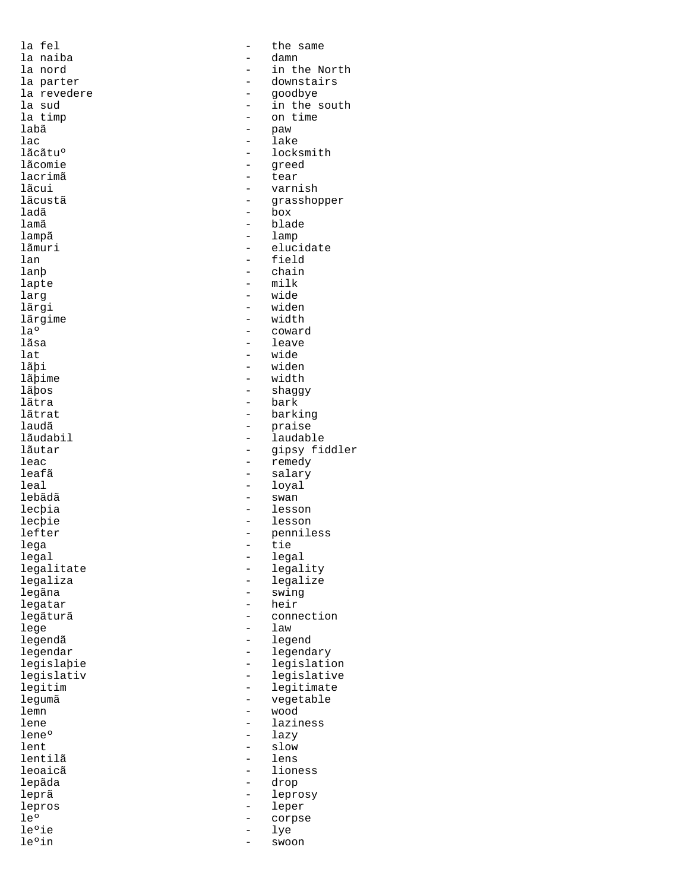la fel - the same
la naiba - damn
la nord - in the North
la parter - downstairs
la revedere - goodbye
la sud - in the south
la timp - on time
labã - paw
lac - lake
lãcãtuº - locksmith
lãcomie - greed
lacrimã - tear
lãcui - varnish
lãcustã - grasshopper
ladã - box
lamã - blade
lampã - lamp
lãmuri - elucidate
lan - field
lanþ - chain
lapte - milk
larg - wide
lãrgi - widen
lãrgime - width
laº - coward
lãsa - leave
lat - wide
lãþi - widen
lãþime - width
lãþos - shaggy
lãtra - bark
lãtrat - barking
laudã - praise
lãudabil - laudable
lãutar - gipsy fiddler
leac - remedy
leafã - salary
leal - loyal
lebãdã - swan
lecþia - lesson
lecþie - lesson
lefter - penniless
lega - tie
legal - legal
legalitate - legality
legaliza - legalize
legãna - swing
legatar - heir
legãturã - connection
lege - law
legendã - legend
legendar - legendary
legislaþie - legislation
legislativ - legislative
legitim - legitimate
legumã - vegetable
lemn - wood
lene - laziness
leneº - lazy
lent - slow
lentilã - lens
leoaicã - lioness
lepãda - drop
leprã - leprosy
lepros - leper
leº - corpse
leºie - lye
leºin - swoon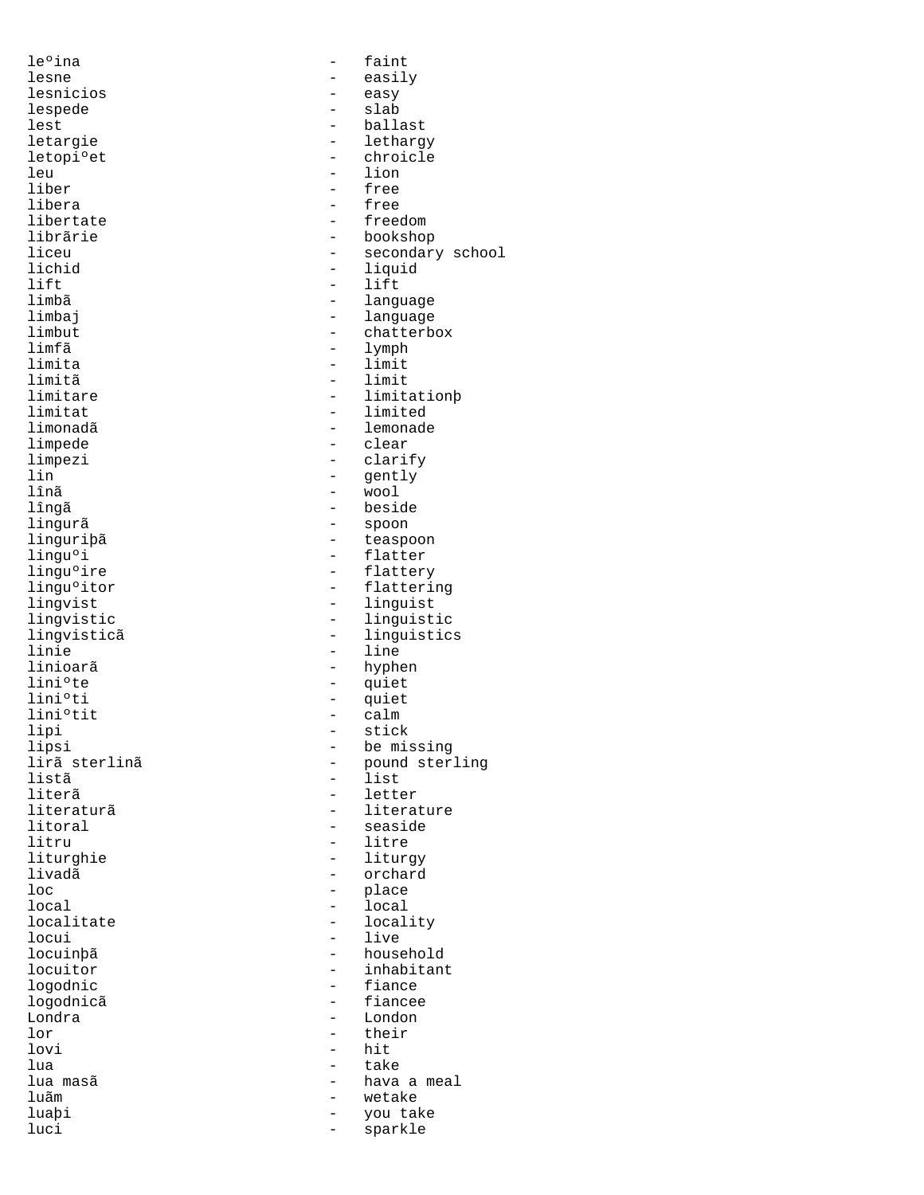leºina - faint
lesne - easily
lesnicios - easy
lespede - slab
lest - ballast
letargie - lethargy
letopiºet - chroicle
leu - lion
liber - free
libera - free
libertate - freedom
librãrie - bookshop
liceu - secondary school
lichid - liquid
lift - lift
limbã - language
limbaj - language
limbut - chatterbox
limfã - lymph
limita - limit
limitã - limit
limitare - limitationþ
limitat - limited
limonadã - lemonade
limpede - clear
limpezi - clarify
lin - gently
lînã - wool
lîngã - beside
lingurã - spoon
linguriþã - teaspoon
linguºi - flatter
linguºire - flattery
linguºitor - flattering
lingvist - linguist
lingvistic - linguistic
lingvisticã - linguistics
linie - line
linioarã - hyphen
liniºte - quiet
liniºti - quiet
liniºtit - calm
lipi - stick
lipsi - be missing
lirã sterlinã - pound sterling
listã - list
literã - letter
literaturã - literature
litoral - seaside
litru - litre
liturghie - liturgy
livadã - orchard
loc - place
local - local
localitate - locality
locui - live
locuinþã - household
locuitor - inhabitant
logodnic - fiance
logodnicã - fiancee
Londra - London
lor - their
lovi - hit
lua - take
lua masã - hava a meal
luãm - wetake
luaþi - you take
luci - sparkle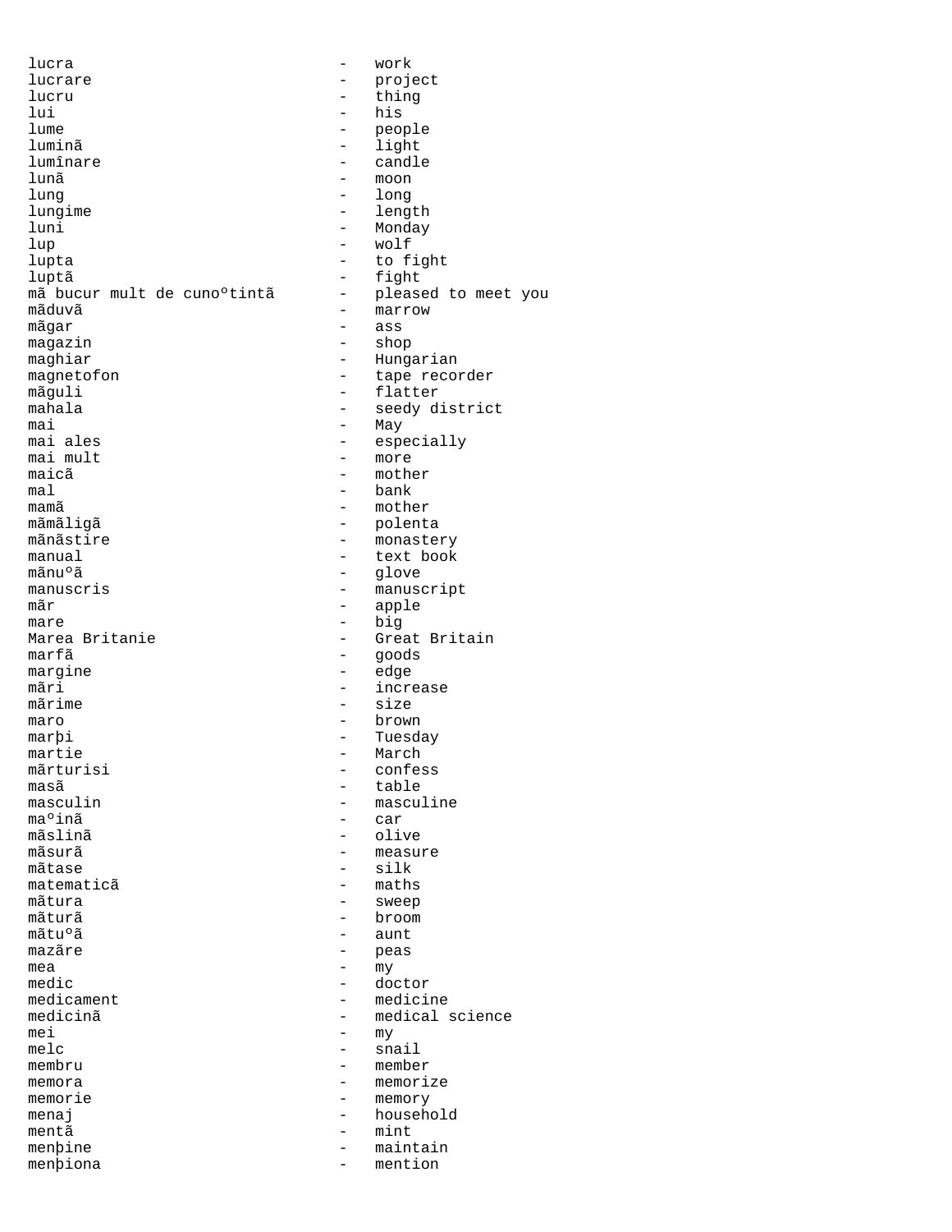lucra - work
lucrare - project
lucru - thing
lui - his
lume - people
luminã - light
lumînare - candle
lunã - moon
lung - long
lungime - length
luni - Monday
lup - wolf
lupta - to fight
luptã - fight
mã bucur mult de cunoºtintã - pleased to meet you
mãduvã - marrow
mãgar - ass
magazin - shop
maghiar - Hungarian
magnetofon - tape recorder
mãguli - flatter
mahala - seedy district
mai - May
mai ales - especially
mai mult - more
maicã - mother
mal - bank
mamã - mother
mãmãligã - polenta
mãnãstire - monastery
manual - text book
mãnuºã - glove
manuscris - manuscript
mãr - apple
mare - big
Marea Britanie - Great Britain
marfã - goods
margine - edge
mãri - increase
mãrime - size
maro - brown
marþi - Tuesday
martie - March
mãrturisi - confess
masã - table
masculin - masculine
maºinã - car
mãslinã - olive
mãsurã - measure
mãtase - silk
matematicã - maths
mãtura - sweep
mãturã - broom
mãtuºã - aunt
mazãre - peas
mea - my
medic - doctor
medicament - medicine
medicinã - medical science
mei - my
melc - snail
membru - member
memora - memorize
memorie - memory
menaj - household
mentã - mint
menþine - maintain
menþiona - mention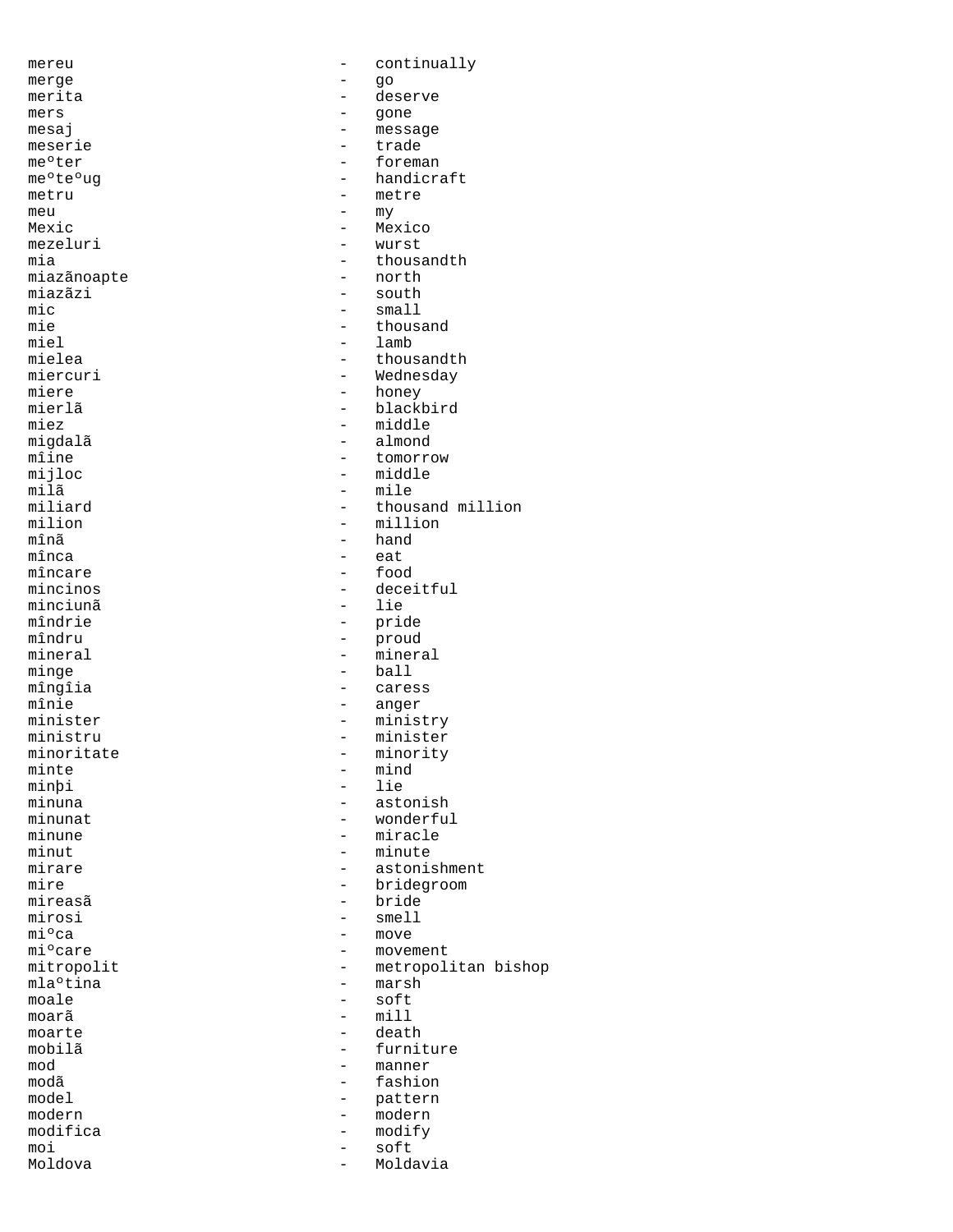mereu - continually
merge - go
merita - deserve
mers - gone
mesaj - message
meserie - trade
meºter - foreman
meºteºug - handicraft
metru - metre
meu - my
Mexic - Mexico
mezeluri - wurst
mia - thousandth
miazãnoapte - north
miazãzi - south
mic - small
mie - thousand
miel - lamb
mielea - thousandth
miercuri - Wednesday
miere - honey
mierlã - blackbird
miez - middle
migdalã - almond
mîine - tomorrow
mijloc - middle
milã - mile
miliard - thousand million
milion - million
mînã - hand
mînca - eat
mîncare - food
mincinos - deceitful
minciunã - lie
mîndrie - pride
mîndru - proud
mineral - mineral
minge - ball
mîngîia - caress
mînie - anger
minister - ministry
ministru - minister
minoritate - minority
minte - mind
minþi - lie
minuna - astonish
minunat - wonderful
minune - miracle
minut - minute
mirare - astonishment
mire - bridegroom
mireasã - bride
mirosi - smell
miºca - move
miºcare - movement
mitropolit - metropolitan bishop
mlaºtina - marsh
moale - soft
moarã - mill
moarte - death
mobilã - furniture
mod - manner
modã - fashion
model - pattern
modern - modern
modifica - modify
moi - soft
Moldova - Moldavia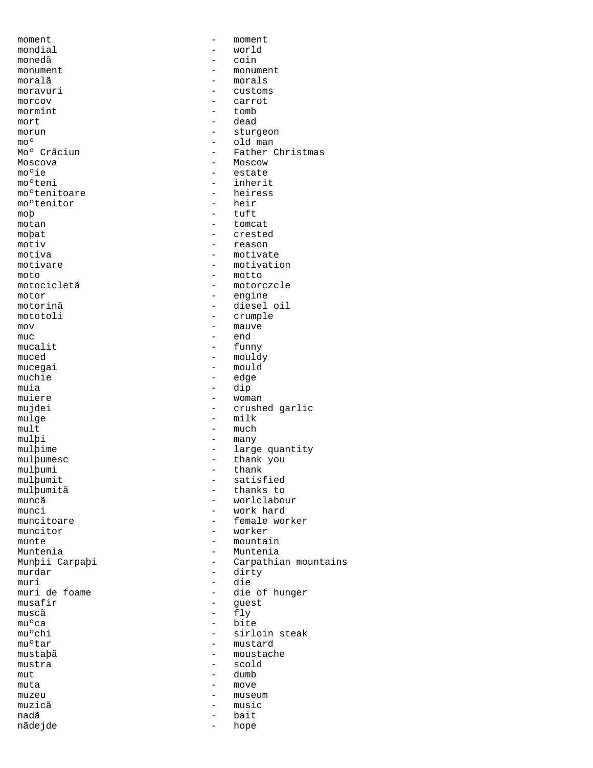moment - moment
mondial - world
monedã - coin
monument - monument
moralã - morals
moravuri - customs
morcov - carrot
mormînt - tomb
mort - dead
morun - sturgeon
moº - old man
Moº Crãciun - Father Christmas
Moscova - Moscow
moºie - estate
moºteni - inherit
moºtenitoare - heiress
moºtenitor - heir
moþ - tuft
motan - tomcat
moþat - crested
motiv - reason
motiva - motivate
motivare - motivation
moto - motto
motocicletã - motorczcle
motor - engine
motorinã - diesel oil
mototoli - crumple
mov - mauve
muc - end
mucalit - funny
muced - mouldy
mucegai - mould
muchie - edge
muia - dip
muiere - woman
mujdei - crushed garlic
mulge - milk
mult - much
mulþi - many
mulþime - large quantity
mulþumesc - thank you
mulþumi - thank
mulþumit - satisfied
mulþumitã - thanks to
muncã - worlclabour
munci - work hard
muncitoare - female worker
muncitor - worker
munte - mountain
Muntenia - Muntenia
Munþii Carpaþi - Carpathian mountains
murdar - dirty
muri - die
muri de foame - die of hunger
musafir - guest
muscã - fly
muºca - bite
muºchi - sirloin steak
muºtar - mustard
mustaþã - moustache
mustra - scold
mut - dumb
muta - move
muzeu - museum
muzicã - music
nadã - bait
nãdejde - hope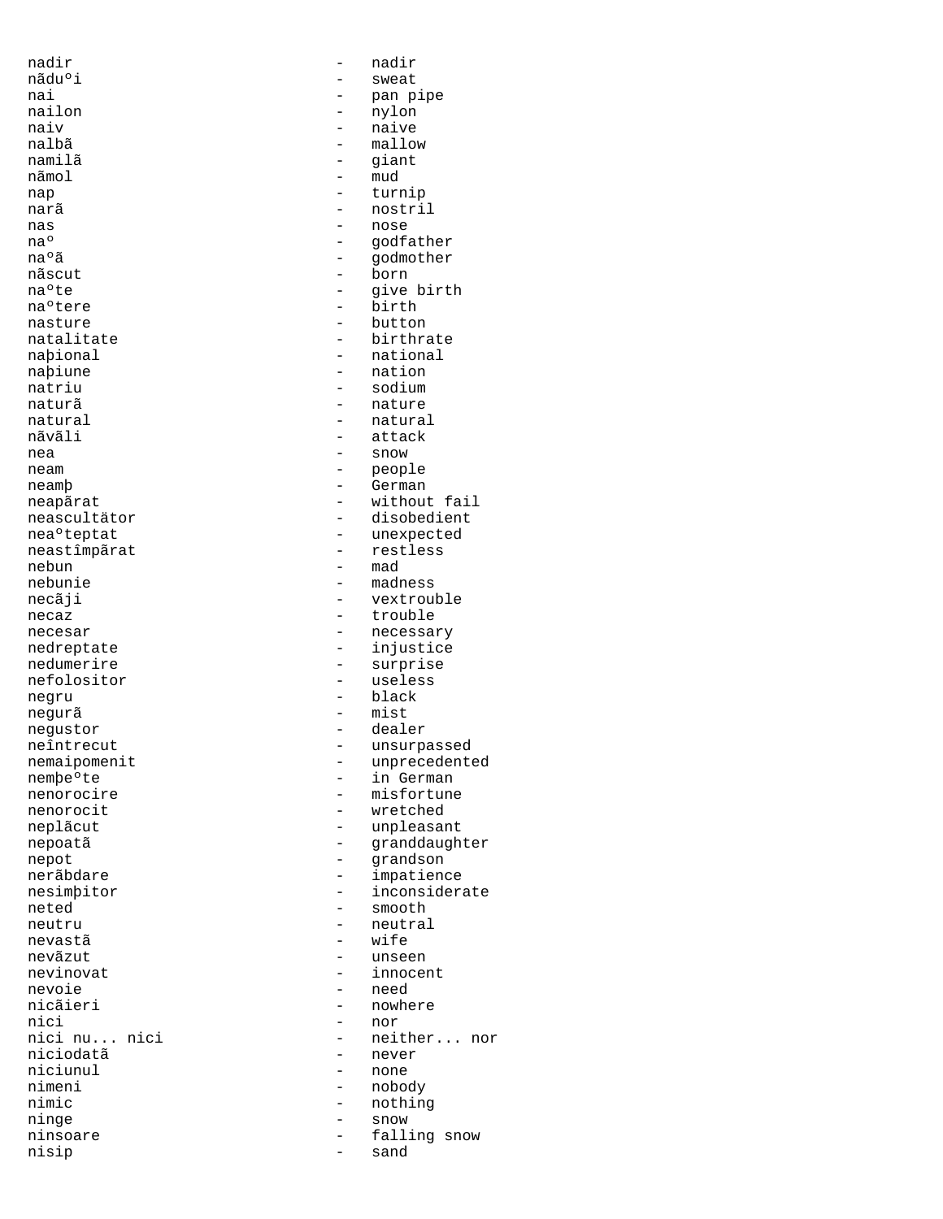nadir - nadir
nãduºi - sweat
nai - pan pipe
nailon - nylon
naiv - naive
nalbã - mallow
namilã - giant
nãmol - mud
nap - turnip
narã - nostril
nas - nose
naº - godfather
naºã - godmother
nãscut - born
naºte - give birth
naºtere - birth
nasture - button
natalitate - birthrate
naþional - national
naþiune - nation
natriu - sodium
naturã - nature
natural - natural
nãvãli - attack
nea - snow
neam - people
neamþ - German
neapãrat - without fail
neascultätor - disobedient
neaºteptat - unexpected
neastîmpãrat - restless
nebun - mad
nebunie - madness
necãji - vextrouble
necaz - trouble
necesar - necessary
nedreptate - injustice
nedumerire - surprise
nefolositor - useless
negru - black
negurã - mist
negustor - dealer
neîntrecut - unsurpassed
nemaipomenit - unprecedented
nemþeºte - in German
nenorocire - misfortune
nenorocit - wretched
neplãcut - unpleasant
nepoatã - granddaughter
nepot - grandson
nerãbdare - impatience
nesimþitor - inconsiderate
neted - smooth
neutru - neutral
nevastã - wife
nevãzut - unseen
nevinovat - innocent
nevoie - need
nicãieri - nowhere
nici - nor
nici nu... nici - neither... nor
niciodatã - never
niciunul - none
nimeni - nobody
nimic - nothing
ninge - snow
ninsoare - falling snow
nisip - sand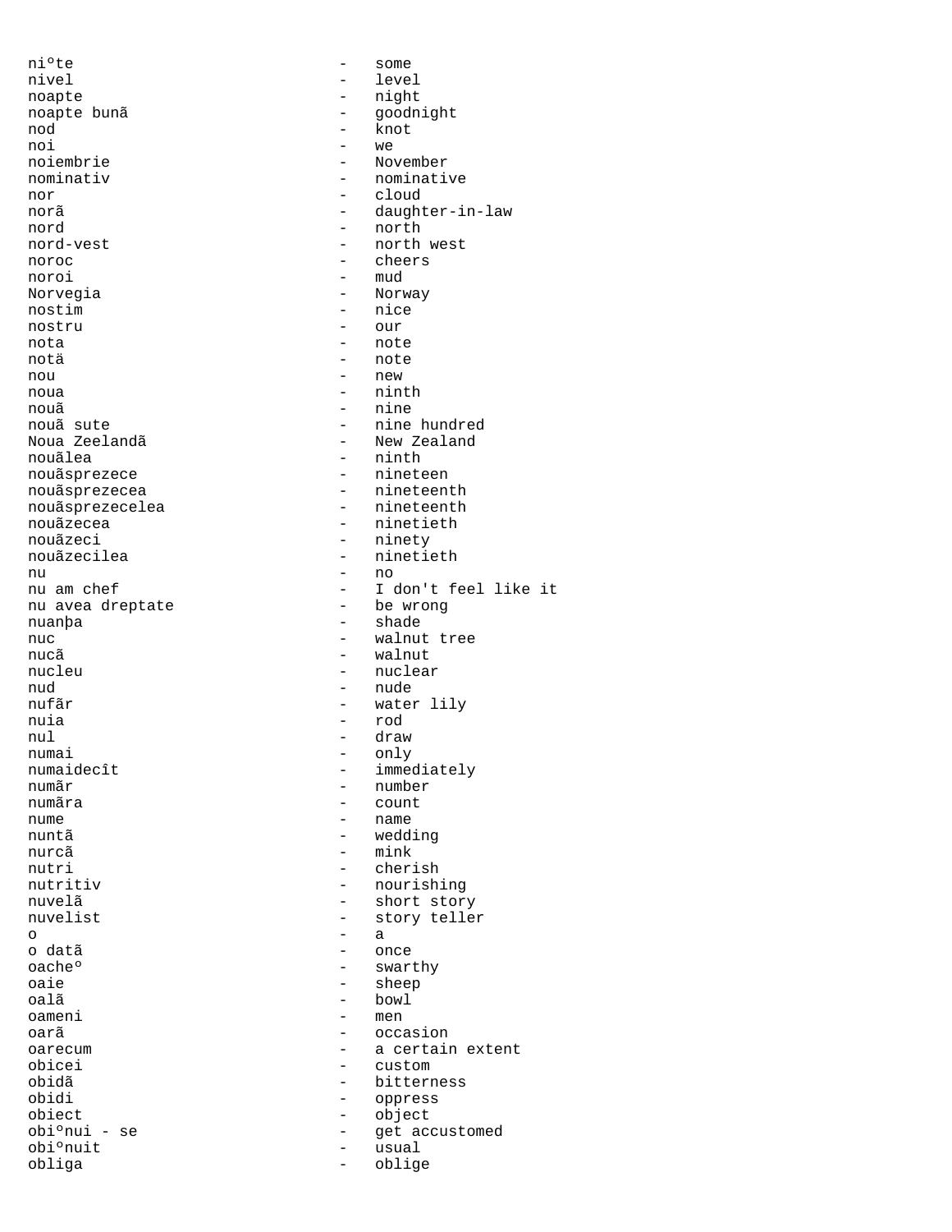niºte - some
nivel - level
noapte - night
noapte bunã - goodnight
nod - knot
noi - we
noiembrie - November
nominativ - nominative
nor - cloud
norã - daughter-in-law
nord - north
nord-vest - north west
noroc - cheers
noroi - mud
Norvegia - Norway
nostim - nice
nostru - our
nota - note
notä - note
nou - new
noua - ninth
nouã - nine
nouã sute - nine hundred
Noua Zeelandã - New Zealand
nouãlea - ninth
nouãsprezece - nineteen
nouãsprezecea - nineteenth
nouãsprezecelea - nineteenth
nouãzecea - ninetieth
nouãzeci - ninety
nouãzecilea - ninetieth
nu - no
nu am chef - I don't feel like it
nu avea dreptate - be wrong
nuanþa - shade
nuc - walnut tree
nucã - walnut
nucleu - nuclear
nud - nude
nufãr - water lily
nuia - rod
nul - draw
numai - only
numaidecît - immediately
numãr - number
numãra - count
nume - name
nuntã - wedding
nurcã - mink
nutri - cherish
nutritiv - nourishing
nuvelã - short story
nuvelist - story teller
o - a
o datã - once
oacheº - swarthy
oaie - sheep
oalã - bowl
oameni - men
oarã - occasion
oarecum - a certain extent
obicei - custom
obidã - bitterness
obidi - oppress
obiect - object
obiºnui - se - get accustomed
obiºnuit - usual
obliga - oblige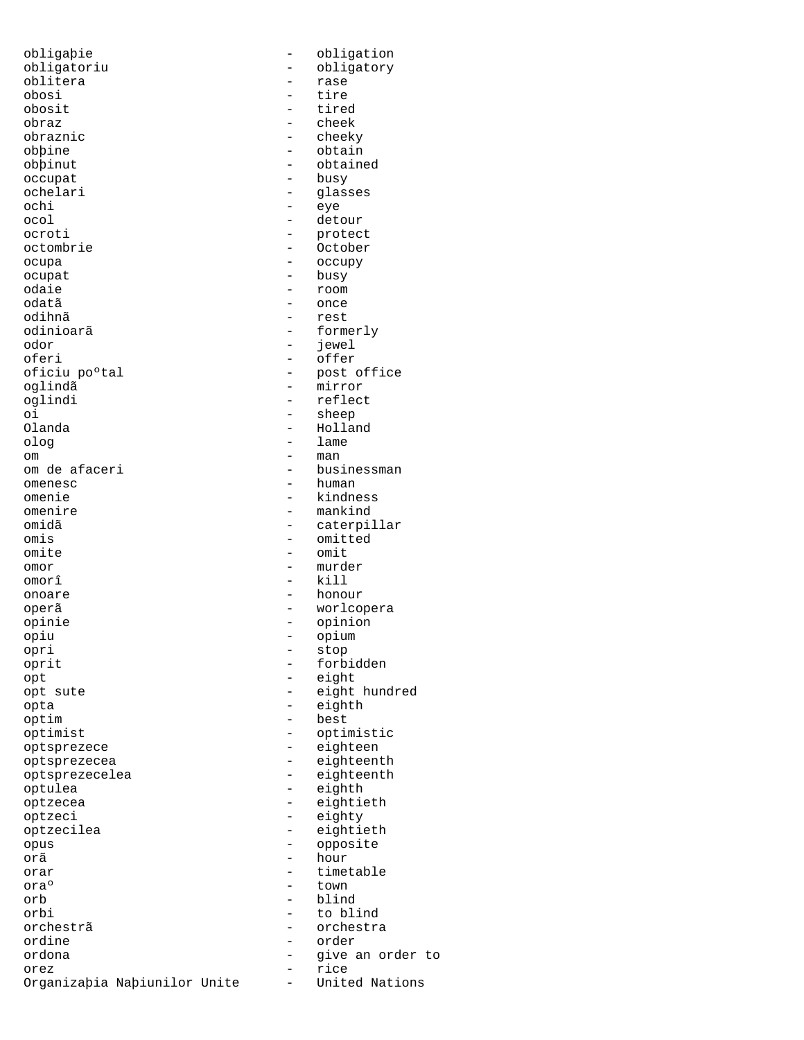obligaþie - obligation
obligatoriu - obligatory
oblitera - rase
obosi - tire
obosit - tired
obraz - cheek
obraznic - cheeky
obþine - obtain
obþinut - obtained
occupat - busy
ochelari - glasses
ochi - eye
ocol - detour
ocroti - protect
octombrie - October
ocupa - occupy
ocupat - busy
odaie - room
odatã - once
odihnã - rest
odinioarã - formerly
odor - jewel
oferi - offer
oficiu poºtal - post office
oglindã - mirror
oglindi - reflect
oi - sheep
Olanda - Holland
olog - lame
om - man
om de afaceri - businessman
omenesc - human
omenie - kindness
omenire - mankind
omidã - caterpillar
omis - omitted
omite - omit
omor - murder
omorî - kill
onoare - honour
operã - worlcopera
opinie - opinion
opiu - opium
opri - stop
oprit - forbidden
opt - eight
opt sute - eight hundred
opta - eighth
optim - best
optimist - optimistic
optsprezece - eighteen
optsprezecea - eighteenth
optsprezecelea - eighteenth
optulea - eighth
optzecea - eightieth
optzeci - eighty
optzecilea - eightieth
opus - opposite
orã - hour
orar - timetable
oraº - town
orb - blind
orbi - to blind
orchestrã - orchestra
ordine - order
ordona - give an order to
orez - rice
Organizaþia Naþiunilor Unite - United Nations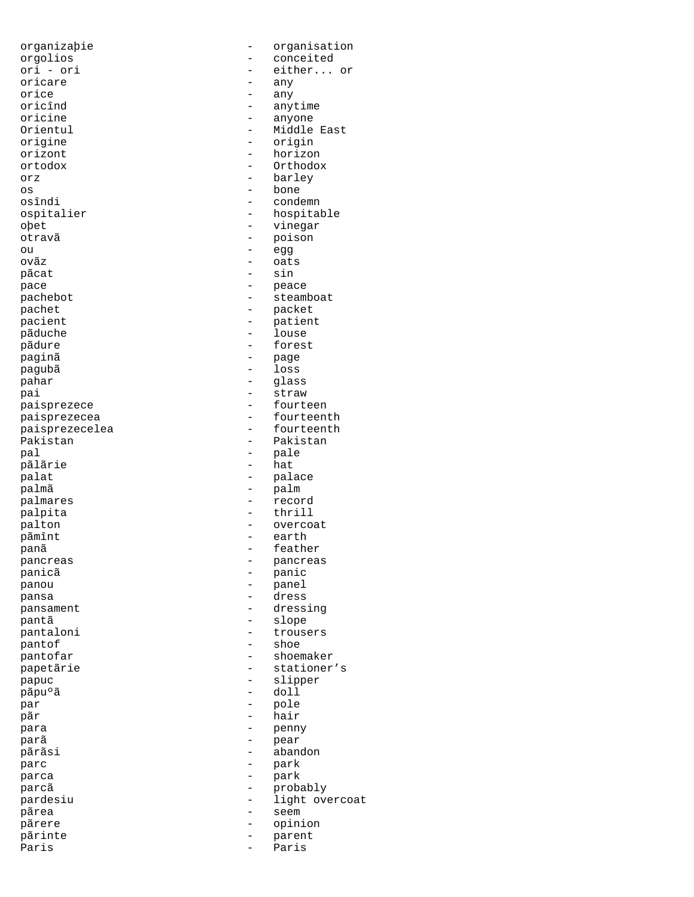organizaþie - organisation
orgolios - conceited
ori - ori - either... or
oricare - any
orice - any
oricînd - anytime
oricine - anyone
Orientul - Middle East
origine - origin
orizont - horizon
ortodox - Orthodox
orz - barley
os - bone
osîndi - condemn
ospitalier - hospitable
oþet - vinegar
otravã - poison
ou - egg
ovãz - oats
pãcat - sin
pace - peace
pachebot - steamboat
pachet - packet
pacient - patient
pãduche - louse
pãdure - forest
paginã - page
pagubã - loss
pahar - glass
pai - straw
paisprezece - fourteen
paisprezecea - fourteenth
paisprezecelea - fourteenth
Pakistan - Pakistan
pal - pale
pãlãrie - hat
palat - palace
palmã - palm
palmares - record
palpita - thrill
palton - overcoat
pãmînt - earth
panã - feather
pancreas - pancreas
panicã - panic
panou - panel
pansa - dress
pansament - dressing
pantã - slope
pantaloni - trousers
pantof - shoe
pantofar - shoemaker
papetãrie - stationer’s
papuc - slipper
pãpuºã - doll
par - pole
pãr - hair
para - penny
parã - pear
pãrãsi - abandon
parc - park
parca - park
parcã - probably
pardesiu - light overcoat
pãrea - seem
pãrere - opinion
pãrinte - parent
Paris - Paris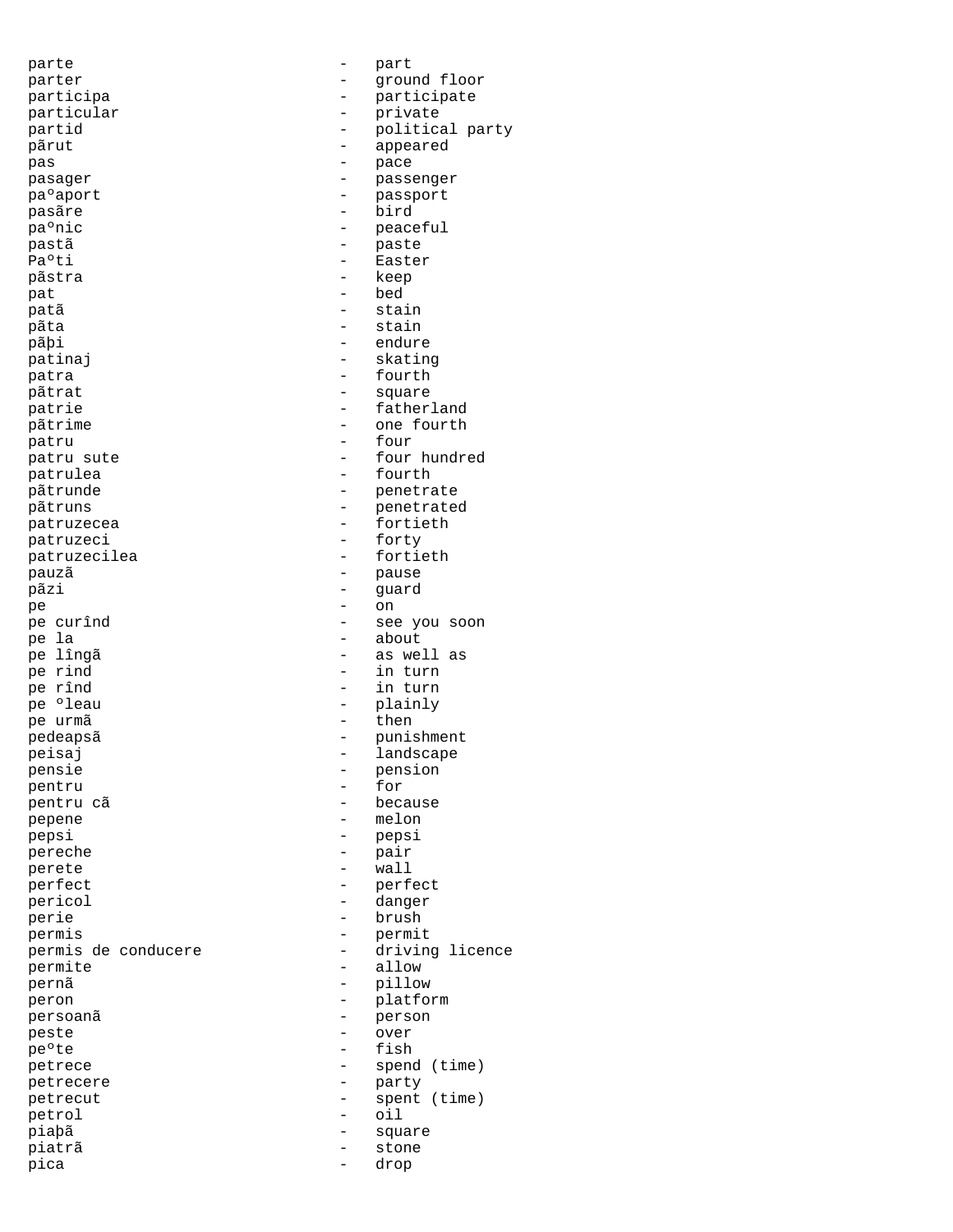parte - part
parter - ground floor
participa - participate
particular - private
partid - political party
pãrut - appeared
pas - pace
pasager - passenger
paºaport - passport
pasãre - bird
paºnic - peaceful
pastã - paste
Paºti - Easter
pãstra - keep
pat - bed
patã - stain
pãta - stain
pãþi - endure
patinaj - skating
patra - fourth
pãtrat - square
patrie - fatherland
pãtrime - one fourth
patru - four
patru sute - four hundred
patrulea - fourth
pãtrunde - penetrate
pãtruns - penetrated
patruzecea - fortieth
patruzeci - forty
patruzecilea - fortieth
pauzã - pause
pãzi - guard
pe - on
pe curînd - see you soon
pe la - about
pe lîngã - as well as
pe rind - in turn
pe rînd - in turn
pe ºleau - plainly
pe urmã - then
pedeapsã - punishment
peisaj - landscape
pensie - pension
pentru - for
pentru cã - because
pepene - melon
pepsi - pepsi
pereche - pair
perete - wall
perfect - perfect
pericol - danger
perie - brush
permis - permit
permis de conducere - driving licence
permite - allow
pernã - pillow
peron - platform
persoanã - person
peste - over
peºte - fish
petrece - spend (time)
petrecere - party
petrecut - spent (time)
petrol - oil
piaþã - square
piatrã - stone
pica - drop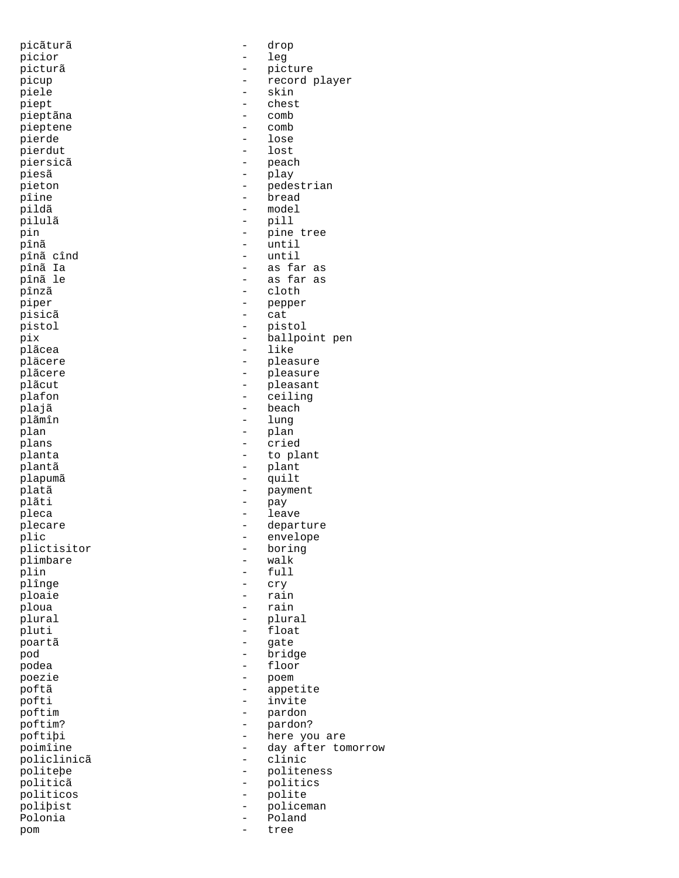picãturã - drop
picior - leg
picturã - picture
picup - record player
piele - skin
piept - chest
pieptãna - comb
pieptene - comb
pierde - lose
pierdut - lost
piersicã - peach
piesã - play
pieton - pedestrian
pîine - bread
pildã - model
pilulã - pill
pin - pine tree
pînã - until
pînã cînd - until
pînã Ia - as far as
pînã le - as far as
pînzã - cloth
piper - pepper
pisicã - cat
pistol - pistol
pix - ballpoint pen
plãcea - like
plăcere - pleasure
plãcere - pleasure
plãcut - pleasant
plafon - ceiling
plajã - beach
plãmîn - lung
plan - plan
plans - cried
planta - to plant
plantã - plant
plapumã - quilt
platã - payment
plãti - pay
pleca - leave
plecare - departure
plic - envelope
plictisitor - boring
plimbare - walk
plin - full
plînge - cry
ploaie - rain
ploua - rain
plural - plural
pluti - float
poartã - gate
pod - bridge
podea - floor
poezie - poem
poftã - appetite
pofti - invite
poftim - pardon
poftim? - pardon?
poftiþi - here you are
poimîine - day after tomorrow
policlinicã - clinic
politeþe - politeness
politicã - politics
politicos - polite
poliþist - policeman
Polonia - Poland
pom - tree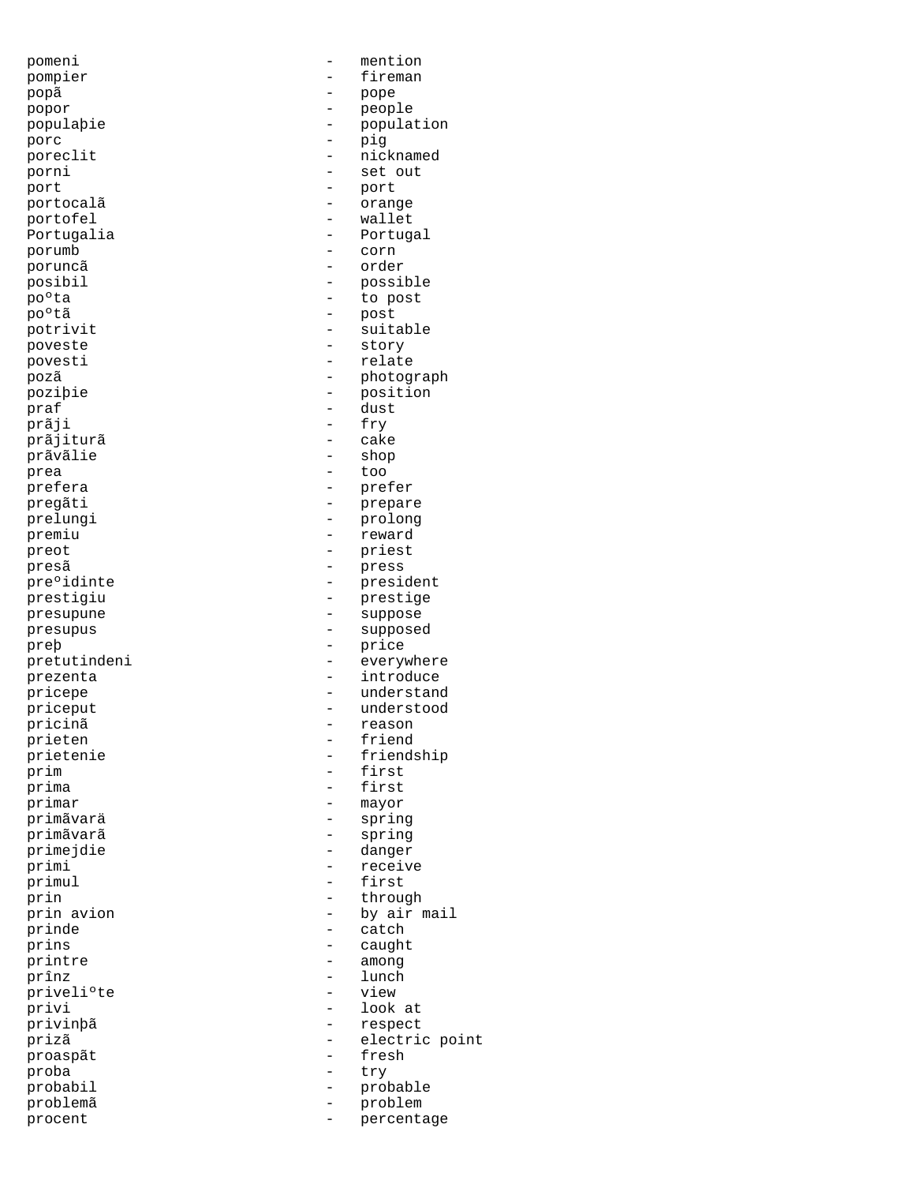pomeni - mention
pompier - fireman
popã - pope
popor - people
populaþie - population
porc - pig
poreclit - nicknamed
porni - set out
port - port
portocalã - orange
portofel - wallet
Portugalia - Portugal
porumb - corn
poruncã - order
posibil - possible
poºta - to post
poºtã - post
potrivit - suitable
poveste - story
povesti - relate
pozã - photograph
poziþie - position
praf - dust
prãji - fry
prãjiturã - cake
prãvãlie - shop
prea - too
prefera - prefer
pregãti - prepare
prelungi - prolong
premiu - reward
preot - priest
presã - press
preºidinte - president
prestigiu - prestige
presupune - suppose
presupus - supposed
preþ - price
pretutindeni - everywhere
prezenta - introduce
pricepe - understand
priceput - understood
pricinã - reason
prieten - friend
prietenie - friendship
prim - first
prima - first
primar - mayor
primãvarä - spring
primãvarã - spring
primejdie - danger
primi - receive
primul - first
prin - through
prin avion - by air mail
prinde - catch
prins - caught
printre - among
prînz - lunch
priveliºte - view
privi - look at
privinþã - respect
prizã - electric point
proaspãt - fresh
proba - try
probabil - probable
problemã - problem
procent - percentage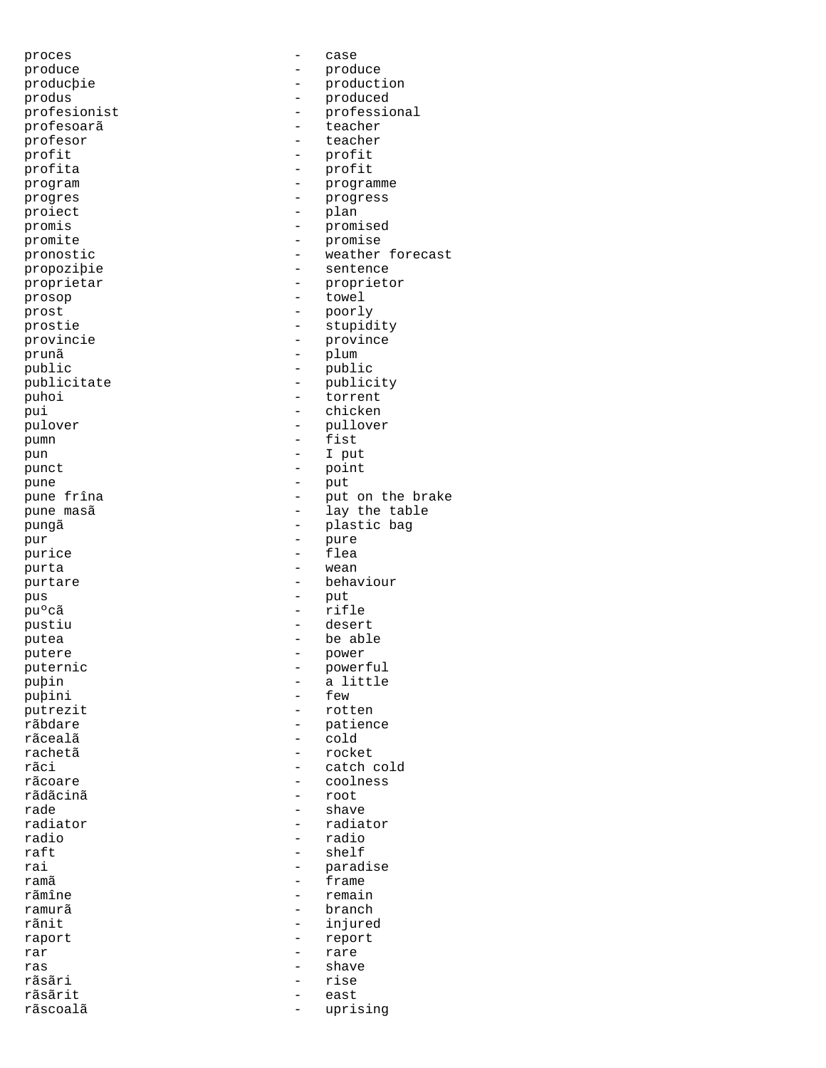proces - case
produce - produce
producþie - production
produs - produced
profesionist - professional
profesoarã - teacher
profesor - teacher
profit - profit
profita - profit
program - programme
progres - progress
proiect - plan
promis - promised
promite - promise
pronostic - weather forecast
propoziþie - sentence
proprietar - proprietor
prosop - towel
prost - poorly
prostie - stupidity
provincie - province
prunã - plum
public - public
publicitate - publicity
puhoi - torrent
pui - chicken
pulover - pullover
pumn - fist
pun - I put
punct - point
pune - put
pune frîna - put on the brake
pune masã - lay the table
pungã - plastic bag
pur - pure
purice - flea
purta - wean
purtare - behaviour
pus - put
puºcã - rifle
pustiu - desert
putea - be able
putere - power
puternic - powerful
puþin - a little
puþini - few
putrezit - rotten
rãbdare - patience
rãcealã - cold
rachetã - rocket
rãci - catch cold
rãcoare - coolness
rãdãcinã - root
rade - shave
radiator - radiator
radio - radio
raft - shelf
rai - paradise
ramã - frame
rãmîne - remain
ramurã - branch
rãnit - injured
raport - report
rar - rare
ras - shave
rãsãri - rise
rãsãrit - east
rãscoalã - uprising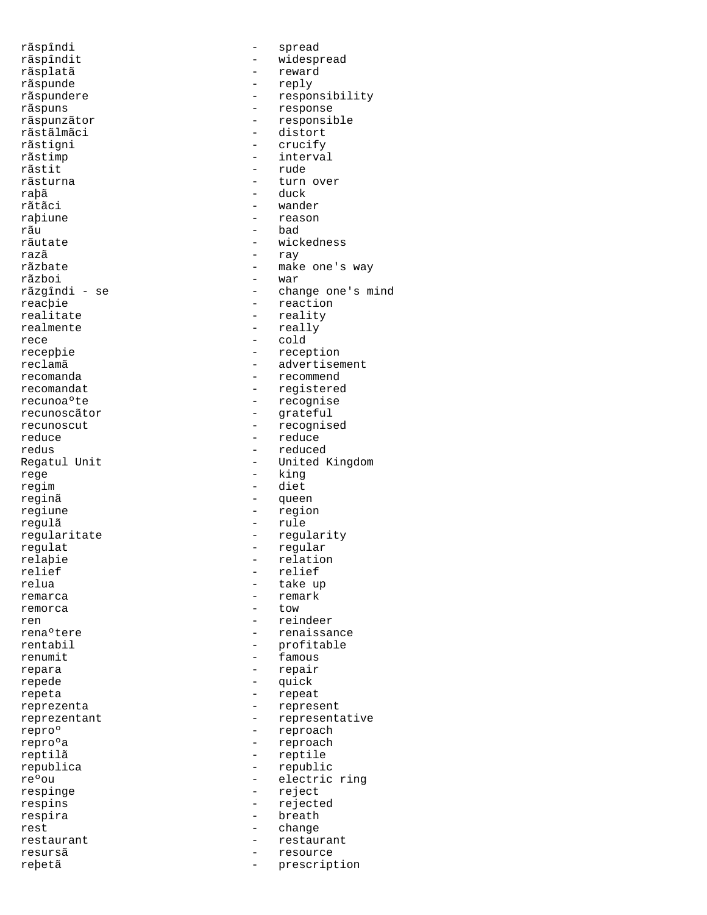rãspîndi - spread
rãspîndit - widespread
rãsplatã - reward
rãspunde - reply
rãspundere - responsibility
rãspuns - response
rãspunzãtor - responsible
rãstãlmãci - distort
rãstigni - crucify
rãstimp - interval
rãstit - rude
rãsturna - turn over
raþã - duck
rãtãci - wander
raþiune - reason
rãu - bad
rãutate - wickedness
razã - ray
rãzbate - make one's way
rãzboi - war
rãzgîndi - se - change one's mind
reacþie - reaction
realitate - reality
realmente - really
rece - cold
recepþie - reception
reclamã - advertisement
recomanda - recommend
recomandat - registered
recunoaºte - recognise
recunoscãtor - grateful
recunoscut - recognised
reduce - reduce
redus - reduced
Regatul Unit - United Kingdom
rege - king
regim - diet
reginã - queen
regiune - region
regulã - rule
regularitate - regularity
regulat - regular
relaþie - relation
relief - relief
relua - take up
remarca - remark
remorca - tow
ren - reindeer
renaºtere - renaissance
rentabil - profitable
renumit - famous
repara - repair
repede - quick
repeta - repeat
reprezenta - represent
reprezentant - representative
reproº - reproach
reproºa - reproach
reptilã - reptile
republica - republic
reºou - electric ring
respinge - reject
respins - rejected
respira - breath
rest - change
restaurant - restaurant
resursã - resource
reþetã - prescription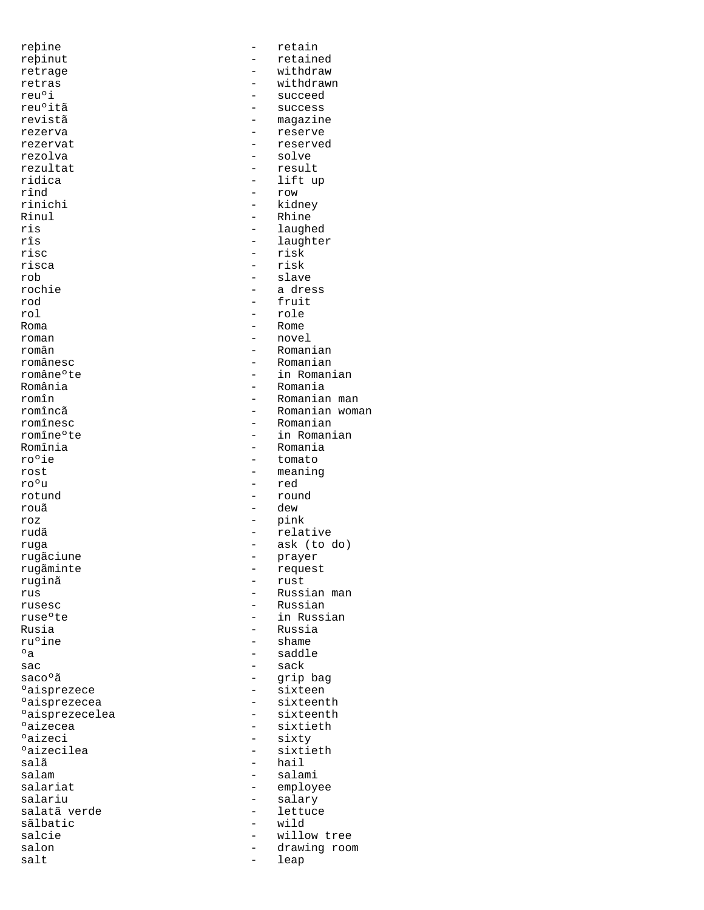reþine - retain
reþinut - retained
retrage - withdraw
retras - withdrawn
reuºi - succeed
reuºitã - success
revistã - magazine
rezerva - reserve
rezervat - reserved
rezolva - solve
rezultat - result
ridica - lift up
rînd - row
rinichi - kidney
Rinul - Rhine
ris - laughed
rîs - laughter
risc - risk
risca - risk
rob - slave
rochie - a dress
rod - fruit
rol - role
Roma - Rome
roman - novel
român - Romanian
românesc - Romanian
româneºte - in Romanian
România - Romania
romîn - Romanian man
romîncã - Romanian woman
romînesc - Romanian
romîneºte - in Romanian
Romînia - Romania
roºie - tomato
rost - meaning
roºu - red
rotund - round
rouã - dew
roz - pink
rudã - relative
ruga - ask (to do)
rugãciune - prayer
rugãminte - request
ruginã - rust
rus - Russian man
rusesc - Russian
ruseºte - in Russian
Rusia - Russia
ruºine - shame
ºa - saddle
sac - sack
sacoºã - grip bag
ºaisprezece - sixteen
ºaisprezecea - sixteenth
ºaisprezecelea - sixteenth
ºaizecea - sixtieth
ºaizeci - sixty
ºaizecilea - sixtieth
salã - hail
salam - salami
salariat - employee
salariu - salary
salatã verde - lettuce
sãlbatic - wild
salcie - willow tree
salon - drawing room
salt - leap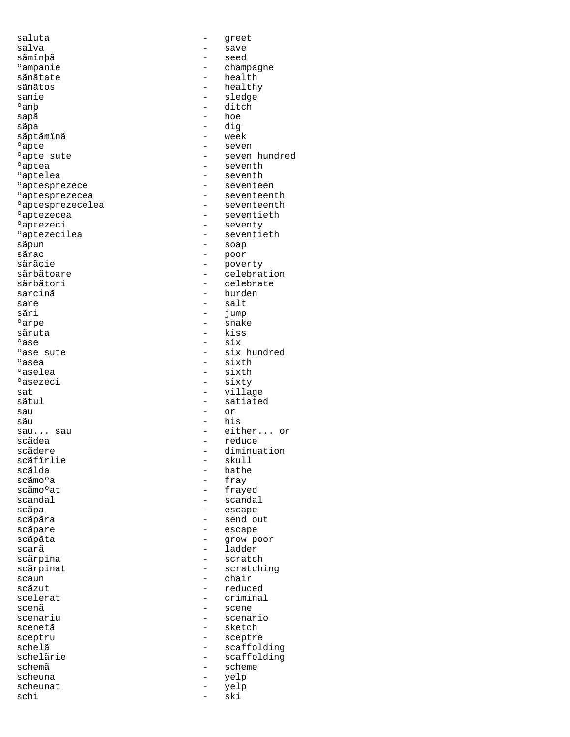saluta - greet
salva - save
sãmînþã - seed
ºampanie - champagne
sãnãtate - health
sãnãtos - healthy
sanie - sledge
ºanþ - ditch
sapã - hoe
sãpa - dig
sãptãmînã - week
ºapte - seven
ºapte sute - seven hundred
ºaptea - seventh
ºaptelea - seventh
ºaptesprezece - seventeen
ºaptesprezecea - seventeenth
ºaptesprezecelea - seventeenth
ºaptezecea - seventieth
ºaptezeci - seventy
ºaptezecilea - seventieth
sãpun - soap
sãrac - poor
sãrãcie - poverty
sãrbãtoare - celebration
sãrbãtori - celebrate
sarcinã - burden
sare - salt
sãri - jump
ºarpe - snake
sãruta - kiss
ºase - six
ºase sute - six hundred
ºasea - sixth
ºaselea - sixth
ºasezeci - sixty
sat - village
sãtul - satiated
sau - or
sãu - his
sau... sau - either... or
scãdea - reduce
scãdere - diminuation
scãfîrlie - skull
scãlda - bathe
scãmoºa - fray
scãmoºat - frayed
scandal - scandal
scãpa - escape
scãpãra - send out
scãpare - escape
scãpãta - grow poor
scarã - ladder
scãrpina - scratch
scãrpinat - scratching
scaun - chair
scãzut - reduced
scelerat - criminal
scenã - scene
scenariu - scenario
scenetã - sketch
sceptru - sceptre
schelã - scaffolding
schelãrie - scaffolding
schemã - scheme
scheuna - yelp
scheunat - yelp
schi - ski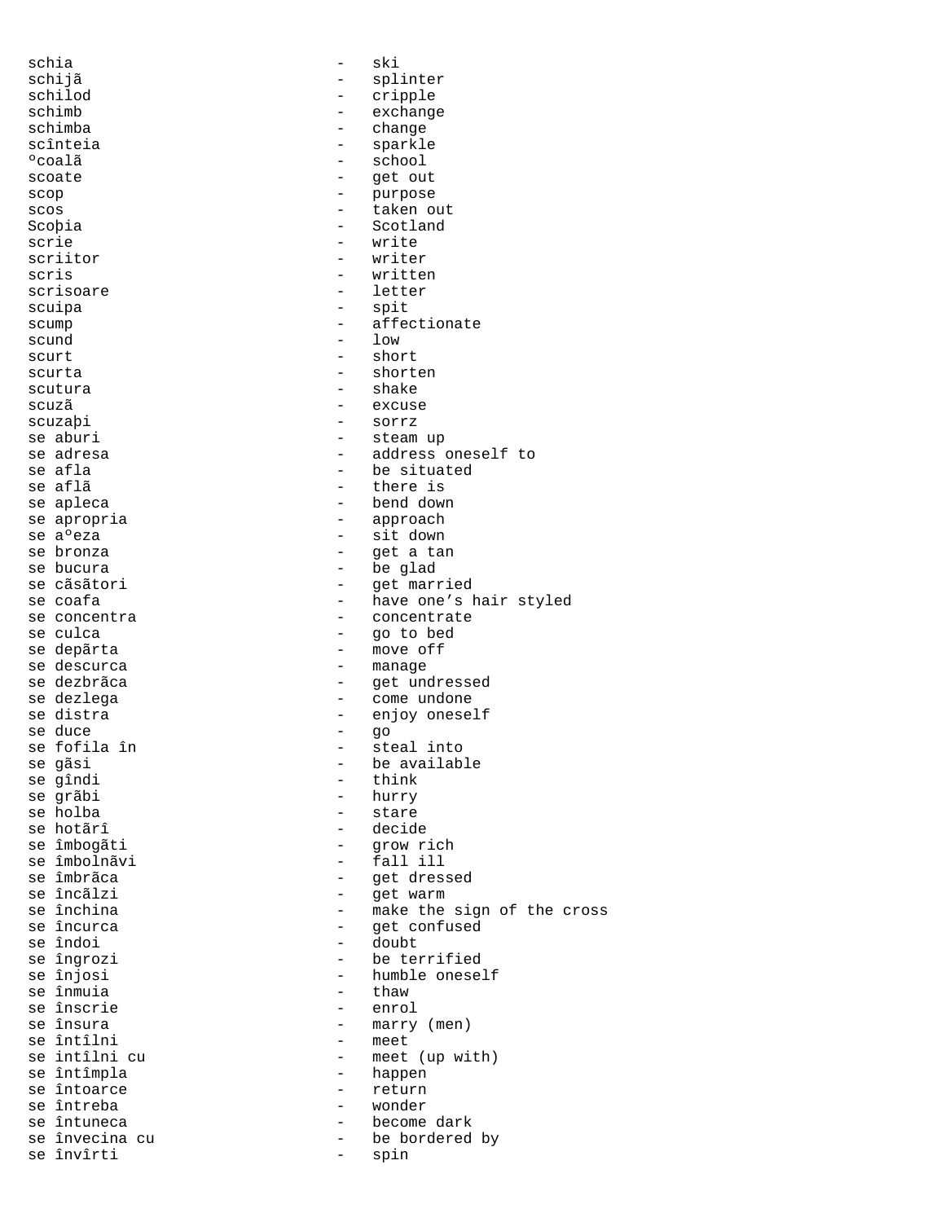schia - ski
schijã - splinter
schilod - cripple
schimb - exchange
schimba - change
scînteia - sparkle
ºcoalã - school
scoate - get out
scop - purpose
scos - taken out
Scoþia - Scotland
scrie - write
scriitor - writer
scris - written
scrisoare - letter
scuipa - spit
scump - affectionate
scund - low
scurt - short
scurta - shorten
scutura - shake
scuzã - excuse
scuzaþi - sorrz
se aburi - steam up
se adresa - address oneself to
se afla - be situated
se aflã - there is
se apleca - bend down
se apropria - approach
se aºeza - sit down
se bronza - get a tan
se bucura - be glad
se cãsãtori - get married
se coafa - have one’s hair styled
se concentra - concentrate
se culca - go to bed
se depãrta - move off
se descurca - manage
se dezbrãca - get undressed
se dezlega - come undone
se distra - enjoy oneself
se duce - go
se fofila în - steal into
se gãsi - be available
se gîndi - think
se grãbi - hurry
se holba - stare
se hotãrî - decide
se îmbogãti - grow rich
se îmbolnãvi - fall ill
se îmbrãca - get dressed
se încãlzi - get warm
se închina - make the sign of the cross
se încurca - get confused
se îndoi - doubt
se îngrozi - be terrified
se înjosi - humble oneself
se înmuia - thaw
se înscrie - enrol
se însura - marry (men)
se întîlni - meet
se întîlni cu - meet (up with)
se întîmpla - happen
se întoarce - return
se întreba - wonder
se întuneca - become dark
se învecina cu - be bordered by
se învîrti - spin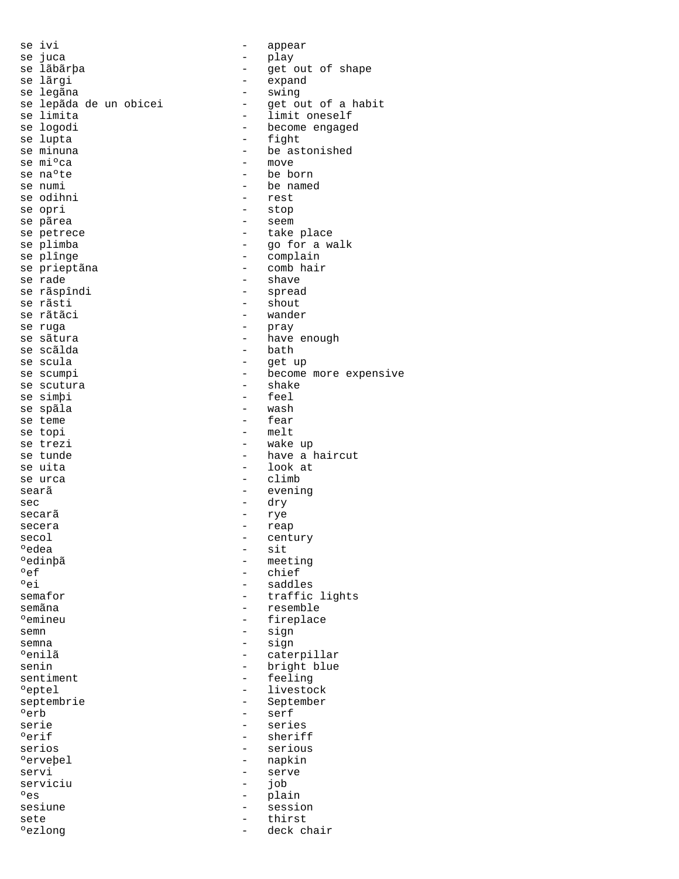se ivi - appear
se juca - play
se lãbãrþa - get out of shape
se lãrgi - expand
se legãna - swing
se lepãda de un obicei - get out of a habit
se limita - limit oneself
se logodi - become engaged
se lupta - fight
se minuna - be astonished
se miºca - move
se naºte - be born
se numi - be named
se odihni - rest
se opri - stop
se pãrea - seem
se petrece - take place
se plimba - go for a walk
se plînge - complain
se prieptãna - comb hair
se rade - shave
se rãspîndi - spread
se rãsti - shout
se rãtãci - wander
se ruga - pray
se sãtura - have enough
se scãlda - bath
se scula - get up
se scumpi - become more expensive
se scutura - shake
se simþi - feel
se spãla - wash
se teme - fear
se topi - melt
se trezi - wake up
se tunde - have a haircut
se uita - look at
se urca - climb
searã - evening
sec - dry
secarã - rye
secera - reap
secol - century
ºedea - sit
ºedinþã - meeting
ºef - chief
ºei - saddles
semafor - traffic lights
semãna - resemble
ºemineu - fireplace
semn - sign
semna - sign
ºenilã - caterpillar
senin - bright blue
sentiment - feeling
ºeptel - livestock
septembrie - September
ºerb - serf
serie - series
ºerif - sheriff
serios - serious
ºerveþel - napkin
servi - serve
serviciu - job
ºes - plain
sesiune - session
sete - thirst
ºezlong - deck chair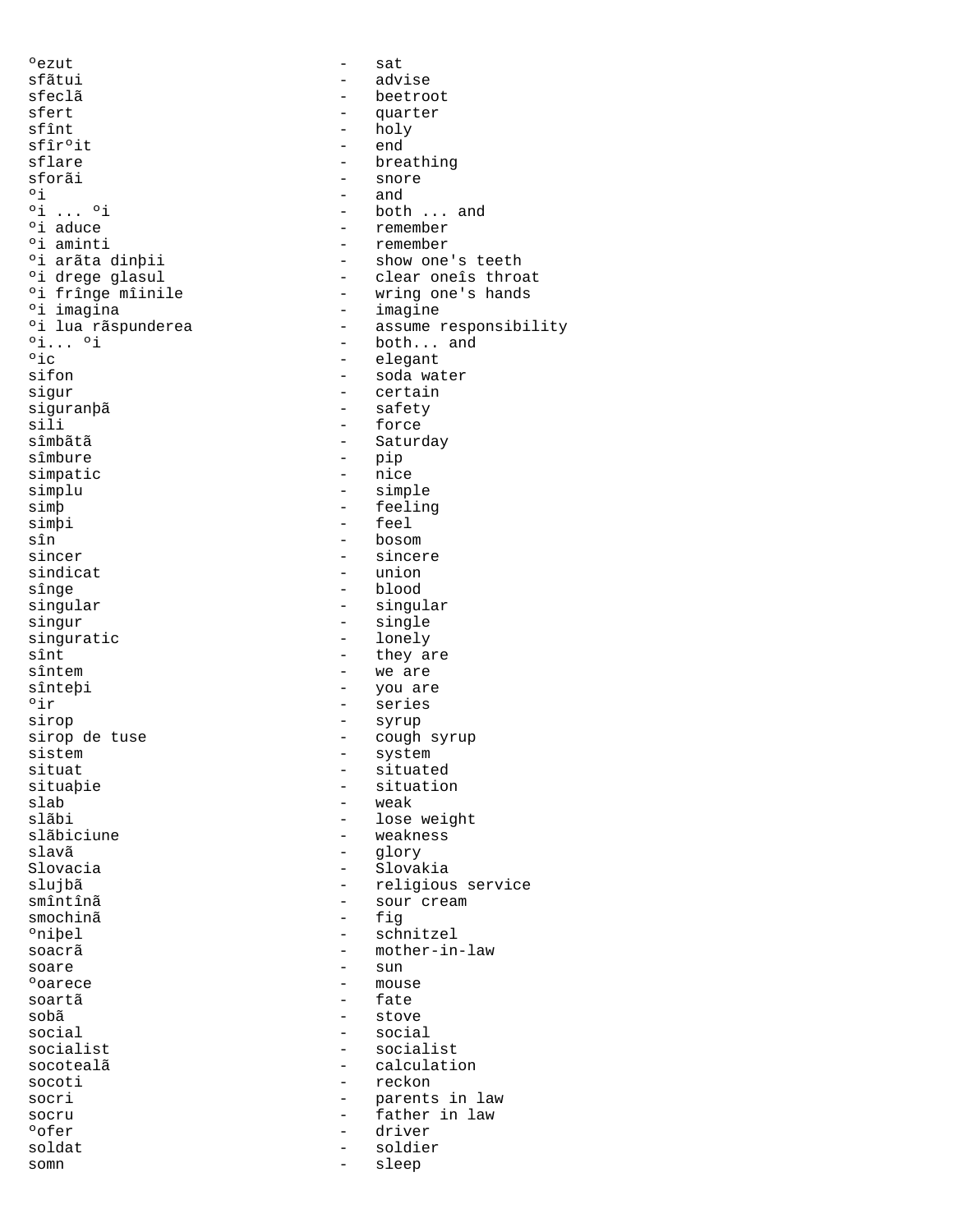ºezut - sat
sfãtui - advise
sfeclã - beetroot
sfert - quarter
sfînt - holy
sfîrºit - end
sflare - breathing
sforãi - snore
ºi - and
ºi ... ºi - both ... and
ºi aduce - remember
ºi aminti - remember
ºi arãta dinþii - show one's teeth
ºi drege glasul - clear oneîs throat
ºi frînge mîinile - wring one's hands
ºi imagina - imagine
ºi lua rãspunderea - assume responsibility
ºi... ºi - both... and
ºic - elegant
sifon - soda water
sigur - certain
siguranþã - safety
sili - force
sîmbãtã - Saturday
sîmbure - pip
simpatic - nice
simplu - simple
simþ - feeling
simþi - feel
sîn - bosom
sincer - sincere
sindicat - union
sînge - blood
singular - singular
singur - single
singuratic - lonely
sînt - they are
sîntem - we are
sînteþi - you are
ºir - series
sirop - syrup
sirop de tuse - cough syrup
sistem - system
situat - situated
situaþie - situation
slab - weak
slãbi - lose weight
slãbiciune - weakness
slavã - glory
Slovacia - Slovakia
slujbã - religious service
smîntînã - sour cream
smochinã - fig
ºniþel - schnitzel
soacrã - mother-in-law
soare - sun
ºoarece - mouse
soartã - fate
sobã - stove
social - social
socialist - socialist
socotealã - calculation
socoti - reckon
socri - parents in law
socru - father in law
ºofer - driver
soldat - soldier
somn - sleep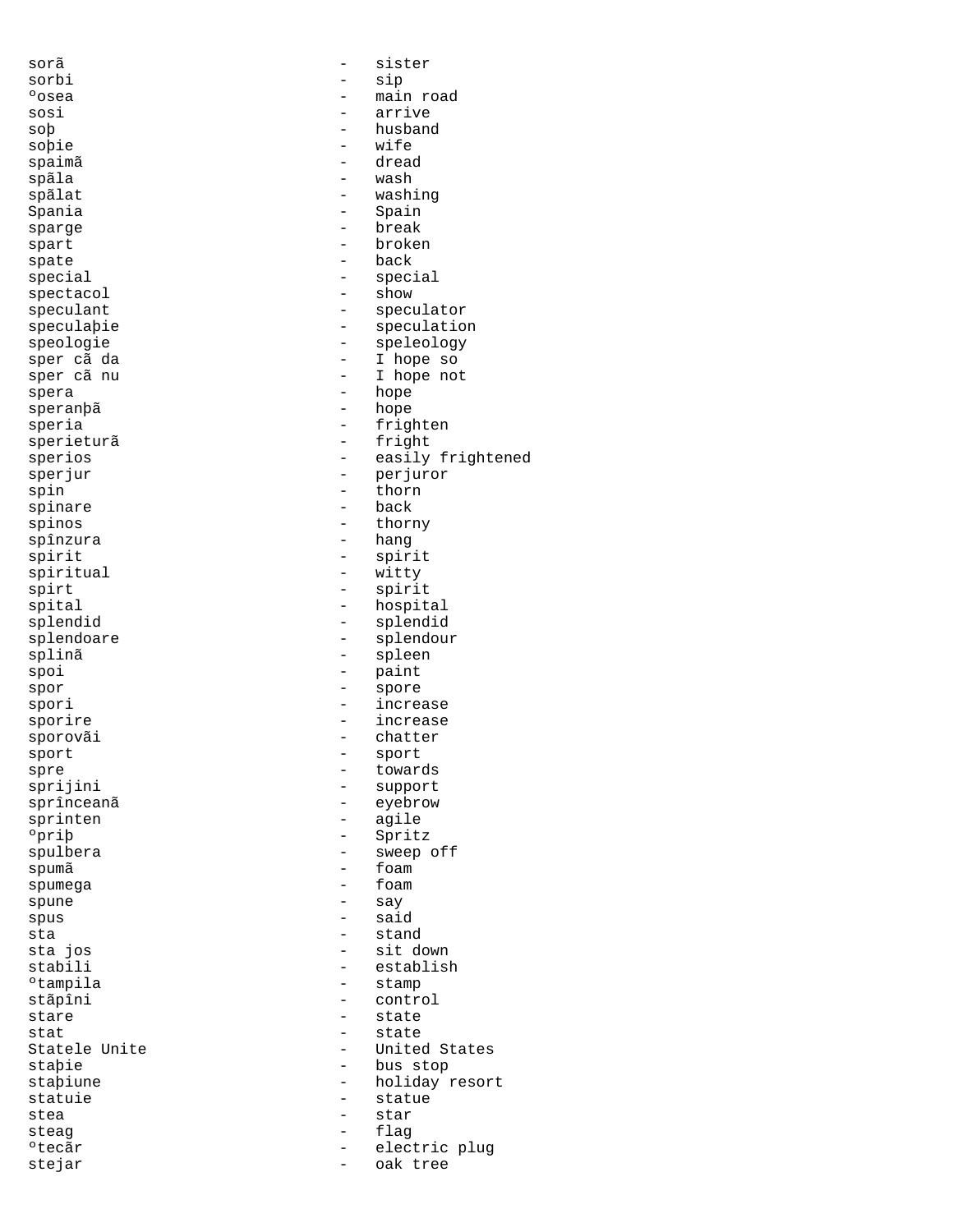sorã - sister
sorbi - sip
ºosea - main road
sosi - arrive
soþ - husband
soþie - wife
spaimã - dread
spãla - wash
spãlat - washing
Spania - Spain
sparge - break
spart - broken
spate - back
special - special
spectacol - show
speculant - speculator
speculaþie - speculation
speologie - speleology
sper cã da - I hope so
sper cã nu - I hope not
spera - hope
speranþã - hope
speria - frighten
sperieturã - fright
sperios - easily frightened
sperjur - perjuror
spin - thorn
spinare - back
spinos - thorny
spînzura - hang
spirit - spirit
spiritual - witty
spirt - spirit
spital - hospital
splendid - splendid
splendoare - splendour
splinã - spleen
spoi - paint
spor - spore
spori - increase
sporire - increase
sporovãi - chatter
sport - sport
spre - towards
sprijini - support
sprînceanã - eyebrow
sprinten - agile
ºpriþ - Spritz
spulbera - sweep off
spumã - foam
spumega - foam
spune - say
spus - said
sta - stand
sta jos - sit down
stabili - establish
ºtampila - stamp
stãpîni - control
stare - state
stat - state
Statele Unite - United States
staþie - bus stop
staþiune - holiday resort
statuie - statue
stea - star
steag - flag
ºtecãr - electric plug
stejar - oak tree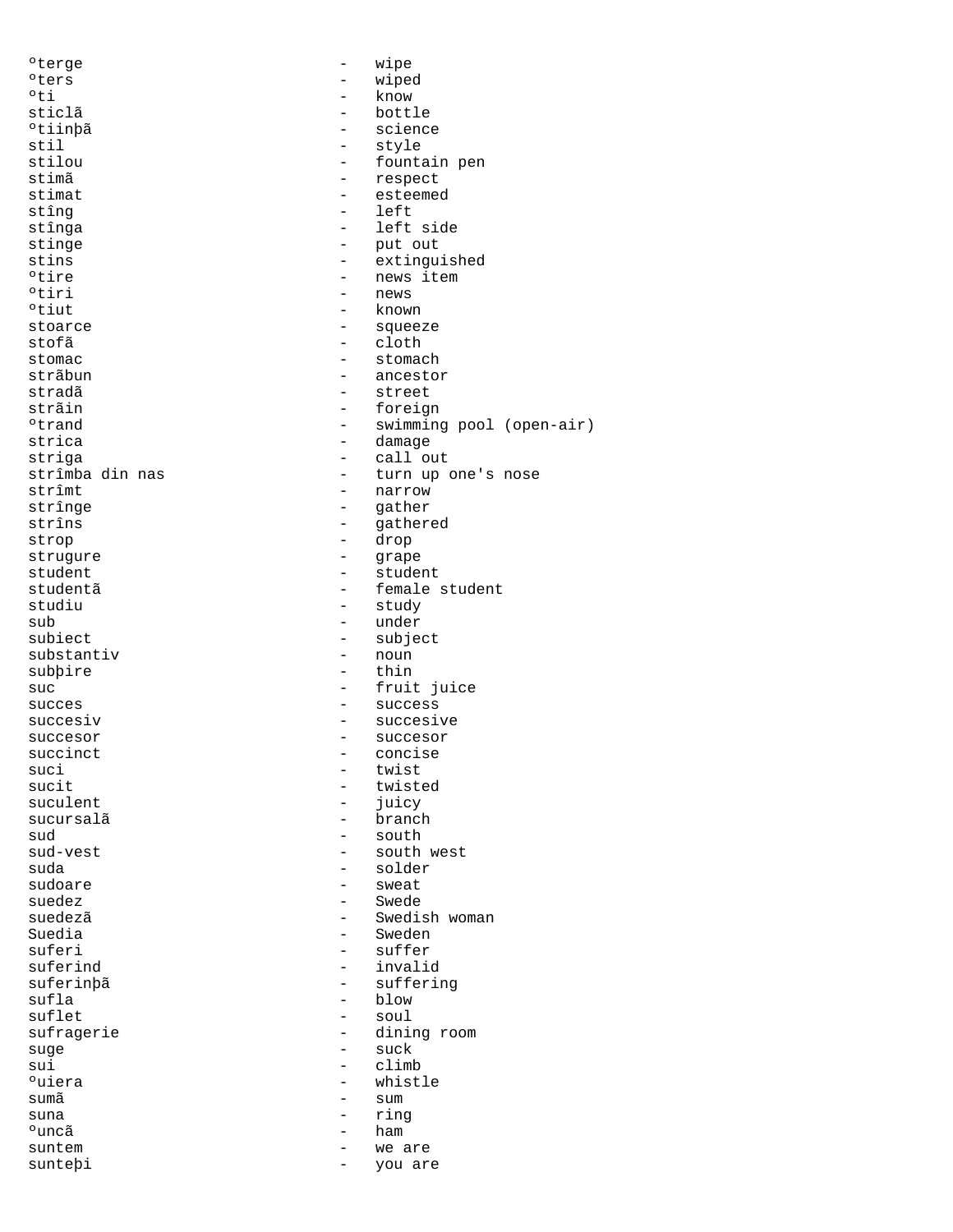ºterge - wipe
ºters - wiped
ºti - know
sticlã - bottle
ºtiinþã - science
stil - style
stilou - fountain pen
stimã - respect
stimat - esteemed
stîng - left
stînga - left side
stinge - put out
stins - extinguished
ºtire - news item
ºtiri - news
ºtiut - known
stoarce - squeeze
stofã - cloth
stomac - stomach
strãbun - ancestor
stradã - street
strãin - foreign
ºtrand - swimming pool (open-air)
strica - damage
striga - call out
strîmba din nas - turn up one's nose
strîmt - narrow
strînge - gather
strîns - gathered
strop - drop
strugure - grape
student - student
studentã - female student
studiu - study
sub - under
subiect - subject
substantiv - noun
subþire - thin
suc - fruit juice
succes - success
succesiv - succesive
succesor - succesor
succinct - concise
suci - twist
sucit - twisted
suculent - juicy
sucursalã - branch
sud - south
sud-vest - south west
suda - solder
sudoare - sweat
suedez - Swede
suedezã - Swedish woman
Suedia - Sweden
suferi - suffer
suferind - invalid
suferinþã - suffering
sufla - blow
suflet - soul
sufragerie - dining room
suge - suck
sui - climb
ºuiera - whistle
sumã - sum
suna - ring
ºuncã - ham
suntem - we are
sunteþi - you are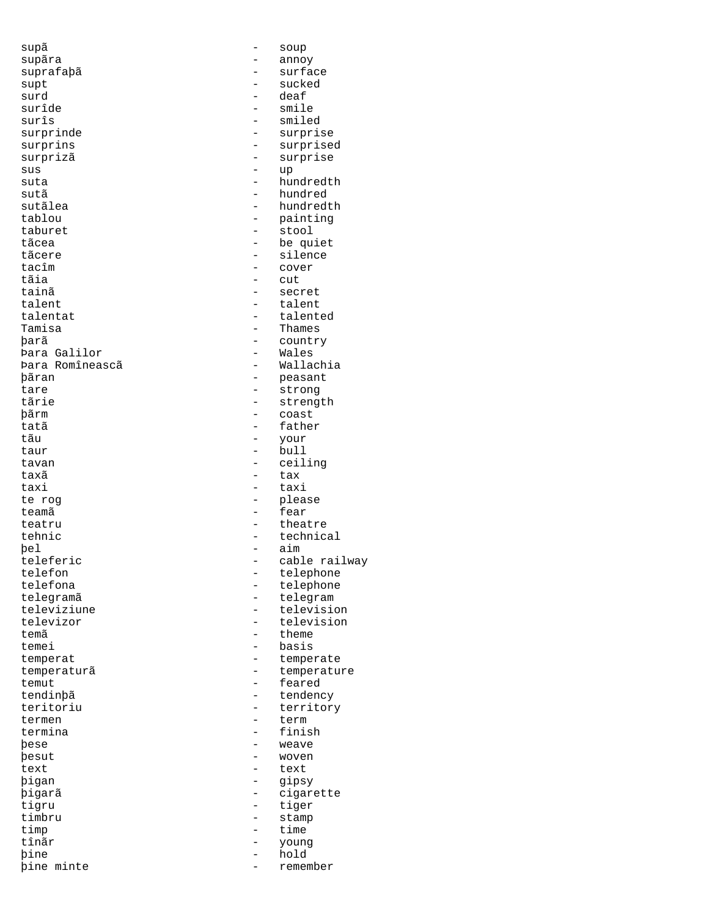supã - soup
supãra - annoy
suprafaþã - surface
supt - sucked
surd - deaf
surîde - smile
surîs - smiled
surprinde - surprise
surprins - surprised
surprizã - surprise
sus - up
suta - hundredth
sutã - hundred
sutãlea - hundredth
tablou - painting
taburet - stool
tãcea - be quiet
tãcere - silence
tacîm - cover
tãia - cut
tainã - secret
talent - talent
talentat - talented
Tamisa - Thames
þarã - country
Þara Galilor - Wales
Þara Romîneascã - Wallachia
þãran - peasant
tare - strong
tãrie - strength
þãrm - coast
tatã - father
tãu - your
taur - bull
tavan - ceiling
taxã - tax
taxi - taxi
te rog - please
teamã - fear
teatru - theatre
tehnic - technical
þel - aim
teleferic - cable railway
telefon - telephone
telefona - telephone
telegramã - telegram
televiziune - television
televizor - television
temã - theme
temei - basis
temperat - temperate
temperaturã - temperature
temut - feared
tendinþã - tendency
teritoriu - territory
termen - term
termina - finish
þese - weave
þesut - woven
text - text
þigan - gipsy
þigarã - cigarette
tigru - tiger
timbru - stamp
timp - time
tînãr - young
þine - hold
þine minte - remember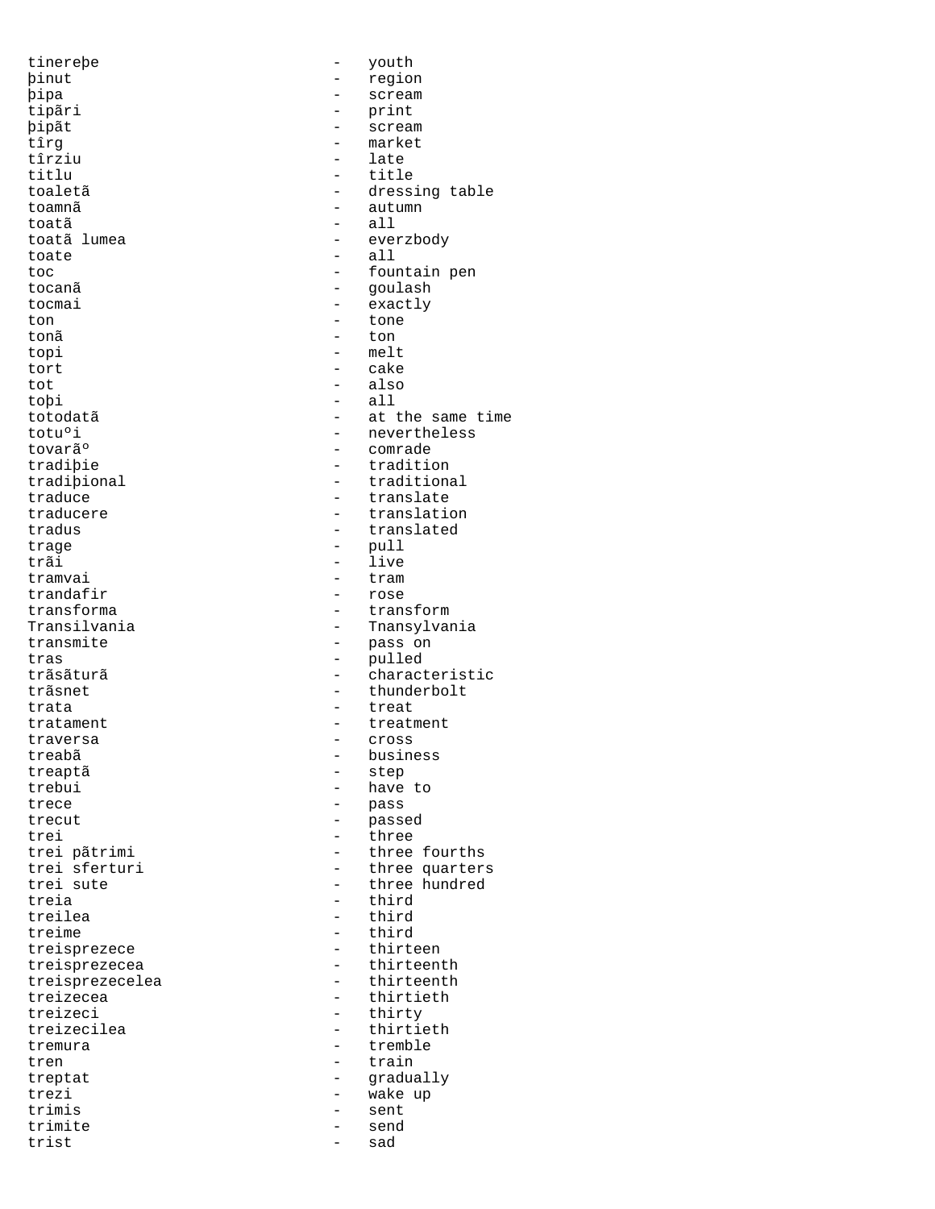tinereþe - youth
þinut - region
þipa - scream
tipãri - print
þipãt - scream
tîrg - market
tîrziu - late
titlu - title
toaletã - dressing table
toamnã - autumn
toatã - all
toatã lumea - everzbody
toate - all
toc - fountain pen
tocanã - goulash
tocmai - exactly
ton - tone
tonã - ton
topi - melt
tort - cake
tot - also
toþi - all
totodatã - at the same time
totuºi - nevertheless
tovarãº - comrade
tradiþie - tradition
tradiþional - traditional
traduce - translate
traducere - translation
tradus - translated
trage - pull
trãi - live
tramvai - tram
trandafir - rose
transforma - transform
Transilvania - Tnansylvania
transmite - pass on
tras - pulled
trãsãturã - characteristic
trãsnet - thunderbolt
trata - treat
tratament - treatment
traversa - cross
treabã - business
treaptã - step
trebui - have to
trece - pass
trecut - passed
trei - three
trei pãtrimi - three fourths
trei sferturi - three quarters
trei sute - three hundred
treia - third
treilea - third
treime - third
treisprezece - thirteen
treisprezecea - thirteenth
treisprezecelea - thirteenth
treizecea - thirtieth
treizeci - thirty
treizecilea - thirtieth
tremura - tremble
tren - train
treptat - gradually
trezi - wake up
trimis - sent
trimite - send
trist - sad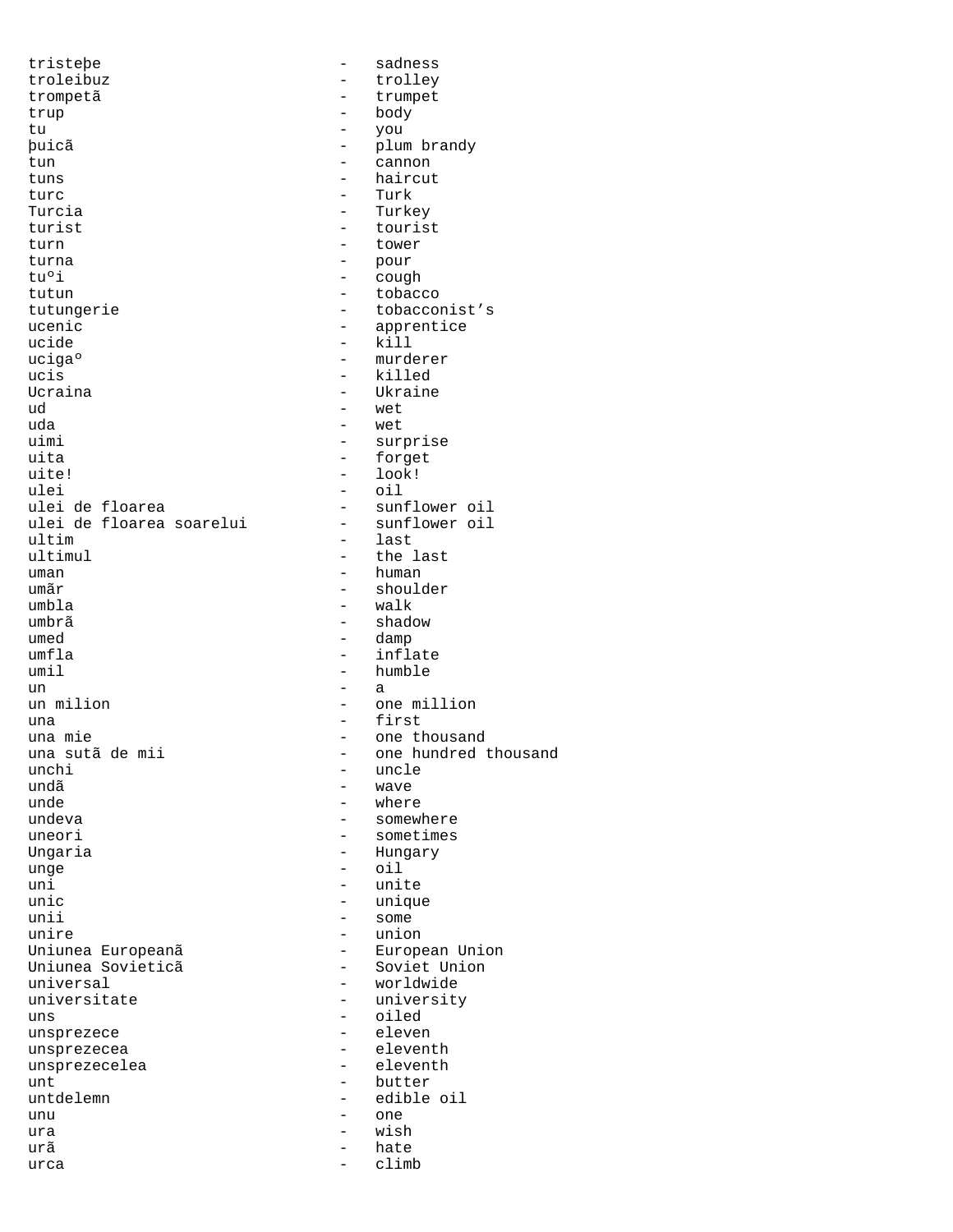tristeþe - sadness
troleibuz - trolley
trompetã - trumpet
trup - body
tu - you
þuicã - plum brandy
tun - cannon
tuns - haircut
turc - Turk
Turcia - Turkey
turist - tourist
turn - tower
turna - pour
tuºi - cough
tutun - tobacco
tutungerie - tobacconist’s
ucenic - apprentice
ucide - kill
ucigaº - murderer
ucis - killed
Ucraina - Ukraine
ud - wet
uda - wet
uimi - surprise
uita - forget
uite! - look!
ulei - oil
ulei de floarea - sunflower oil
ulei de floarea soarelui - sunflower oil
ultim - last
ultimul - the last
uman - human
umãr - shoulder
umbla - walk
umbrã - shadow
umed - damp
umfla - inflate
umil - humble
un - a
un milion - one million
una - first
una mie - one thousand
una sutã de mii - one hundred thousand
unchi - uncle
undã - wave
unde - where
undeva - somewhere
uneori - sometimes
Ungaria - Hungary
unge - oil
uni - unite
unic - unique
unii - some
unire - union
Uniunea Europeanã - European Union
Uniunea Sovieticã - Soviet Union
universal - worldwide
universitate - university
uns - oiled
unsprezece - eleven
unsprezecea - eleventh
unsprezecelea - eleventh
unt - butter
untdelemn - edible oil
unu - one
ura - wish
urã - hate
urca - climb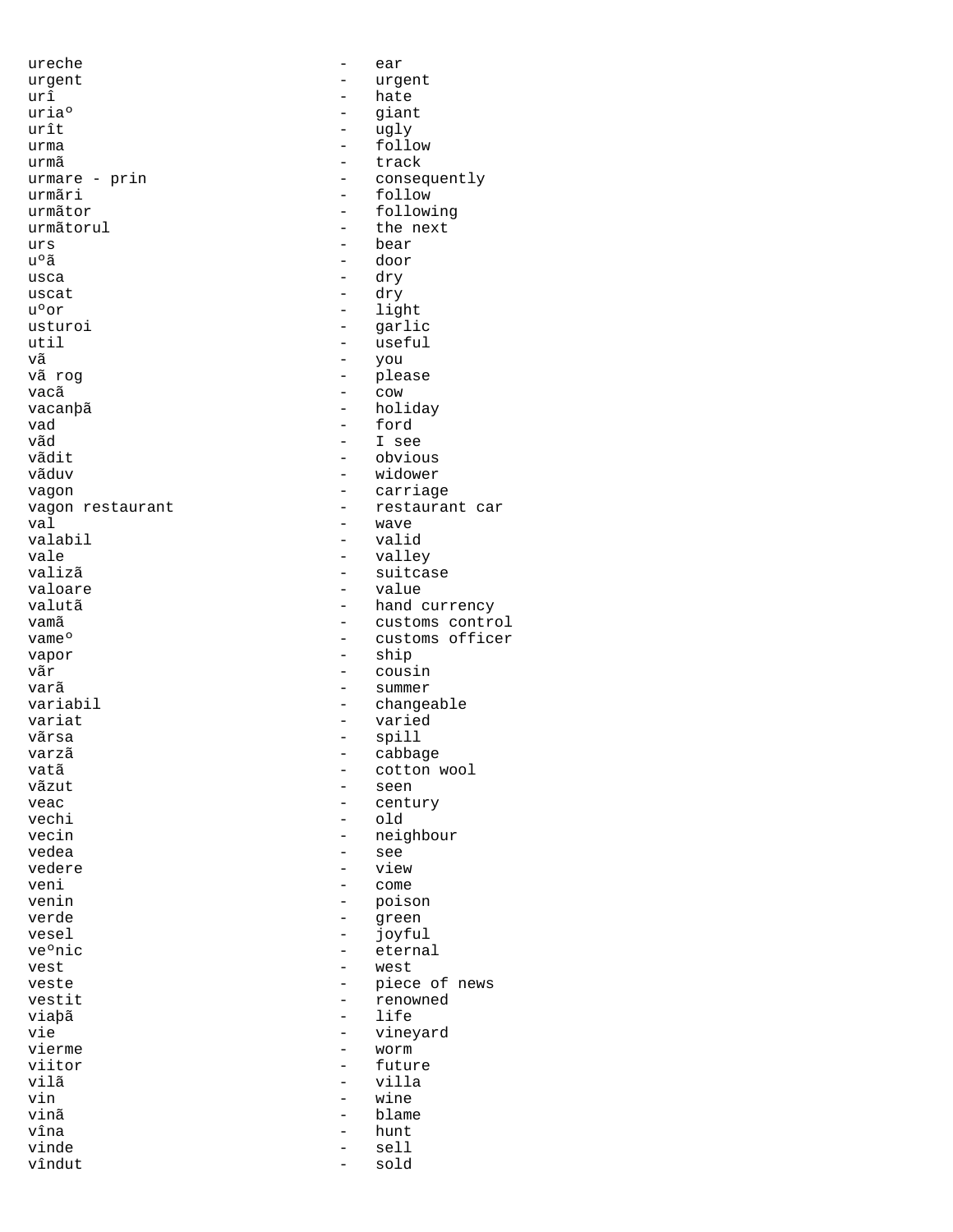ureche - ear
urgent - urgent
urî - hate
uriaº - giant
urît - ugly
urma - follow
urmã - track
urmare - prin - consequently
urmãri - follow
urmãtor - following
urmãtorul - the next
urs - bear
uºã - door
usca - dry
uscat - dry
uºor - light
usturoi - garlic
util - useful
vã - you
vã rog - please
vacã - cow
vacanþã - holiday
vad - ford
vãd - I see
vãdit - obvious
vãduv - widower
vagon - carriage
vagon restaurant - restaurant car
val - wave
valabil - valid
vale - valley
valizã - suitcase
valoare - value
valutã - hand currency
vamã - customs control
vameº - customs officer
vapor - ship
vãr - cousin
varã - summer
variabil - changeable
variat - varied
vãrsa - spill
varzã - cabbage
vatã - cotton wool
vãzut - seen
veac - century
vechi - old
vecin - neighbour
vedea - see
vedere - view
veni - come
venin - poison
verde - green
vesel - joyful
veºnic - eternal
vest - west
veste - piece of news
vestit - renowned
viaþã - life
vie - vineyard
vierme - worm
viitor - future
vilã - villa
vin - wine
vinã - blame
vîna - hunt
vinde - sell
vîndut - sold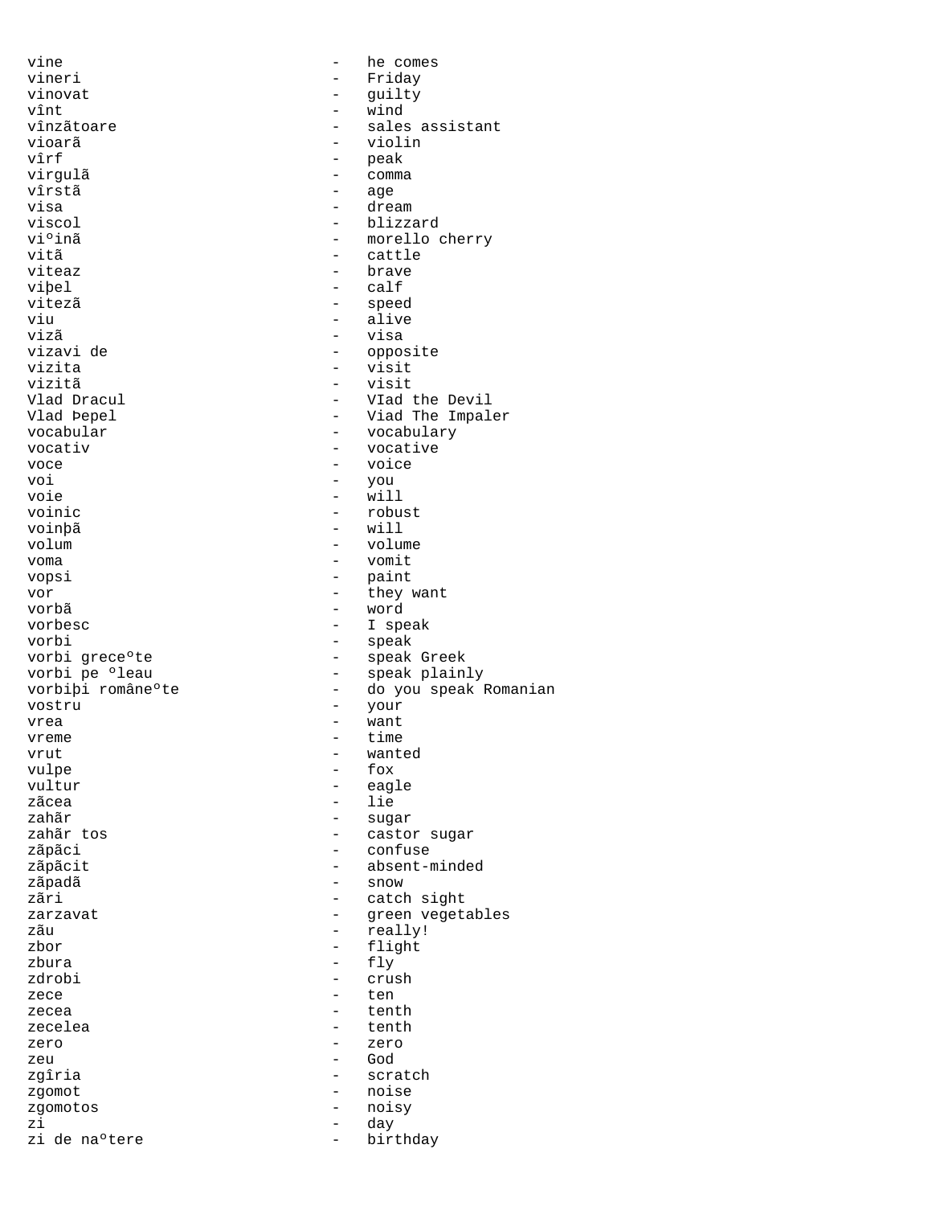vine - he comes
vineri - Friday
vinovat - guilty
vînt - wind
vînzãtoare - sales assistant
vioarã - violin
vîrf - peak
virgulã - comma
vîrstã - age
visa - dream
viscol - blizzard
viºinã - morello cherry
vitã - cattle
viteaz - brave
viþel - calf
vitezã - speed
viu - alive
vizã - visa
vizavi de - opposite
vizita - visit
vizitã - visit
Vlad Dracul - VIad the Devil
Vlad Þepel - Viad The Impaler
vocabular - vocabulary
vocativ - vocative
voce - voice
voi - you
voie - will
voinic - robust
voinþã - will
volum - volume
voma - vomit
vopsi - paint
vor - they want
vorbã - word
vorbesc - I speak
vorbi - speak
vorbi greceºte - speak Greek
vorbi pe ºleau - speak plainly
vorbiþi româneºte - do you speak Romanian
vostru - your
vrea - want
vreme - time
vrut - wanted
vulpe - fox
vultur - eagle
zãcea - lie
zahãr - sugar
zahãr tos - castor sugar
zãpãci - confuse
zãpãcit - absent-minded
zãpadã - snow
zãri - catch sight
zarzavat - green vegetables
zãu - really!
zbor - flight
zbura - fly
zdrobi - crush
zece - ten
zecea - tenth
zecelea - tenth
zero - zero
zeu - God
zgîria - scratch
zgomot - noise
zgomotos - noisy
zi - day
zi de naºtere - birthday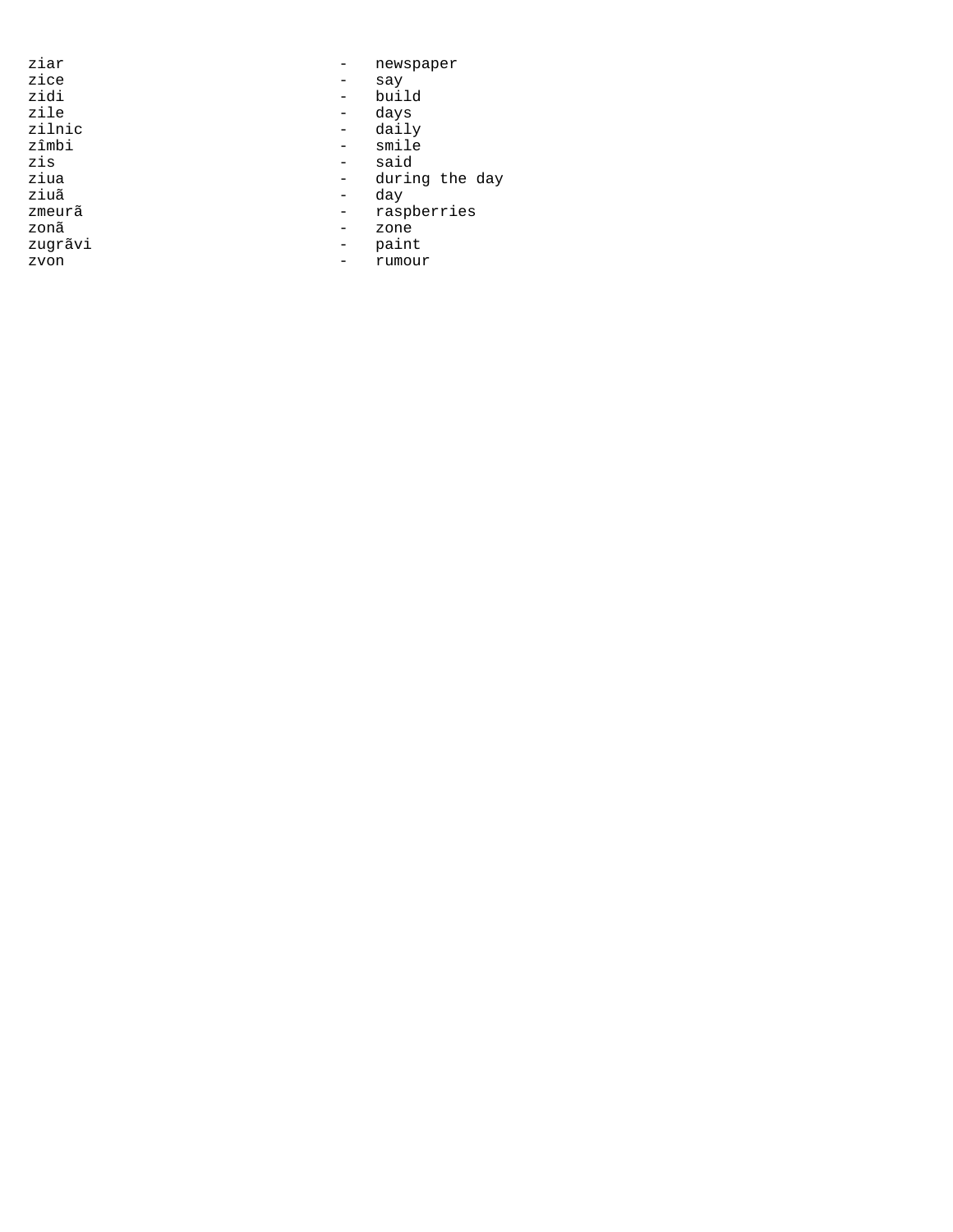ziar - newspaper
zice - say
zidi - build
zile - days
zilnic - daily
zîmbi - smile
zis - said
ziua - during the day
ziuã - day
zmeurã - raspberries
zonã - zone
zugrãvi - paint
zvon - rumour